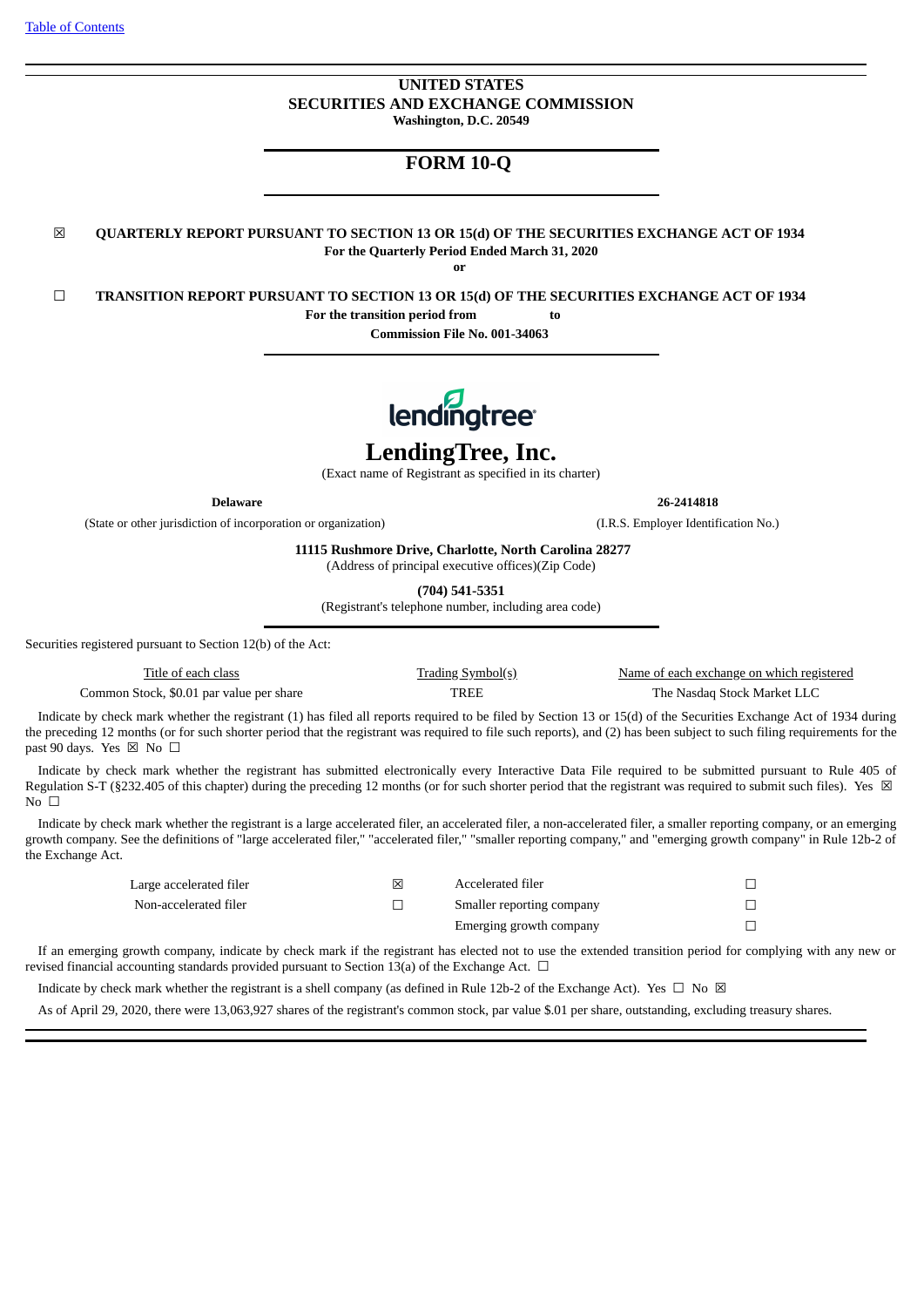Table of Contents

**UNITED STATES**
**SECURITIES AND EXCHANGE COMMISSION**
**Washington, D.C. 20549**

# FORM 10-Q

☒ **QUARTERLY REPORT PURSUANT TO SECTION 13 OR 15(d) OF THE SECURITIES EXCHANGE ACT OF 1934**
**For the Quarterly Period Ended March 31, 2020**
**or**

☐ **TRANSITION REPORT PURSUANT TO SECTION 13 OR 15(d) OF THE SECURITIES EXCHANGE ACT OF 1934**
**For the transition period from to**
**Commission File No. 001-34063**

lendingtree

# LendingTree, Inc.

(Exact name of Registrant as specified in its charter)

| **Delaware** | **26-2414818** |
|---|---|
| (State or other jurisdiction of incorporation or organization) | (I.R.S. Employer Identification No.) |

**11115 Rushmore Drive, Charlotte, North Carolina 28277**
(Address of principal executive offices)(Zip Code)

**(704) 541-5351**
(Registrant's telephone number, including area code)

Securities registered pursuant to Section 12(b) of the Act:

| Title of each class | Trading Symbol(s) | Name of each exchange on which registered |
|---|---|---|
| Common Stock, $0.01 par value per share | TREE | The Nasdaq Stock Market LLC |

Indicate by check mark whether the registrant (1) has filed all reports required to be filed by Section 13 or 15(d) of the Securities Exchange Act of 1934 during the preceding 12 months (or for such shorter period that the registrant was required to file such reports), and (2) has been subject to such filing requirements for the past 90 days. Yes ☒ No ☐

Indicate by check mark whether the registrant has submitted electronically every Interactive Data File required to be submitted pursuant to Rule 405 of Regulation S-T (§232.405 of this chapter) during the preceding 12 months (or for such shorter period that the registrant was required to submit such files). Yes ☒ No ☐

Indicate by check mark whether the registrant is a large accelerated filer, an accelerated filer, a non-accelerated filer, a smaller reporting company, or an emerging growth company. See the definitions of "large accelerated filer," "accelerated filer," "smaller reporting company," and "emerging growth company" in Rule 12b-2 of the Exchange Act.

| | | | |
|---|---|---|---|
| Large accelerated filer | ☒ | Accelerated filer | ☐ |
| Non-accelerated filer | ☐ | Smaller reporting company | ☐ |
| | | Emerging growth company | ☐ |

If an emerging growth company, indicate by check mark if the registrant has elected not to use the extended transition period for complying with any new or revised financial accounting standards provided pursuant to Section 13(a) of the Exchange Act. ☐

Indicate by check mark whether the registrant is a shell company (as defined in Rule 12b-2 of the Exchange Act). Yes ☐ No ☒

As of April 29, 2020, there were 13,063,927 shares of the registrant's common stock, par value $.01 per share, outstanding, excluding treasury shares.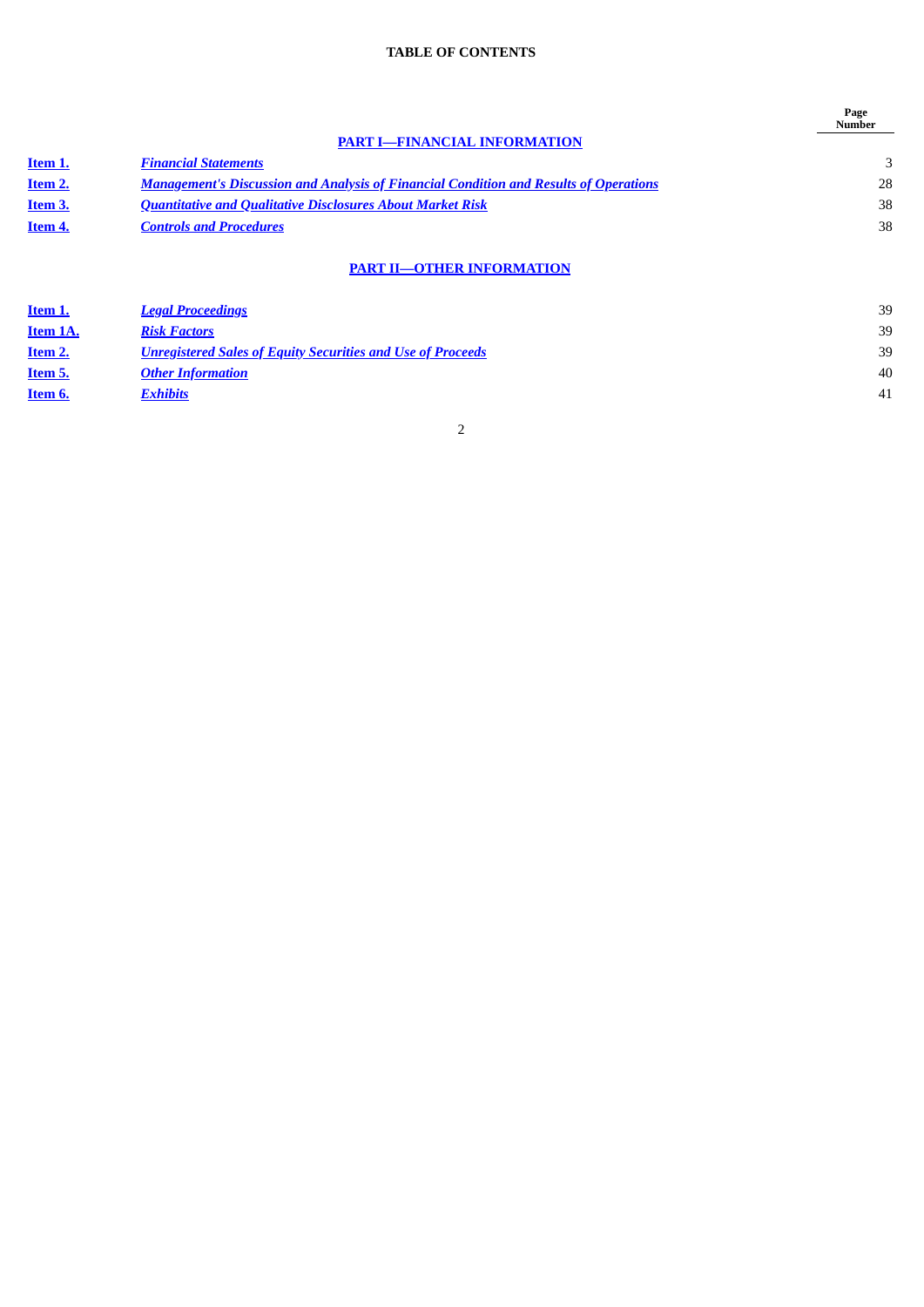## TABLE OF CONTENTS

| | | Page Number |
|---|---|---|
| | **PART I—FINANCIAL INFORMATION** | |
| **Item 1.** | ***Financial Statements*** | 3 |
| **Item 2.** | ***Management's Discussion and Analysis of Financial Condition and Results of Operations*** | 28 |
| **Item 3.** | ***Quantitative and Qualitative Disclosures About Market Risk*** | 38 |
| **Item 4.** | ***Controls and Procedures*** | 38 |
| | **PART II—OTHER INFORMATION** | |
| **Item 1.** | ***Legal Proceedings*** | 39 |
| **Item 1A.** | ***Risk Factors*** | 39 |
| **Item 2.** | ***Unregistered Sales of Equity Securities and Use of Proceeds*** | 39 |
| **Item 5.** | ***Other Information*** | 40 |
| **Item 6.** | ***Exhibits*** | 41 |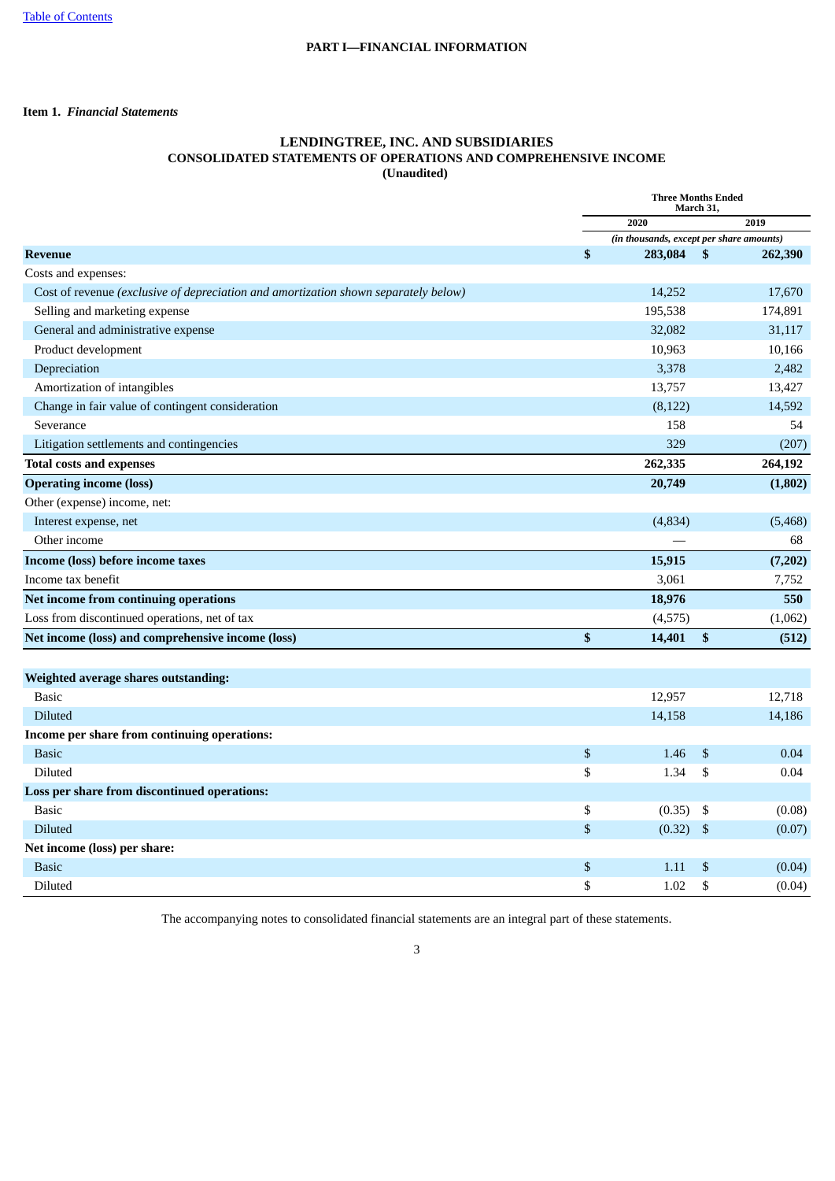# PART I—FINANCIAL INFORMATION

**Item 1.** ***Financial Statements***

## LENDINGTREE, INC. AND SUBSIDIARIES
## CONSOLIDATED STATEMENTS OF OPERATIONS AND COMPREHENSIVE INCOME
## (Unaudited)

| | Three Months Ended March 31, | |
|---|---|---|
| | 2020 | 2019 |
| | *(in thousands, except per share amounts)* | |
| **Revenue** | **$ 283,084** | **$ 262,390** |
| Costs and expenses: | | |
| Cost of revenue *(exclusive of depreciation and amortization shown separately below)* | 14,252 | 17,670 |
| Selling and marketing expense | 195,538 | 174,891 |
| General and administrative expense | 32,082 | 31,117 |
| Product development | 10,963 | 10,166 |
| Depreciation | 3,378 | 2,482 |
| Amortization of intangibles | 13,757 | 13,427 |
| Change in fair value of contingent consideration | (8,122) | 14,592 |
| Severance | 158 | 54 |
| Litigation settlements and contingencies | 329 | (207) |
| **Total costs and expenses** | **262,335** | **264,192** |
| **Operating income (loss)** | **20,749** | **(1,802)** |
| Other (expense) income, net: | | |
| Interest expense, net | (4,834) | (5,468) |
| Other income | — | 68 |
| **Income (loss) before income taxes** | **15,915** | **(7,202)** |
| Income tax benefit | 3,061 | 7,752 |
| **Net income from continuing operations** | **18,976** | **550** |
| Loss from discontinued operations, net of tax | (4,575) | (1,062) |
| **Net income (loss) and comprehensive income (loss)** | **$ 14,401** | **$ (512)** |
| | | |
| **Weighted average shares outstanding:** | | |
| Basic | 12,957 | 12,718 |
| Diluted | 14,158 | 14,186 |
| **Income per share from continuing operations:** | | |
| Basic | $ 1.46 | $ 0.04 |
| Diluted | $ 1.34 | $ 0.04 |
| **Loss per share from discontinued operations:** | | |
| Basic | $ (0.35) | $ (0.08) |
| Diluted | $ (0.32) | $ (0.07) |
| **Net income (loss) per share:** | | |
| Basic | $ 1.11 | $ (0.04) |
| Diluted | $ 1.02 | $ (0.04) |

The accompanying notes to consolidated financial statements are an integral part of these statements.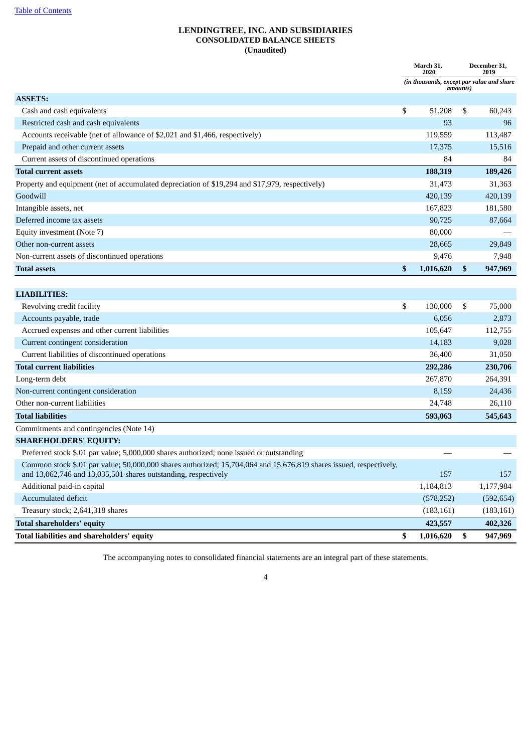[Table of Contents](#)

# LENDINGTREE, INC. AND SUBSIDIARIES
## CONSOLIDATED BALANCE SHEETS
**(Unaudited)**

| | March 31, 2020 | December 31, 2019 |
|---|---|---|
| | *(in thousands, except par value and share amounts)* | |
| **ASSETS:** | | |
| Cash and cash equivalents | $ 51,208 | $ 60,243 |
| Restricted cash and cash equivalents | 93 | 96 |
| Accounts receivable (net of allowance of $2,021 and $1,466, respectively) | 119,559 | 113,487 |
| Prepaid and other current assets | 17,375 | 15,516 |
| Current assets of discontinued operations | 84 | 84 |
| **Total current assets** | **188,319** | **189,426** |
| Property and equipment (net of accumulated depreciation of $19,294 and $17,979, respectively) | 31,473 | 31,363 |
| Goodwill | 420,139 | 420,139 |
| Intangible assets, net | 167,823 | 181,580 |
| Deferred income tax assets | 90,725 | 87,664 |
| Equity investment (Note 7) | 80,000 | — |
| Other non-current assets | 28,665 | 29,849 |
| Non-current assets of discontinued operations | 9,476 | 7,948 |
| **Total assets** | **$ 1,016,620** | **$ 947,969** |
| | | |
| **LIABILITIES:** | | |
| Revolving credit facility | $ 130,000 | $ 75,000 |
| Accounts payable, trade | 6,056 | 2,873 |
| Accrued expenses and other current liabilities | 105,647 | 112,755 |
| Current contingent consideration | 14,183 | 9,028 |
| Current liabilities of discontinued operations | 36,400 | 31,050 |
| **Total current liabilities** | **292,286** | **230,706** |
| Long-term debt | 267,870 | 264,391 |
| Non-current contingent consideration | 8,159 | 24,436 |
| Other non-current liabilities | 24,748 | 26,110 |
| **Total liabilities** | **593,063** | **545,643** |
| Commitments and contingencies (Note 14) | | |
| **SHAREHOLDERS' EQUITY:** | | |
| Preferred stock $.01 par value; 5,000,000 shares authorized; none issued or outstanding | — | — |
| Common stock $.01 par value; 50,000,000 shares authorized; 15,704,064 and 15,676,819 shares issued, respectively, and 13,062,746 and 13,035,501 shares outstanding, respectively | 157 | 157 |
| Additional paid-in capital | 1,184,813 | 1,177,984 |
| Accumulated deficit | (578,252) | (592,654) |
| Treasury stock; 2,641,318 shares | (183,161) | (183,161) |
| **Total shareholders' equity** | **423,557** | **402,326** |
| **Total liabilities and shareholders' equity** | **$ 1,016,620** | **$ 947,969** |

The accompanying notes to consolidated financial statements are an integral part of these statements.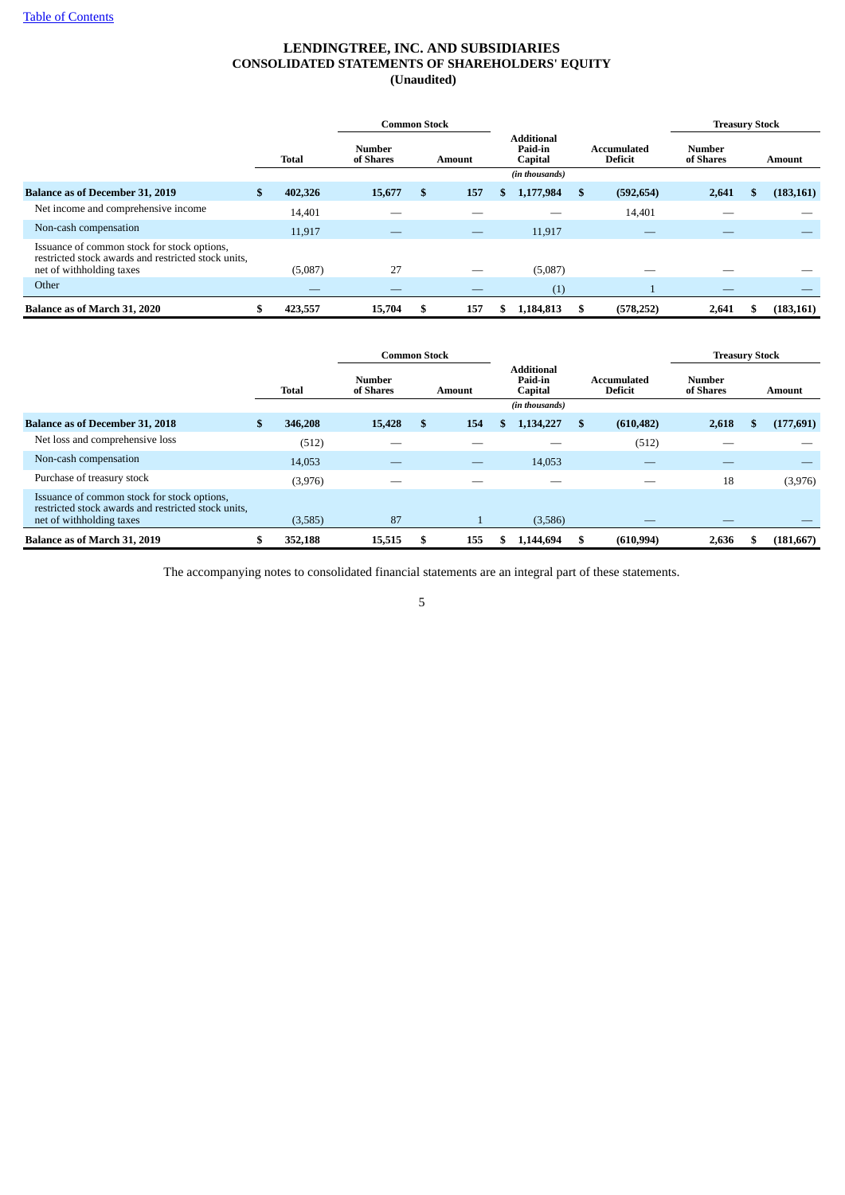# LENDINGTREE, INC. AND SUBSIDIARIES
## CONSOLIDATED STATEMENTS OF SHAREHOLDERS' EQUITY
### (Unaudited)

| | Total | Common Stock | | Additional Paid-in Capital | Accumulated Deficit | Treasury Stock | |
|---|---|---|---|---|---|---|---|
| | | Number of Shares | Amount | | | Number of Shares | Amount |
| | | | | *(in thousands)* | | | |
| **Balance as of December 31, 2019** | **$ 402,326** | **15,677** | **$ 157** | **$ 1,177,984** | **$ (592,654)** | **2,641** | **$ (183,161)** |
| Net income and comprehensive income | 14,401 | — | — | — | 14,401 | — | — |
| Non-cash compensation | 11,917 | — | — | 11,917 | — | — | — |
| Issuance of common stock for stock options, restricted stock awards and restricted stock units, net of withholding taxes | (5,087) | 27 | — | (5,087) | — | — | — |
| Other | — | — | — | (1) | 1 | — | — |
| **Balance as of March 31, 2020** | **$ 423,557** | **15,704** | **$ 157** | **$ 1,184,813** | **$ (578,252)** | **2,641** | **$ (183,161)** |

| | Total | Common Stock | | Additional Paid-in Capital | Accumulated Deficit | Treasury Stock | |
|---|---|---|---|---|---|---|---|
| | | Number of Shares | Amount | | | Number of Shares | Amount |
| | | | | *(in thousands)* | | | |
| **Balance as of December 31, 2018** | **$ 346,208** | **15,428** | **$ 154** | **$ 1,134,227** | **$ (610,482)** | **2,618** | **$ (177,691)** |
| Net loss and comprehensive loss | (512) | — | — | — | (512) | — | — |
| Non-cash compensation | 14,053 | — | — | 14,053 | — | — | — |
| Purchase of treasury stock | (3,976) | — | — | — | — | 18 | (3,976) |
| Issuance of common stock for stock options, restricted stock awards and restricted stock units, net of withholding taxes | (3,585) | 87 | 1 | (3,586) | — | — | — |
| **Balance as of March 31, 2019** | **$ 352,188** | **15,515** | **$ 155** | **$ 1,144,694** | **$ (610,994)** | **2,636** | **$ (181,667)** |

The accompanying notes to consolidated financial statements are an integral part of these statements.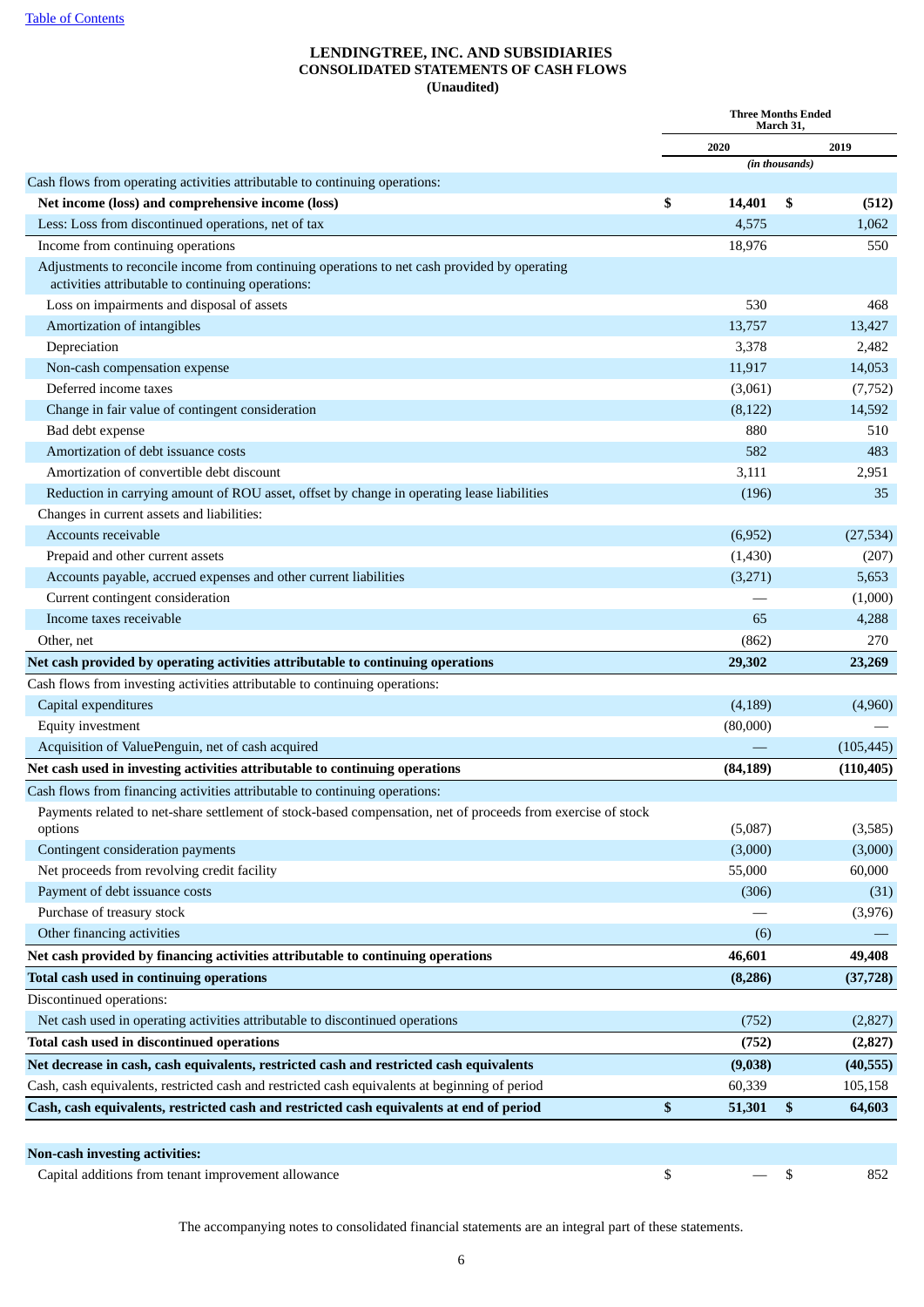[Table of Contents](#)

**LENDINGTREE, INC. AND SUBSIDIARIES**
**CONSOLIDATED STATEMENTS OF CASH FLOWS**
**(Unaudited)**

| | Three Months Ended March 31, | |
|---|---|---|
| | 2020 | 2019 |
| | *(in thousands)* | |
| Cash flows from operating activities attributable to continuing operations: | | |
| **Net income (loss) and comprehensive income (loss)** | **$ 14,401** | **$ (512)** |
| Less: Loss from discontinued operations, net of tax | 4,575 | 1,062 |
| Income from continuing operations | 18,976 | 550 |
| Adjustments to reconcile income from continuing operations to net cash provided by operating activities attributable to continuing operations: | | |
| Loss on impairments and disposal of assets | 530 | 468 |
| Amortization of intangibles | 13,757 | 13,427 |
| Depreciation | 3,378 | 2,482 |
| Non-cash compensation expense | 11,917 | 14,053 |
| Deferred income taxes | (3,061) | (7,752) |
| Change in fair value of contingent consideration | (8,122) | 14,592 |
| Bad debt expense | 880 | 510 |
| Amortization of debt issuance costs | 582 | 483 |
| Amortization of convertible debt discount | 3,111 | 2,951 |
| Reduction in carrying amount of ROU asset, offset by change in operating lease liabilities | (196) | 35 |
| Changes in current assets and liabilities: | | |
| Accounts receivable | (6,952) | (27,534) |
| Prepaid and other current assets | (1,430) | (207) |
| Accounts payable, accrued expenses and other current liabilities | (3,271) | 5,653 |
| Current contingent consideration | — | (1,000) |
| Income taxes receivable | 65 | 4,288 |
| Other, net | (862) | 270 |
| **Net cash provided by operating activities attributable to continuing operations** | **29,302** | **23,269** |
| Cash flows from investing activities attributable to continuing operations: | | |
| Capital expenditures | (4,189) | (4,960) |
| Equity investment | (80,000) | — |
| Acquisition of ValuePenguin, net of cash acquired | — | (105,445) |
| **Net cash used in investing activities attributable to continuing operations** | **(84,189)** | **(110,405)** |
| Cash flows from financing activities attributable to continuing operations: | | |
| Payments related to net-share settlement of stock-based compensation, net of proceeds from exercise of stock options | (5,087) | (3,585) |
| Contingent consideration payments | (3,000) | (3,000) |
| Net proceeds from revolving credit facility | 55,000 | 60,000 |
| Payment of debt issuance costs | (306) | (31) |
| Purchase of treasury stock | — | (3,976) |
| Other financing activities | (6) | — |
| **Net cash provided by financing activities attributable to continuing operations** | **46,601** | **49,408** |
| **Total cash used in continuing operations** | **(8,286)** | **(37,728)** |
| Discontinued operations: | | |
| Net cash used in operating activities attributable to discontinued operations | (752) | (2,827) |
| **Total cash used in discontinued operations** | **(752)** | **(2,827)** |
| **Net decrease in cash, cash equivalents, restricted cash and restricted cash equivalents** | **(9,038)** | **(40,555)** |
| Cash, cash equivalents, restricted cash and restricted cash equivalents at beginning of period | 60,339 | 105,158 |
| **Cash, cash equivalents, restricted cash and restricted cash equivalents at end of period** | **$ 51,301** | **$ 64,603** |
| | | |
| **Non-cash investing activities:** | | |
| Capital additions from tenant improvement allowance | $ — | $ 852 |

The accompanying notes to consolidated financial statements are an integral part of these statements.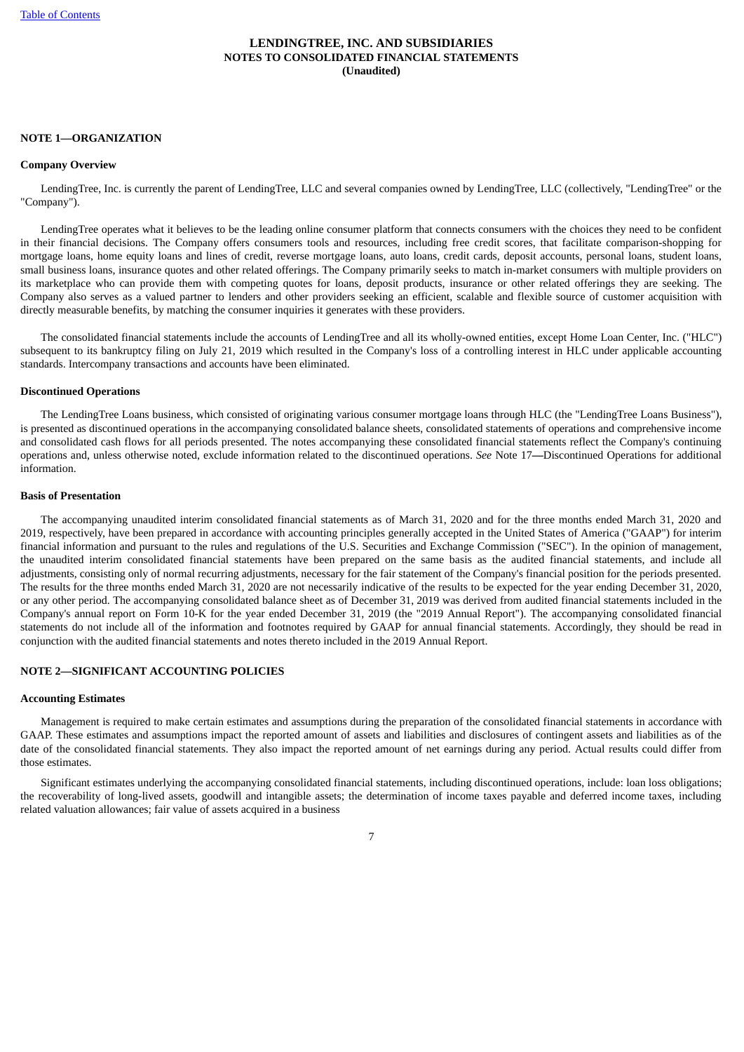**LENDINGTREE, INC. AND SUBSIDIARIES**
**NOTES TO CONSOLIDATED FINANCIAL STATEMENTS**
**(Unaudited)**

## NOTE 1—ORGANIZATION

### Company Overview

LendingTree, Inc. is currently the parent of LendingTree, LLC and several companies owned by LendingTree, LLC (collectively, "LendingTree" or the "Company").

LendingTree operates what it believes to be the leading online consumer platform that connects consumers with the choices they need to be confident in their financial decisions. The Company offers consumers tools and resources, including free credit scores, that facilitate comparison-shopping for mortgage loans, home equity loans and lines of credit, reverse mortgage loans, auto loans, credit cards, deposit accounts, personal loans, student loans, small business loans, insurance quotes and other related offerings. The Company primarily seeks to match in-market consumers with multiple providers on its marketplace who can provide them with competing quotes for loans, deposit products, insurance or other related offerings they are seeking. The Company also serves as a valued partner to lenders and other providers seeking an efficient, scalable and flexible source of customer acquisition with directly measurable benefits, by matching the consumer inquiries it generates with these providers.

The consolidated financial statements include the accounts of LendingTree and all its wholly-owned entities, except Home Loan Center, Inc. ("HLC") subsequent to its bankruptcy filing on July 21, 2019 which resulted in the Company's loss of a controlling interest in HLC under applicable accounting standards. Intercompany transactions and accounts have been eliminated.

### Discontinued Operations

The LendingTree Loans business, which consisted of originating various consumer mortgage loans through HLC (the "LendingTree Loans Business"), is presented as discontinued operations in the accompanying consolidated balance sheets, consolidated statements of operations and comprehensive income and consolidated cash flows for all periods presented. The notes accompanying these consolidated financial statements reflect the Company's continuing operations and, unless otherwise noted, exclude information related to the discontinued operations. *See* Note 17**—**Discontinued Operations for additional information.

### Basis of Presentation

The accompanying unaudited interim consolidated financial statements as of March 31, 2020 and for the three months ended March 31, 2020 and 2019, respectively, have been prepared in accordance with accounting principles generally accepted in the United States of America ("GAAP") for interim financial information and pursuant to the rules and regulations of the U.S. Securities and Exchange Commission ("SEC"). In the opinion of management, the unaudited interim consolidated financial statements have been prepared on the same basis as the audited financial statements, and include all adjustments, consisting only of normal recurring adjustments, necessary for the fair statement of the Company's financial position for the periods presented. The results for the three months ended March 31, 2020 are not necessarily indicative of the results to be expected for the year ending December 31, 2020, or any other period. The accompanying consolidated balance sheet as of December 31, 2019 was derived from audited financial statements included in the Company's annual report on Form 10-K for the year ended December 31, 2019 (the "2019 Annual Report"). The accompanying consolidated financial statements do not include all of the information and footnotes required by GAAP for annual financial statements. Accordingly, they should be read in conjunction with the audited financial statements and notes thereto included in the 2019 Annual Report.

## NOTE 2—SIGNIFICANT ACCOUNTING POLICIES

### Accounting Estimates

Management is required to make certain estimates and assumptions during the preparation of the consolidated financial statements in accordance with GAAP. These estimates and assumptions impact the reported amount of assets and liabilities and disclosures of contingent assets and liabilities as of the date of the consolidated financial statements. They also impact the reported amount of net earnings during any period. Actual results could differ from those estimates.

Significant estimates underlying the accompanying consolidated financial statements, including discontinued operations, include: loan loss obligations; the recoverability of long-lived assets, goodwill and intangible assets; the determination of income taxes payable and deferred income taxes, including related valuation allowances; fair value of assets acquired in a business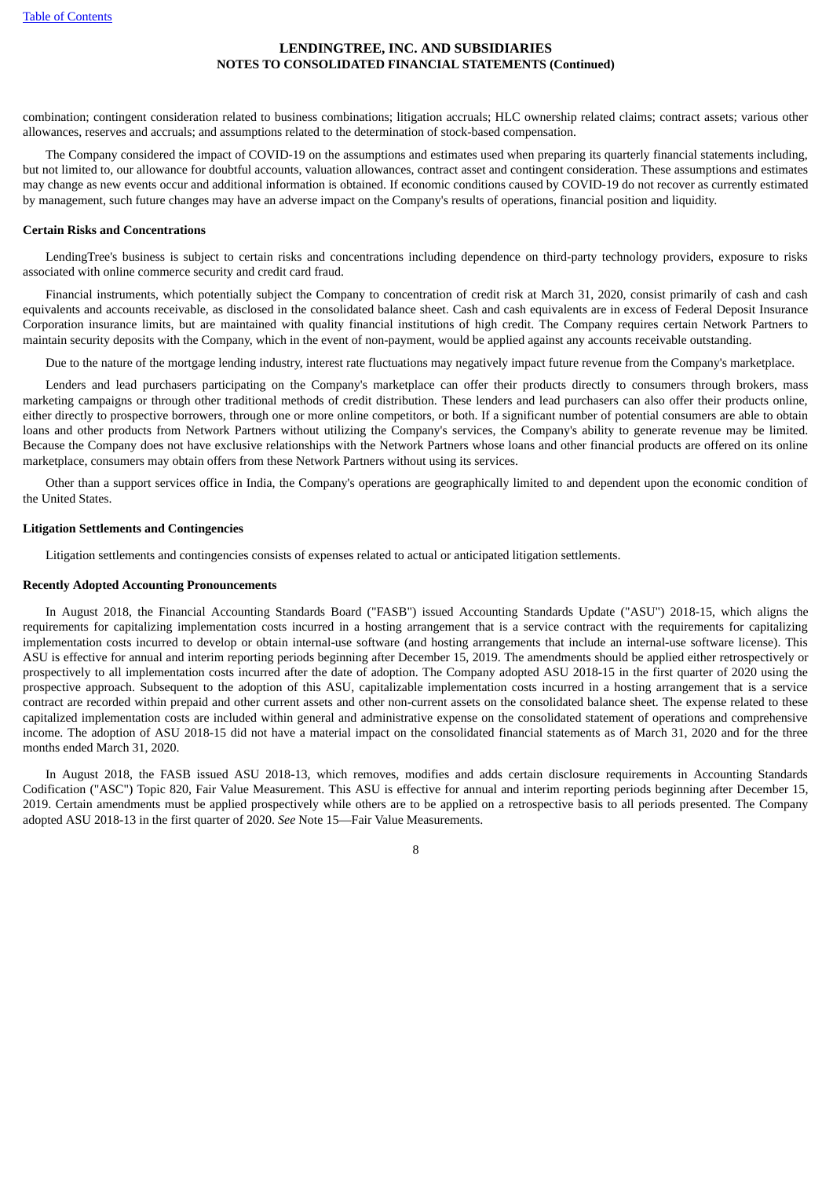combination; contingent consideration related to business combinations; litigation accruals; HLC ownership related claims; contract assets; various other allowances, reserves and accruals; and assumptions related to the determination of stock-based compensation.

The Company considered the impact of COVID-19 on the assumptions and estimates used when preparing its quarterly financial statements including, but not limited to, our allowance for doubtful accounts, valuation allowances, contract asset and contingent consideration. These assumptions and estimates may change as new events occur and additional information is obtained. If economic conditions caused by COVID-19 do not recover as currently estimated by management, such future changes may have an adverse impact on the Company's results of operations, financial position and liquidity.

**Certain Risks and Concentrations**

LendingTree's business is subject to certain risks and concentrations including dependence on third-party technology providers, exposure to risks associated with online commerce security and credit card fraud.

Financial instruments, which potentially subject the Company to concentration of credit risk at March 31, 2020, consist primarily of cash and cash equivalents and accounts receivable, as disclosed in the consolidated balance sheet. Cash and cash equivalents are in excess of Federal Deposit Insurance Corporation insurance limits, but are maintained with quality financial institutions of high credit. The Company requires certain Network Partners to maintain security deposits with the Company, which in the event of non-payment, would be applied against any accounts receivable outstanding.

Due to the nature of the mortgage lending industry, interest rate fluctuations may negatively impact future revenue from the Company's marketplace.

Lenders and lead purchasers participating on the Company's marketplace can offer their products directly to consumers through brokers, mass marketing campaigns or through other traditional methods of credit distribution. These lenders and lead purchasers can also offer their products online, either directly to prospective borrowers, through one or more online competitors, or both. If a significant number of potential consumers are able to obtain loans and other products from Network Partners without utilizing the Company's services, the Company's ability to generate revenue may be limited. Because the Company does not have exclusive relationships with the Network Partners whose loans and other financial products are offered on its online marketplace, consumers may obtain offers from these Network Partners without using its services.

Other than a support services office in India, the Company's operations are geographically limited to and dependent upon the economic condition of the United States.

**Litigation Settlements and Contingencies**

Litigation settlements and contingencies consists of expenses related to actual or anticipated litigation settlements.

**Recently Adopted Accounting Pronouncements**

In August 2018, the Financial Accounting Standards Board ("FASB") issued Accounting Standards Update ("ASU") 2018-15, which aligns the requirements for capitalizing implementation costs incurred in a hosting arrangement that is a service contract with the requirements for capitalizing implementation costs incurred to develop or obtain internal-use software (and hosting arrangements that include an internal-use software license). This ASU is effective for annual and interim reporting periods beginning after December 15, 2019. The amendments should be applied either retrospectively or prospectively to all implementation costs incurred after the date of adoption. The Company adopted ASU 2018-15 in the first quarter of 2020 using the prospective approach. Subsequent to the adoption of this ASU, capitalizable implementation costs incurred in a hosting arrangement that is a service contract are recorded within prepaid and other current assets and other non-current assets on the consolidated balance sheet. The expense related to these capitalized implementation costs are included within general and administrative expense on the consolidated statement of operations and comprehensive income. The adoption of ASU 2018-15 did not have a material impact on the consolidated financial statements as of March 31, 2020 and for the three months ended March 31, 2020.

In August 2018, the FASB issued ASU 2018-13, which removes, modifies and adds certain disclosure requirements in Accounting Standards Codification ("ASC") Topic 820, Fair Value Measurement. This ASU is effective for annual and interim reporting periods beginning after December 15, 2019. Certain amendments must be applied prospectively while others are to be applied on a retrospective basis to all periods presented. The Company adopted ASU 2018-13 in the first quarter of 2020. *See* Note 15—Fair Value Measurements.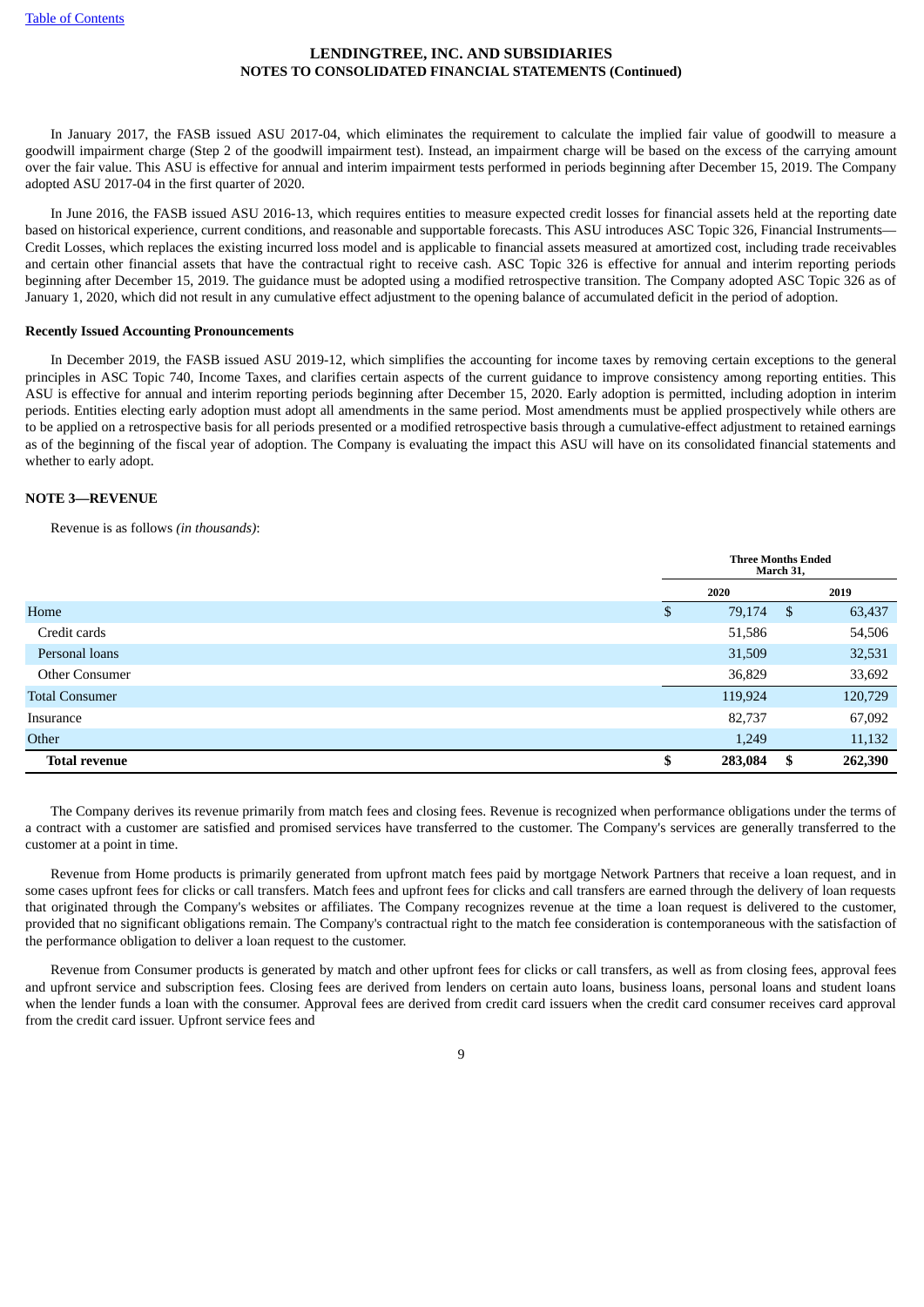In January 2017, the FASB issued ASU 2017-04, which eliminates the requirement to calculate the implied fair value of goodwill to measure a goodwill impairment charge (Step 2 of the goodwill impairment test). Instead, an impairment charge will be based on the excess of the carrying amount over the fair value. This ASU is effective for annual and interim impairment tests performed in periods beginning after December 15, 2019. The Company adopted ASU 2017-04 in the first quarter of 2020.

In June 2016, the FASB issued ASU 2016-13, which requires entities to measure expected credit losses for financial assets held at the reporting date based on historical experience, current conditions, and reasonable and supportable forecasts. This ASU introduces ASC Topic 326, Financial Instruments—Credit Losses, which replaces the existing incurred loss model and is applicable to financial assets measured at amortized cost, including trade receivables and certain other financial assets that have the contractual right to receive cash. ASC Topic 326 is effective for annual and interim reporting periods beginning after December 15, 2019. The guidance must be adopted using a modified retrospective transition. The Company adopted ASC Topic 326 as of January 1, 2020, which did not result in any cumulative effect adjustment to the opening balance of accumulated deficit in the period of adoption.

**Recently Issued Accounting Pronouncements**

In December 2019, the FASB issued ASU 2019-12, which simplifies the accounting for income taxes by removing certain exceptions to the general principles in ASC Topic 740, Income Taxes, and clarifies certain aspects of the current guidance to improve consistency among reporting entities. This ASU is effective for annual and interim reporting periods beginning after December 15, 2020. Early adoption is permitted, including adoption in interim periods. Entities electing early adoption must adopt all amendments in the same period. Most amendments must be applied prospectively while others are to be applied on a retrospective basis for all periods presented or a modified retrospective basis through a cumulative-effect adjustment to retained earnings as of the beginning of the fiscal year of adoption. The Company is evaluating the impact this ASU will have on its consolidated financial statements and whether to early adopt.

**NOTE 3—REVENUE**

Revenue is as follows *(in thousands)*:

| | Three Months Ended March 31, | |
|---|---|---|
| | 2020 | 2019 |
| Home | $ 79,174 | $ 63,437 |
| Credit cards | 51,586 | 54,506 |
| Personal loans | 31,509 | 32,531 |
| Other Consumer | 36,829 | 33,692 |
| Total Consumer | 119,924 | 120,729 |
| Insurance | 82,737 | 67,092 |
| Other | 1,249 | 11,132 |
| **Total revenue** | **$ 283,084** | **$ 262,390** |

The Company derives its revenue primarily from match fees and closing fees. Revenue is recognized when performance obligations under the terms of a contract with a customer are satisfied and promised services have transferred to the customer. The Company's services are generally transferred to the customer at a point in time.

Revenue from Home products is primarily generated from upfront match fees paid by mortgage Network Partners that receive a loan request, and in some cases upfront fees for clicks or call transfers. Match fees and upfront fees for clicks and call transfers are earned through the delivery of loan requests that originated through the Company's websites or affiliates. The Company recognizes revenue at the time a loan request is delivered to the customer, provided that no significant obligations remain. The Company's contractual right to the match fee consideration is contemporaneous with the satisfaction of the performance obligation to deliver a loan request to the customer.

Revenue from Consumer products is generated by match and other upfront fees for clicks or call transfers, as well as from closing fees, approval fees and upfront service and subscription fees. Closing fees are derived from lenders on certain auto loans, business loans, personal loans and student loans when the lender funds a loan with the consumer. Approval fees are derived from credit card issuers when the credit card consumer receives card approval from the credit card issuer. Upfront service fees and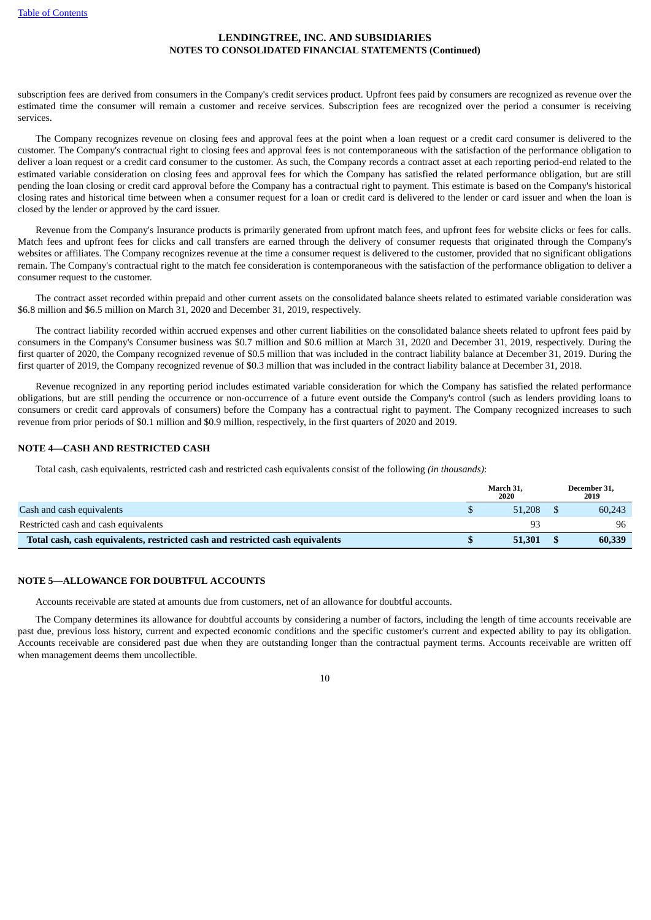subscription fees are derived from consumers in the Company's credit services product. Upfront fees paid by consumers are recognized as revenue over the estimated time the consumer will remain a customer and receive services. Subscription fees are recognized over the period a consumer is receiving services.

The Company recognizes revenue on closing fees and approval fees at the point when a loan request or a credit card consumer is delivered to the customer. The Company's contractual right to closing fees and approval fees is not contemporaneous with the satisfaction of the performance obligation to deliver a loan request or a credit card consumer to the customer. As such, the Company records a contract asset at each reporting period-end related to the estimated variable consideration on closing fees and approval fees for which the Company has satisfied the related performance obligation, but are still pending the loan closing or credit card approval before the Company has a contractual right to payment. This estimate is based on the Company's historical closing rates and historical time between when a consumer request for a loan or credit card is delivered to the lender or card issuer and when the loan is closed by the lender or approved by the card issuer.

Revenue from the Company's Insurance products is primarily generated from upfront match fees, and upfront fees for website clicks or fees for calls. Match fees and upfront fees for clicks and call transfers are earned through the delivery of consumer requests that originated through the Company's websites or affiliates. The Company recognizes revenue at the time a consumer request is delivered to the customer, provided that no significant obligations remain. The Company's contractual right to the match fee consideration is contemporaneous with the satisfaction of the performance obligation to deliver a consumer request to the customer.

The contract asset recorded within prepaid and other current assets on the consolidated balance sheets related to estimated variable consideration was $6.8 million and $6.5 million on March 31, 2020 and December 31, 2019, respectively.

The contract liability recorded within accrued expenses and other current liabilities on the consolidated balance sheets related to upfront fees paid by consumers in the Company's Consumer business was $0.7 million and $0.6 million at March 31, 2020 and December 31, 2019, respectively. During the first quarter of 2020, the Company recognized revenue of $0.5 million that was included in the contract liability balance at December 31, 2019. During the first quarter of 2019, the Company recognized revenue of $0.3 million that was included in the contract liability balance at December 31, 2018.

Revenue recognized in any reporting period includes estimated variable consideration for which the Company has satisfied the related performance obligations, but are still pending the occurrence or non-occurrence of a future event outside the Company's control (such as lenders providing loans to consumers or credit card approvals of consumers) before the Company has a contractual right to payment. The Company recognized increases to such revenue from prior periods of $0.1 million and $0.9 million, respectively, in the first quarters of 2020 and 2019.

## NOTE 4—CASH AND RESTRICTED CASH

Total cash, cash equivalents, restricted cash and restricted cash equivalents consist of the following *(in thousands)*:

| | March 31, 2020 | December 31, 2019 |
|---|---|---|
| Cash and cash equivalents | $ 51,208 | $ 60,243 |
| Restricted cash and cash equivalents | 93 | 96 |
| **Total cash, cash equivalents, restricted cash and restricted cash equivalents** | **$ 51,301** | **$ 60,339** |

## NOTE 5—ALLOWANCE FOR DOUBTFUL ACCOUNTS

Accounts receivable are stated at amounts due from customers, net of an allowance for doubtful accounts.

The Company determines its allowance for doubtful accounts by considering a number of factors, including the length of time accounts receivable are past due, previous loss history, current and expected economic conditions and the specific customer's current and expected ability to pay its obligation. Accounts receivable are considered past due when they are outstanding longer than the contractual payment terms. Accounts receivable are written off when management deems them uncollectible.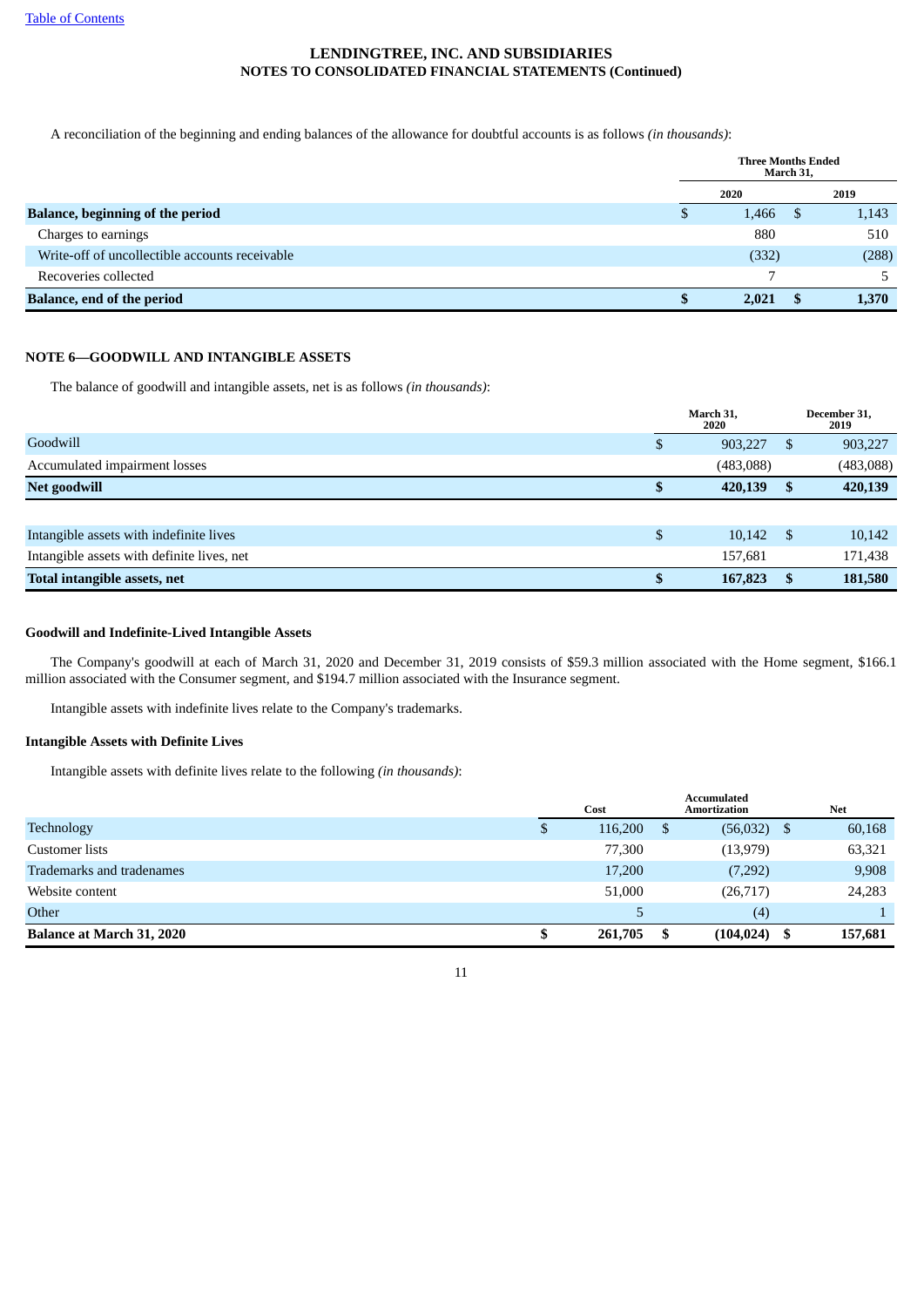Table of Contents

**LENDINGTREE, INC. AND SUBSIDIARIES**
**NOTES TO CONSOLIDATED FINANCIAL STATEMENTS (Continued)**

A reconciliation of the beginning and ending balances of the allowance for doubtful accounts is as follows *(in thousands)*:

| | Three Months Ended March 31, | |
|---|---|---|
| | 2020 | 2019 |
| **Balance, beginning of the period** | $ 1,466 | $ 1,143 |
| Charges to earnings | 880 | 510 |
| Write-off of uncollectible accounts receivable | (332) | (288) |
| Recoveries collected | 7 | 5 |
| **Balance, end of the period** | **$ 2,021** | **$ 1,370** |

## NOTE 6—GOODWILL AND INTANGIBLE ASSETS

The balance of goodwill and intangible assets, net is as follows *(in thousands)*:

| | March 31, 2020 | December 31, 2019 |
|---|---|---|
| Goodwill | $ 903,227 | $ 903,227 |
| Accumulated impairment losses | (483,088) | (483,088) |
| **Net goodwill** | **$ 420,139** | **$ 420,139** |
| | | |
| Intangible assets with indefinite lives | $ 10,142 | $ 10,142 |
| Intangible assets with definite lives, net | 157,681 | 171,438 |
| **Total intangible assets, net** | **$ 167,823** | **$ 181,580** |

### Goodwill and Indefinite-Lived Intangible Assets

The Company's goodwill at each of March 31, 2020 and December 31, 2019 consists of $59.3 million associated with the Home segment, $166.1 million associated with the Consumer segment, and $194.7 million associated with the Insurance segment.

Intangible assets with indefinite lives relate to the Company's trademarks.

### Intangible Assets with Definite Lives

Intangible assets with definite lives relate to the following *(in thousands)*:

| | Cost | Accumulated Amortization | Net |
|---|---|---|---|
| Technology | $ 116,200 | $ (56,032) | $ 60,168 |
| Customer lists | 77,300 | (13,979) | 63,321 |
| Trademarks and tradenames | 17,200 | (7,292) | 9,908 |
| Website content | 51,000 | (26,717) | 24,283 |
| Other | 5 | (4) | 1 |
| **Balance at March 31, 2020** | **$ 261,705** | **$ (104,024)** | **$ 157,681** |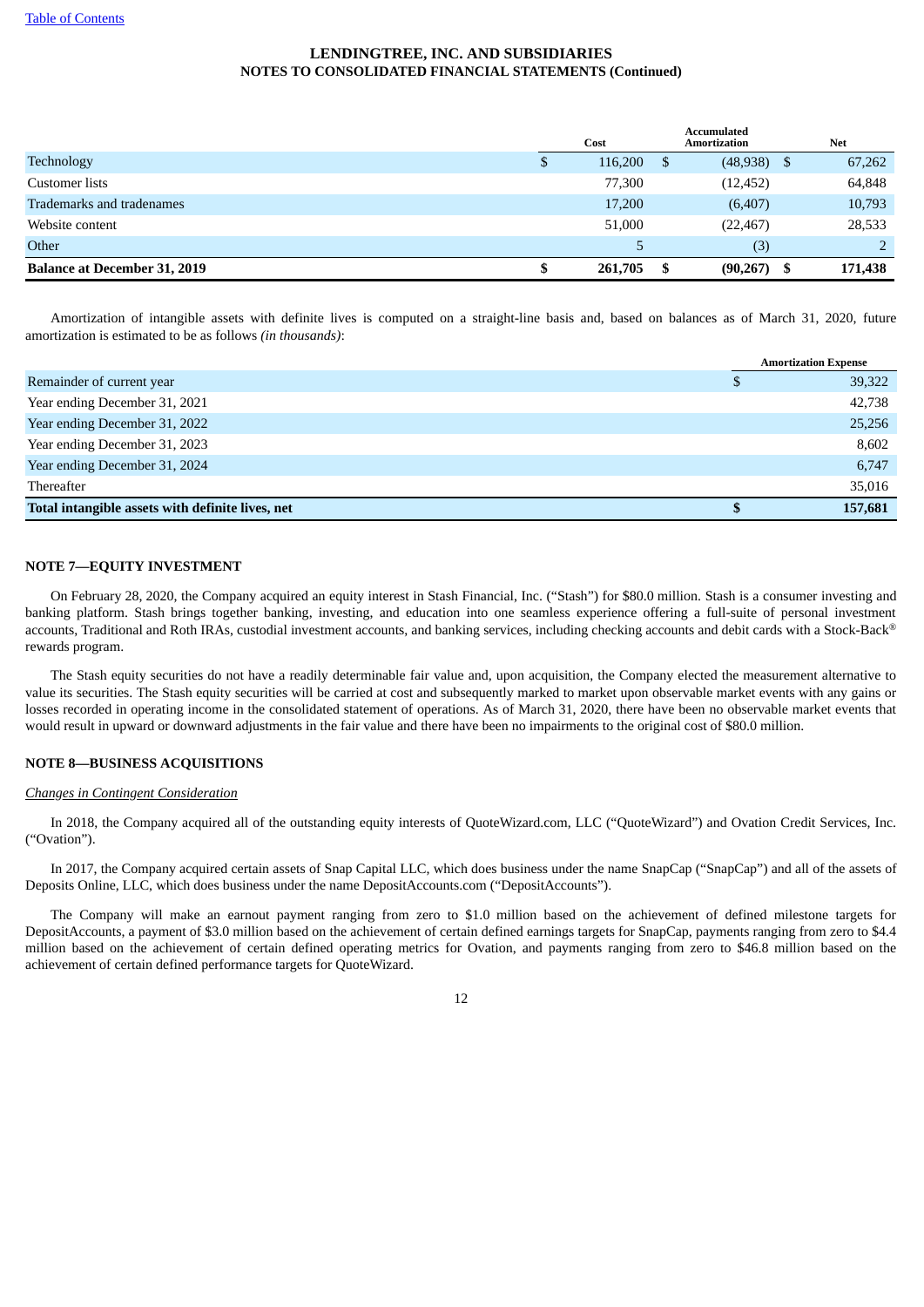| | Cost | Accumulated Amortization | Net |
|---|---|---|---|
| Technology | $ 116,200 | $ (48,938) | $ 67,262 |
| Customer lists | 77,300 | (12,452) | 64,848 |
| Trademarks and tradenames | 17,200 | (6,407) | 10,793 |
| Website content | 51,000 | (22,467) | 28,533 |
| Other | 5 | (3) | 2 |
| **Balance at December 31, 2019** | **$ 261,705** | **$ (90,267)** | **$ 171,438** |

Amortization of intangible assets with definite lives is computed on a straight-line basis and, based on balances as of March 31, 2020, future amortization is estimated to be as follows *(in thousands)*:

| | Amortization Expense |
|---|---|
| Remainder of current year | $ 39,322 |
| Year ending December 31, 2021 | 42,738 |
| Year ending December 31, 2022 | 25,256 |
| Year ending December 31, 2023 | 8,602 |
| Year ending December 31, 2024 | 6,747 |
| Thereafter | 35,016 |
| **Total intangible assets with definite lives, net** | **$ 157,681** |

## NOTE 7—EQUITY INVESTMENT

On February 28, 2020, the Company acquired an equity interest in Stash Financial, Inc. ("Stash") for $80.0 million. Stash is a consumer investing and banking platform. Stash brings together banking, investing, and education into one seamless experience offering a full-suite of personal investment accounts, Traditional and Roth IRAs, custodial investment accounts, and banking services, including checking accounts and debit cards with a Stock-Back® rewards program.

The Stash equity securities do not have a readily determinable fair value and, upon acquisition, the Company elected the measurement alternative to value its securities. The Stash equity securities will be carried at cost and subsequently marked to market upon observable market events with any gains or losses recorded in operating income in the consolidated statement of operations. As of March 31, 2020, there have been no observable market events that would result in upward or downward adjustments in the fair value and there have been no impairments to the original cost of $80.0 million.

## NOTE 8—BUSINESS ACQUISITIONS

*Changes in Contingent Consideration*

In 2018, the Company acquired all of the outstanding equity interests of QuoteWizard.com, LLC ("QuoteWizard") and Ovation Credit Services, Inc. ("Ovation").

In 2017, the Company acquired certain assets of Snap Capital LLC, which does business under the name SnapCap ("SnapCap") and all of the assets of Deposits Online, LLC, which does business under the name DepositAccounts.com ("DepositAccounts").

The Company will make an earnout payment ranging from zero to $1.0 million based on the achievement of defined milestone targets for DepositAccounts, a payment of $3.0 million based on the achievement of certain defined earnings targets for SnapCap, payments ranging from zero to $4.4 million based on the achievement of certain defined operating metrics for Ovation, and payments ranging from zero to $46.8 million based on the achievement of certain defined performance targets for QuoteWizard.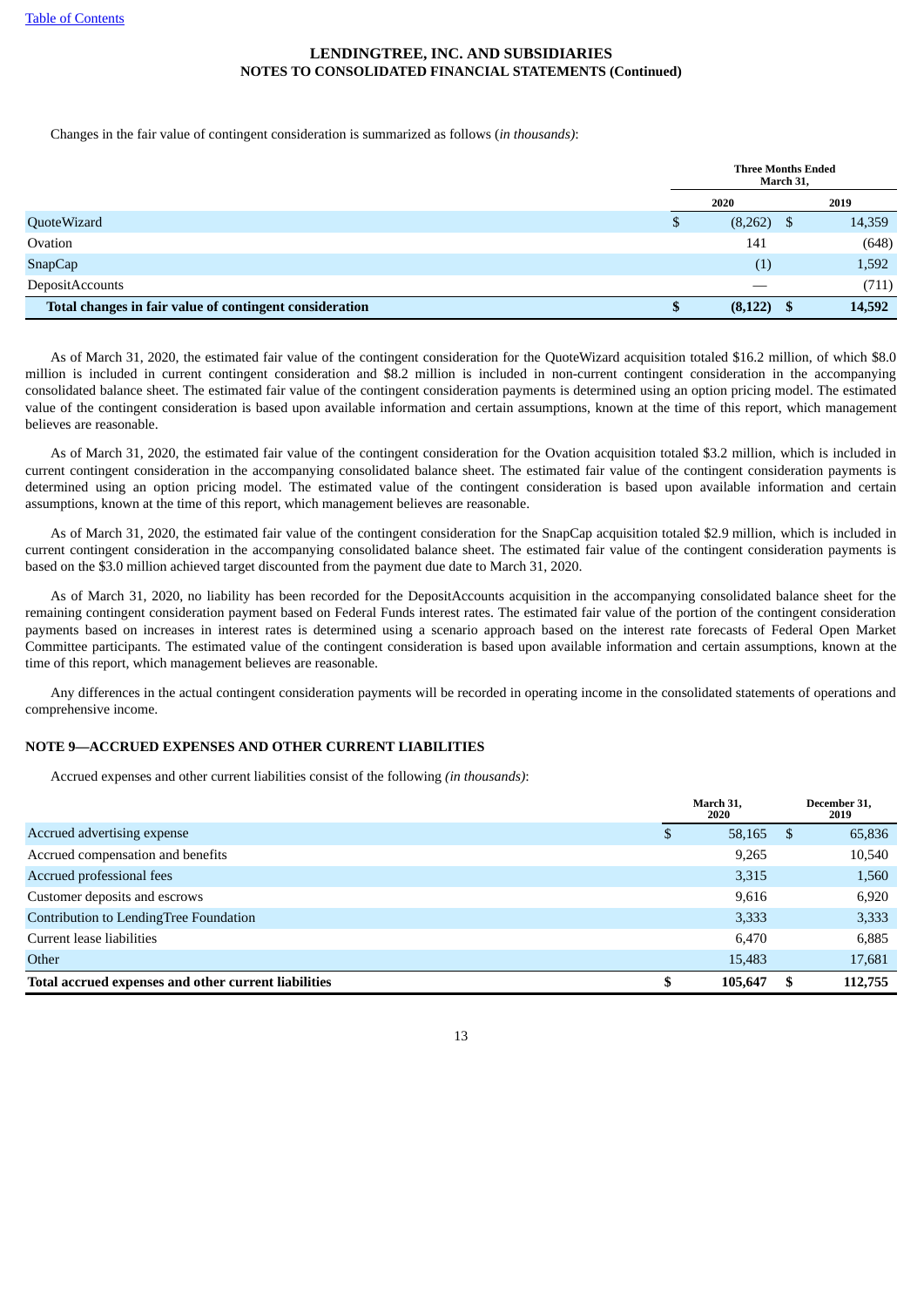Changes in the fair value of contingent consideration is summarized as follows (*in thousands*):

| | Three Months Ended March 31, | |
|---|---|---|
| | 2020 | 2019 |
| QuoteWizard | $ (8,262) | $ 14,359 |
| Ovation | 141 | (648) |
| SnapCap | (1) | 1,592 |
| DepositAccounts | — | (711) |
| **Total changes in fair value of contingent consideration** | **$ (8,122)** | **$ 14,592** |

As of March 31, 2020, the estimated fair value of the contingent consideration for the QuoteWizard acquisition totaled $16.2 million, of which $8.0 million is included in current contingent consideration and $8.2 million is included in non-current contingent consideration in the accompanying consolidated balance sheet. The estimated fair value of the contingent consideration payments is determined using an option pricing model. The estimated value of the contingent consideration is based upon available information and certain assumptions, known at the time of this report, which management believes are reasonable.

As of March 31, 2020, the estimated fair value of the contingent consideration for the Ovation acquisition totaled $3.2 million, which is included in current contingent consideration in the accompanying consolidated balance sheet. The estimated fair value of the contingent consideration payments is determined using an option pricing model. The estimated value of the contingent consideration is based upon available information and certain assumptions, known at the time of this report, which management believes are reasonable.

As of March 31, 2020, the estimated fair value of the contingent consideration for the SnapCap acquisition totaled $2.9 million, which is included in current contingent consideration in the accompanying consolidated balance sheet. The estimated fair value of the contingent consideration payments is based on the $3.0 million achieved target discounted from the payment due date to March 31, 2020.

As of March 31, 2020, no liability has been recorded for the DepositAccounts acquisition in the accompanying consolidated balance sheet for the remaining contingent consideration payment based on Federal Funds interest rates. The estimated fair value of the portion of the contingent consideration payments based on increases in interest rates is determined using a scenario approach based on the interest rate forecasts of Federal Open Market Committee participants. The estimated value of the contingent consideration is based upon available information and certain assumptions, known at the time of this report, which management believes are reasonable.

Any differences in the actual contingent consideration payments will be recorded in operating income in the consolidated statements of operations and comprehensive income.

## NOTE 9—ACCRUED EXPENSES AND OTHER CURRENT LIABILITIES

Accrued expenses and other current liabilities consist of the following *(in thousands)*:

| | March 31, 2020 | December 31, 2019 |
|---|---|---|
| Accrued advertising expense | $ 58,165 | $ 65,836 |
| Accrued compensation and benefits | 9,265 | 10,540 |
| Accrued professional fees | 3,315 | 1,560 |
| Customer deposits and escrows | 9,616 | 6,920 |
| Contribution to LendingTree Foundation | 3,333 | 3,333 |
| Current lease liabilities | 6,470 | 6,885 |
| Other | 15,483 | 17,681 |
| **Total accrued expenses and other current liabilities** | **$ 105,647** | **$ 112,755** |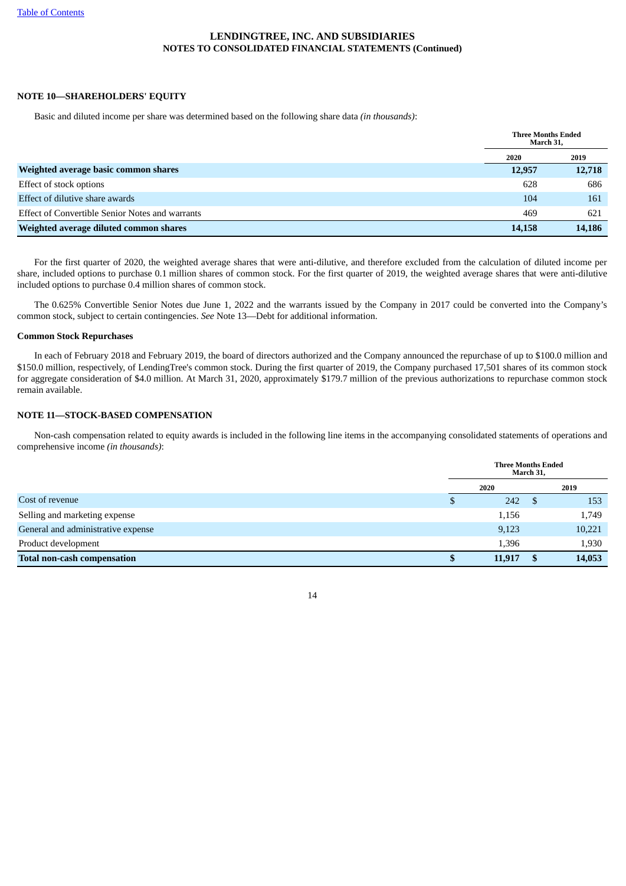**LENDINGTREE, INC. AND SUBSIDIARIES**
**NOTES TO CONSOLIDATED FINANCIAL STATEMENTS (Continued)**

### NOTE 10—SHAREHOLDERS' EQUITY

Basic and diluted income per share was determined based on the following share data *(in thousands)*:

| | Three Months Ended March 31, | |
|---|---|---|
| | 2020 | 2019 |
| **Weighted average basic common shares** | **12,957** | **12,718** |
| Effect of stock options | 628 | 686 |
| Effect of dilutive share awards | 104 | 161 |
| Effect of Convertible Senior Notes and warrants | 469 | 621 |
| **Weighted average diluted common shares** | **14,158** | **14,186** |

For the first quarter of 2020, the weighted average shares that were anti-dilutive, and therefore excluded from the calculation of diluted income per share, included options to purchase 0.1 million shares of common stock. For the first quarter of 2019, the weighted average shares that were anti-dilutive included options to purchase 0.4 million shares of common stock.

The 0.625% Convertible Senior Notes due June 1, 2022 and the warrants issued by the Company in 2017 could be converted into the Company's common stock, subject to certain contingencies. *See* Note 13—Debt for additional information.

#### Common Stock Repurchases

In each of February 2018 and February 2019, the board of directors authorized and the Company announced the repurchase of up to $100.0 million and $150.0 million, respectively, of LendingTree's common stock. During the first quarter of 2019, the Company purchased 17,501 shares of its common stock for aggregate consideration of $4.0 million. At March 31, 2020, approximately $179.7 million of the previous authorizations to repurchase common stock remain available.

### NOTE 11—STOCK-BASED COMPENSATION

Non-cash compensation related to equity awards is included in the following line items in the accompanying consolidated statements of operations and comprehensive income *(in thousands)*:

| | Three Months Ended March 31, | |
|---|---|---|
| | 2020 | 2019 |
| Cost of revenue | $ 242 | $ 153 |
| Selling and marketing expense | 1,156 | 1,749 |
| General and administrative expense | 9,123 | 10,221 |
| Product development | 1,396 | 1,930 |
| **Total non-cash compensation** | **$ 11,917** | **$ 14,053** |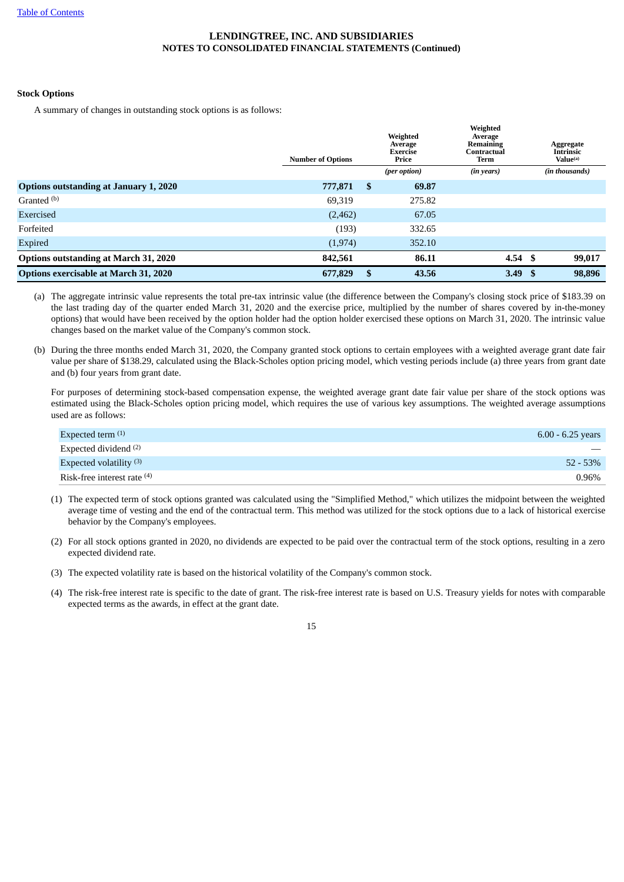LENDINGTREE, INC. AND SUBSIDIARIES
NOTES TO CONSOLIDATED FINANCIAL STATEMENTS (Continued)

**Stock Options**

A summary of changes in outstanding stock options is as follows:

| | Number of Options | Weighted Average Exercise Price | Weighted Average Remaining Contractual Term | Aggregate Intrinsic Value[(a)] |
|---|---|---|---|---|
| | | *(per option)* | *(in years)* | *(in thousands)* |
| **Options outstanding at January 1, 2020** | **777,871** | **$ 69.87** | | |
| Granted [(b)] | 69,319 | 275.82 | | |
| Exercised | (2,462) | 67.05 | | |
| Forfeited | (193) | 332.65 | | |
| Expired | (1,974) | 352.10 | | |
| **Options outstanding at March 31, 2020** | **842,561** | **86.11** | **4.54** | **$ 99,017** |
| **Options exercisable at March 31, 2020** | **677,829** | **$ 43.56** | **3.49** | **$ 98,896** |

(a) The aggregate intrinsic value represents the total pre-tax intrinsic value (the difference between the Company's closing stock price of $183.39 on the last trading day of the quarter ended March 31, 2020 and the exercise price, multiplied by the number of shares covered by in-the-money options) that would have been received by the option holder had the option holder exercised these options on March 31, 2020. The intrinsic value changes based on the market value of the Company's common stock.

(b) During the three months ended March 31, 2020, the Company granted stock options to certain employees with a weighted average grant date fair value per share of $138.29, calculated using the Black-Scholes option pricing model, which vesting periods include (a) three years from grant date and (b) four years from grant date.

For purposes of determining stock-based compensation expense, the weighted average grant date fair value per share of the stock options was estimated using the Black-Scholes option pricing model, which requires the use of various key assumptions. The weighted average assumptions used are as follows:

| | |
|---|---|
| Expected term [(1)] | 6.00 - 6.25 years |
| Expected dividend [(2)] | — |
| Expected volatility [(3)] | 52 - 53% |
| Risk-free interest rate [(4)] | 0.96% |

(1) The expected term of stock options granted was calculated using the "Simplified Method," which utilizes the midpoint between the weighted average time of vesting and the end of the contractual term. This method was utilized for the stock options due to a lack of historical exercise behavior by the Company's employees.

(2) For all stock options granted in 2020, no dividends are expected to be paid over the contractual term of the stock options, resulting in a zero expected dividend rate.

(3) The expected volatility rate is based on the historical volatility of the Company's common stock.

(4) The risk-free interest rate is specific to the date of grant. The risk-free interest rate is based on U.S. Treasury yields for notes with comparable expected terms as the awards, in effect at the grant date.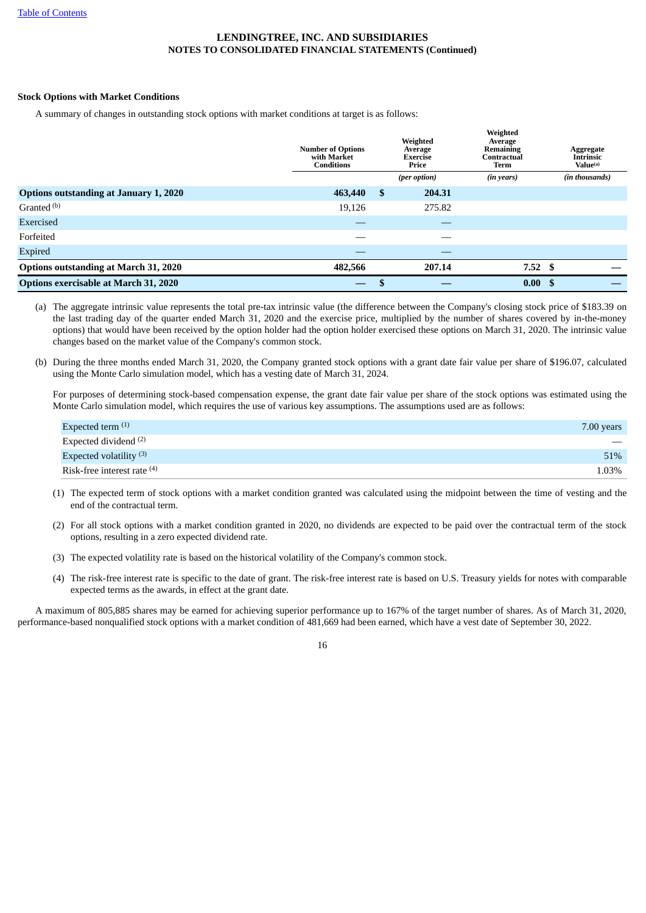**LENDINGTREE, INC. AND SUBSIDIARIES**
**NOTES TO CONSOLIDATED FINANCIAL STATEMENTS (Continued)**

**Stock Options with Market Conditions**

A summary of changes in outstanding stock options with market conditions at target is as follows:

| | Number of Options with Market Conditions | Weighted Average Exercise Price | Weighted Average Remaining Contractual Term | Aggregate Intrinsic Value[(a)] |
|---|---|---|---|---|
| | | *(per option)* | *(in years)* | *(in thousands)* |
| **Options outstanding at January 1, 2020** | **463,440** | **$ 204.31** | | |
| Granted [(b)] | 19,126 | 275.82 | | |
| Exercised | — | — | | |
| Forfeited | — | — | | |
| Expired | — | — | | |
| **Options outstanding at March 31, 2020** | **482,566** | **207.14** | **7.52** | **$ —** |
| **Options exercisable at March 31, 2020** | **—** | **$ —** | **0.00** | **$ —** |

(a) The aggregate intrinsic value represents the total pre-tax intrinsic value (the difference between the Company's closing stock price of $183.39 on the last trading day of the quarter ended March 31, 2020 and the exercise price, multiplied by the number of shares covered by in-the-money options) that would have been received by the option holder had the option holder exercised these options on March 31, 2020. The intrinsic value changes based on the market value of the Company's common stock.

(b) During the three months ended March 31, 2020, the Company granted stock options with a grant date fair value per share of $196.07, calculated using the Monte Carlo simulation model, which has a vesting date of March 31, 2024.

For purposes of determining stock-based compensation expense, the grant date fair value per share of the stock options was estimated using the Monte Carlo simulation model, which requires the use of various key assumptions. The assumptions used are as follows:

| | |
|---|---|
| Expected term [(1)] | 7.00 years |
| Expected dividend [(2)] | — |
| Expected volatility [(3)] | 51% |
| Risk-free interest rate [(4)] | 1.03% |

(1) The expected term of stock options with a market condition granted was calculated using the midpoint between the time of vesting and the end of the contractual term.

(2) For all stock options with a market condition granted in 2020, no dividends are expected to be paid over the contractual term of the stock options, resulting in a zero expected dividend rate.

(3) The expected volatility rate is based on the historical volatility of the Company's common stock.

(4) The risk-free interest rate is specific to the date of grant. The risk-free interest rate is based on U.S. Treasury yields for notes with comparable expected terms as the awards, in effect at the grant date.

A maximum of 805,885 shares may be earned for achieving superior performance up to 167% of the target number of shares. As of March 31, 2020, performance-based nonqualified stock options with a market condition of 481,669 had been earned, which have a vest date of September 30, 2022.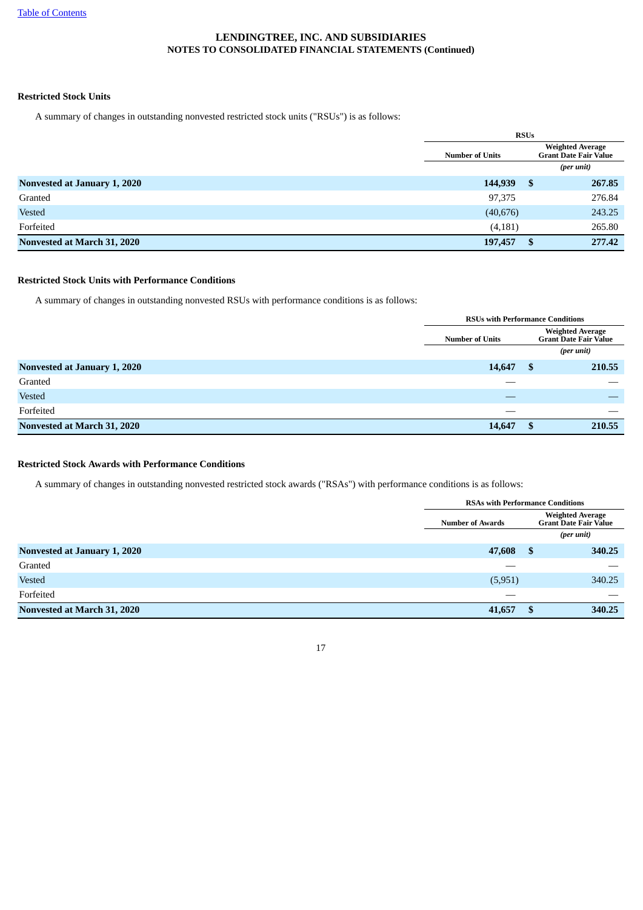**LENDINGTREE, INC. AND SUBSIDIARIES**
**NOTES TO CONSOLIDATED FINANCIAL STATEMENTS (Continued)**

**Restricted Stock Units**

A summary of changes in outstanding nonvested restricted stock units ("RSUs") is as follows:

| | RSUs | |
|---|---|---|
| | Number of Units | Weighted Average Grant Date Fair Value |
| | | *(per unit)* |
| **Nonvested at January 1, 2020** | **144,939** | **$ 267.85** |
| Granted | 97,375 | 276.84 |
| Vested | (40,676) | 243.25 |
| Forfeited | (4,181) | 265.80 |
| **Nonvested at March 31, 2020** | **197,457** | **$ 277.42** |

**Restricted Stock Units with Performance Conditions**

A summary of changes in outstanding nonvested RSUs with performance conditions is as follows:

| | RSUs with Performance Conditions | |
|---|---|---|
| | Number of Units | Weighted Average Grant Date Fair Value |
| | | *(per unit)* |
| **Nonvested at January 1, 2020** | **14,647** | **$ 210.55** |
| Granted | — | — |
| Vested | — | — |
| Forfeited | — | — |
| **Nonvested at March 31, 2020** | **14,647** | **$ 210.55** |

**Restricted Stock Awards with Performance Conditions**

A summary of changes in outstanding nonvested restricted stock awards ("RSAs") with performance conditions is as follows:

| | RSAs with Performance Conditions | |
|---|---|---|
| | Number of Awards | Weighted Average Grant Date Fair Value |
| | | *(per unit)* |
| **Nonvested at January 1, 2020** | **47,608** | **$ 340.25** |
| Granted | — | — |
| Vested | (5,951) | 340.25 |
| Forfeited | — | — |
| **Nonvested at March 31, 2020** | **41,657** | **$ 340.25** |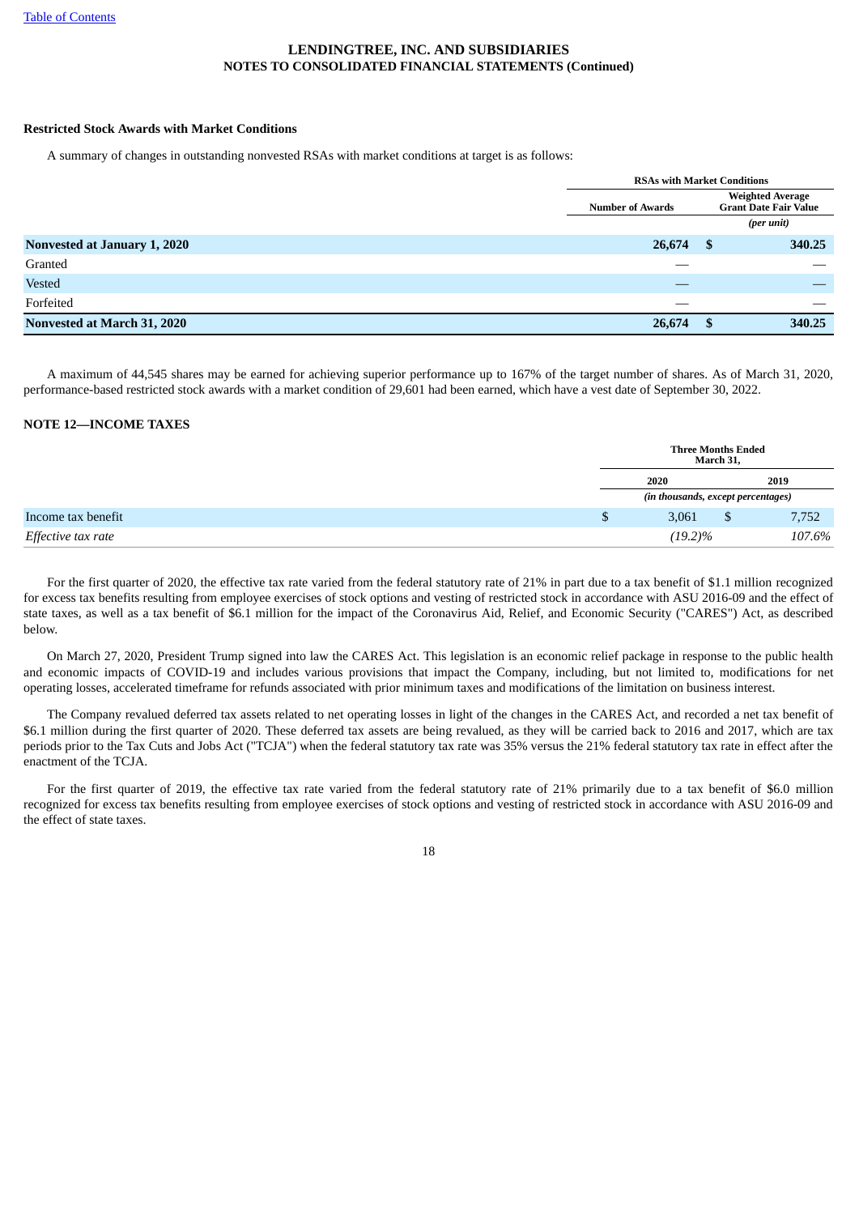**Restricted Stock Awards with Market Conditions**

A summary of changes in outstanding nonvested RSAs with market conditions at target is as follows:

| | RSAs with Market Conditions | |
|---|---|---|
| | Number of Awards | Weighted Average Grant Date Fair Value |
| | | *(per unit)* |
| **Nonvested at January 1, 2020** | **26,674** | **$ 340.25** |
| Granted | — | — |
| Vested | — | — |
| Forfeited | — | — |
| **Nonvested at March 31, 2020** | **26,674** | **$ 340.25** |

A maximum of 44,545 shares may be earned for achieving superior performance up to 167% of the target number of shares. As of March 31, 2020, performance-based restricted stock awards with a market condition of 29,601 had been earned, which have a vest date of September 30, 2022.

**NOTE 12—INCOME TAXES**

| | Three Months Ended March 31, | |
|---|---|---|
| | 2020 | 2019 |
| | *(in thousands, except percentages)* | |
| Income tax benefit | $ 3,061 | $ 7,752 |
| *Effective tax rate* | *(19.2)%* | *107.6%* |

For the first quarter of 2020, the effective tax rate varied from the federal statutory rate of 21% in part due to a tax benefit of $1.1 million recognized for excess tax benefits resulting from employee exercises of stock options and vesting of restricted stock in accordance with ASU 2016-09 and the effect of state taxes, as well as a tax benefit of $6.1 million for the impact of the Coronavirus Aid, Relief, and Economic Security ("CARES") Act, as described below.

On March 27, 2020, President Trump signed into law the CARES Act. This legislation is an economic relief package in response to the public health and economic impacts of COVID-19 and includes various provisions that impact the Company, including, but not limited to, modifications for net operating losses, accelerated timeframe for refunds associated with prior minimum taxes and modifications of the limitation on business interest.

The Company revalued deferred tax assets related to net operating losses in light of the changes in the CARES Act, and recorded a net tax benefit of $6.1 million during the first quarter of 2020. These deferred tax assets are being revalued, as they will be carried back to 2016 and 2017, which are tax periods prior to the Tax Cuts and Jobs Act ("TCJA") when the federal statutory tax rate was 35% versus the 21% federal statutory tax rate in effect after the enactment of the TCJA.

For the first quarter of 2019, the effective tax rate varied from the federal statutory rate of 21% primarily due to a tax benefit of $6.0 million recognized for excess tax benefits resulting from employee exercises of stock options and vesting of restricted stock in accordance with ASU 2016-09 and the effect of state taxes.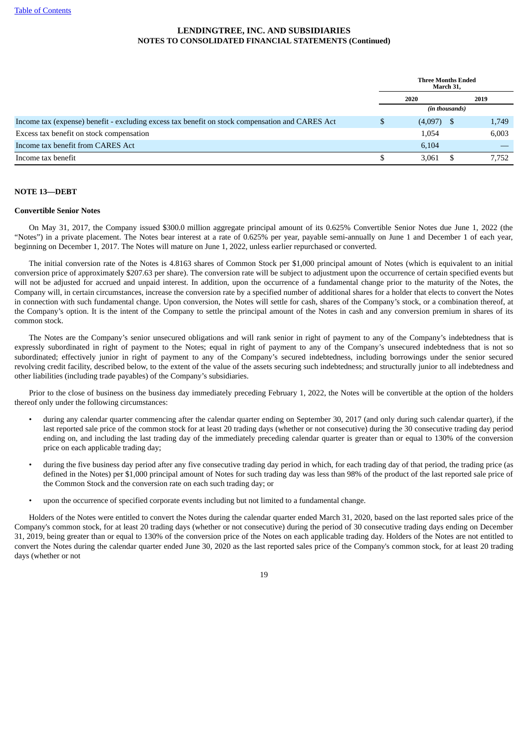| | Three Months Ended March 31, | |
|---|---|---|
| | 2020 | 2019 |
| | *(in thousands)* | |
| Income tax (expense) benefit - excluding excess tax benefit on stock compensation and CARES Act | $ (4,097) | $ 1,749 |
| Excess tax benefit on stock compensation | 1,054 | 6,003 |
| Income tax benefit from CARES Act | 6,104 | — |
| Income tax benefit | $ 3,061 | $ 7,752 |

**NOTE 13—DEBT**

**Convertible Senior Notes**

On May 31, 2017, the Company issued $300.0 million aggregate principal amount of its 0.625% Convertible Senior Notes due June 1, 2022 (the "Notes") in a private placement. The Notes bear interest at a rate of 0.625% per year, payable semi-annually on June 1 and December 1 of each year, beginning on December 1, 2017. The Notes will mature on June 1, 2022, unless earlier repurchased or converted.

The initial conversion rate of the Notes is 4.8163 shares of Common Stock per $1,000 principal amount of Notes (which is equivalent to an initial conversion price of approximately $207.63 per share). The conversion rate will be subject to adjustment upon the occurrence of certain specified events but will not be adjusted for accrued and unpaid interest. In addition, upon the occurrence of a fundamental change prior to the maturity of the Notes, the Company will, in certain circumstances, increase the conversion rate by a specified number of additional shares for a holder that elects to convert the Notes in connection with such fundamental change. Upon conversion, the Notes will settle for cash, shares of the Company's stock, or a combination thereof, at the Company's option. It is the intent of the Company to settle the principal amount of the Notes in cash and any conversion premium in shares of its common stock.

The Notes are the Company's senior unsecured obligations and will rank senior in right of payment to any of the Company's indebtedness that is expressly subordinated in right of payment to the Notes; equal in right of payment to any of the Company's unsecured indebtedness that is not so subordinated; effectively junior in right of payment to any of the Company's secured indebtedness, including borrowings under the senior secured revolving credit facility, described below, to the extent of the value of the assets securing such indebtedness; and structurally junior to all indebtedness and other liabilities (including trade payables) of the Company's subsidiaries.

Prior to the close of business on the business day immediately preceding February 1, 2022, the Notes will be convertible at the option of the holders thereof only under the following circumstances:

- during any calendar quarter commencing after the calendar quarter ending on September 30, 2017 (and only during such calendar quarter), if the last reported sale price of the common stock for at least 20 trading days (whether or not consecutive) during the 30 consecutive trading day period ending on, and including the last trading day of the immediately preceding calendar quarter is greater than or equal to 130% of the conversion price on each applicable trading day;
- during the five business day period after any five consecutive trading day period in which, for each trading day of that period, the trading price (as defined in the Notes) per $1,000 principal amount of Notes for such trading day was less than 98% of the product of the last reported sale price of the Common Stock and the conversion rate on each such trading day; or
- upon the occurrence of specified corporate events including but not limited to a fundamental change.

Holders of the Notes were entitled to convert the Notes during the calendar quarter ended March 31, 2020, based on the last reported sales price of the Company's common stock, for at least 20 trading days (whether or not consecutive) during the period of 30 consecutive trading days ending on December 31, 2019, being greater than or equal to 130% of the conversion price of the Notes on each applicable trading day. Holders of the Notes are not entitled to convert the Notes during the calendar quarter ended June 30, 2020 as the last reported sales price of the Company's common stock, for at least 20 trading days (whether or not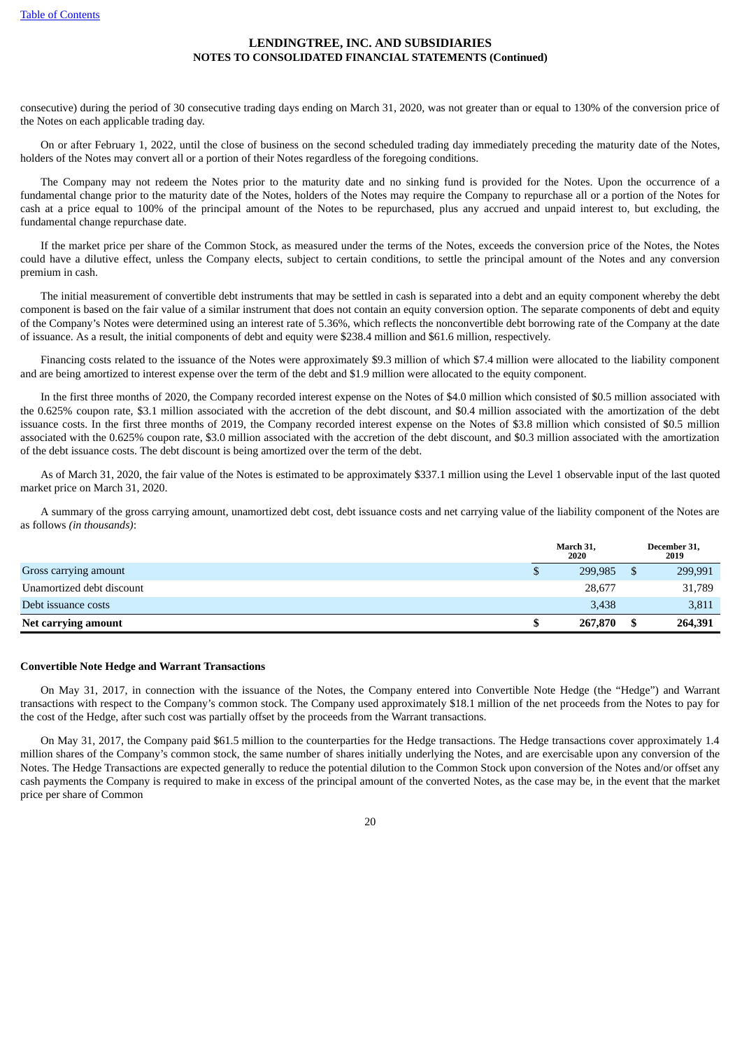consecutive) during the period of 30 consecutive trading days ending on March 31, 2020, was not greater than or equal to 130% of the conversion price of the Notes on each applicable trading day.

On or after February 1, 2022, until the close of business on the second scheduled trading day immediately preceding the maturity date of the Notes, holders of the Notes may convert all or a portion of their Notes regardless of the foregoing conditions.

The Company may not redeem the Notes prior to the maturity date and no sinking fund is provided for the Notes. Upon the occurrence of a fundamental change prior to the maturity date of the Notes, holders of the Notes may require the Company to repurchase all or a portion of the Notes for cash at a price equal to 100% of the principal amount of the Notes to be repurchased, plus any accrued and unpaid interest to, but excluding, the fundamental change repurchase date.

If the market price per share of the Common Stock, as measured under the terms of the Notes, exceeds the conversion price of the Notes, the Notes could have a dilutive effect, unless the Company elects, subject to certain conditions, to settle the principal amount of the Notes and any conversion premium in cash.

The initial measurement of convertible debt instruments that may be settled in cash is separated into a debt and an equity component whereby the debt component is based on the fair value of a similar instrument that does not contain an equity conversion option. The separate components of debt and equity of the Company's Notes were determined using an interest rate of 5.36%, which reflects the nonconvertible debt borrowing rate of the Company at the date of issuance. As a result, the initial components of debt and equity were $238.4 million and $61.6 million, respectively.

Financing costs related to the issuance of the Notes were approximately $9.3 million of which $7.4 million were allocated to the liability component and are being amortized to interest expense over the term of the debt and $1.9 million were allocated to the equity component.

In the first three months of 2020, the Company recorded interest expense on the Notes of $4.0 million which consisted of $0.5 million associated with the 0.625% coupon rate, $3.1 million associated with the accretion of the debt discount, and $0.4 million associated with the amortization of the debt issuance costs. In the first three months of 2019, the Company recorded interest expense on the Notes of $3.8 million which consisted of $0.5 million associated with the 0.625% coupon rate, $3.0 million associated with the accretion of the debt discount, and $0.3 million associated with the amortization of the debt issuance costs. The debt discount is being amortized over the term of the debt.

As of March 31, 2020, the fair value of the Notes is estimated to be approximately $337.1 million using the Level 1 observable input of the last quoted market price on March 31, 2020.

A summary of the gross carrying amount, unamortized debt cost, debt issuance costs and net carrying value of the liability component of the Notes are as follows *(in thousands)*:

| | March 31, 2020 | December 31, 2019 |
|---|---|---|
| Gross carrying amount | $ 299,985 | $ 299,991 |
| Unamortized debt discount | 28,677 | 31,789 |
| Debt issuance costs | 3,438 | 3,811 |
| **Net carrying amount** | **$ 267,870** | **$ 264,391** |

**Convertible Note Hedge and Warrant Transactions**

On May 31, 2017, in connection with the issuance of the Notes, the Company entered into Convertible Note Hedge (the "Hedge") and Warrant transactions with respect to the Company's common stock. The Company used approximately $18.1 million of the net proceeds from the Notes to pay for the cost of the Hedge, after such cost was partially offset by the proceeds from the Warrant transactions.

On May 31, 2017, the Company paid $61.5 million to the counterparties for the Hedge transactions. The Hedge transactions cover approximately 1.4 million shares of the Company's common stock, the same number of shares initially underlying the Notes, and are exercisable upon any conversion of the Notes. The Hedge Transactions are expected generally to reduce the potential dilution to the Common Stock upon conversion of the Notes and/or offset any cash payments the Company is required to make in excess of the principal amount of the converted Notes, as the case may be, in the event that the market price per share of Common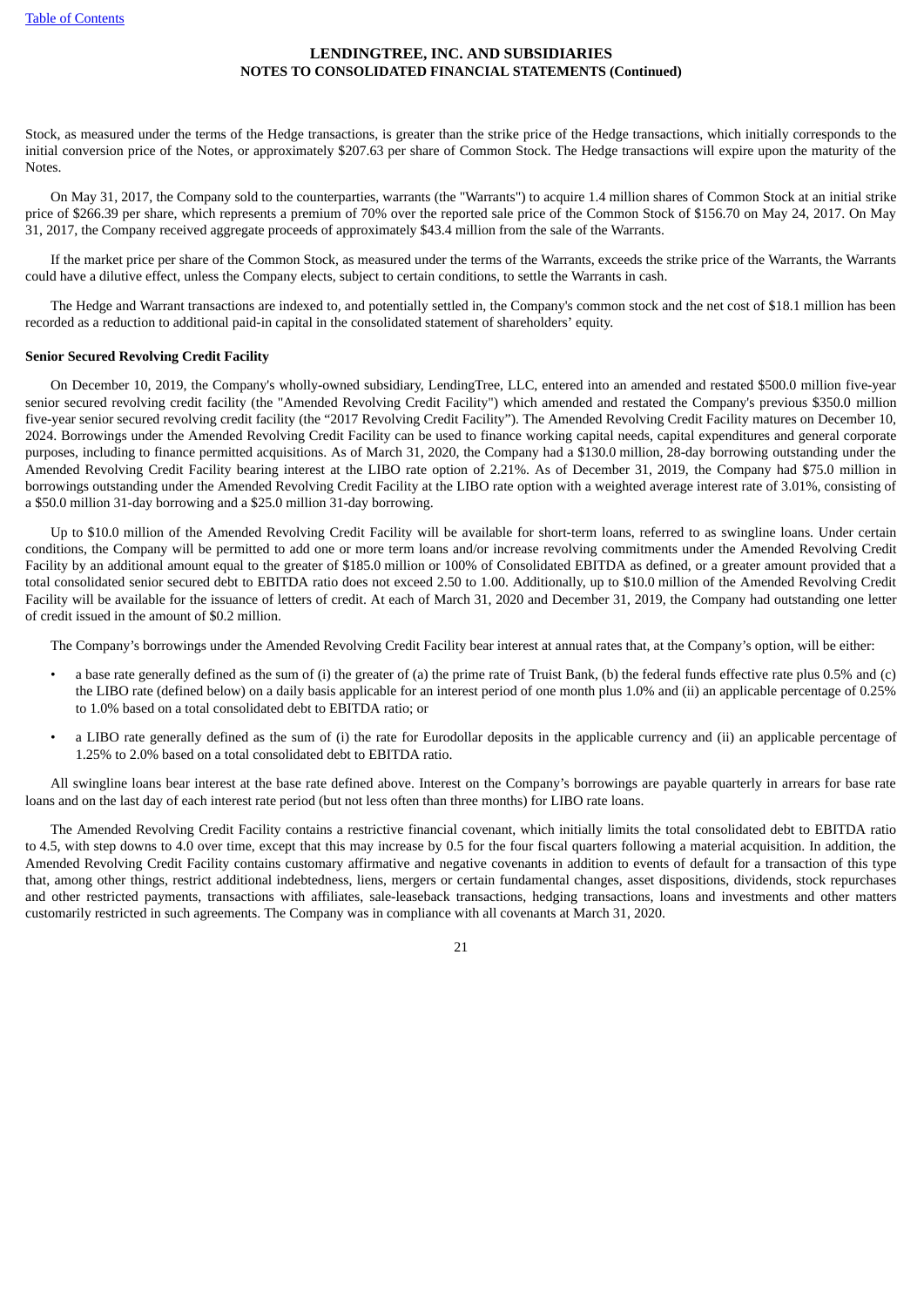Stock, as measured under the terms of the Hedge transactions, is greater than the strike price of the Hedge transactions, which initially corresponds to the initial conversion price of the Notes, or approximately $207.63 per share of Common Stock. The Hedge transactions will expire upon the maturity of the Notes.

On May 31, 2017, the Company sold to the counterparties, warrants (the "Warrants") to acquire 1.4 million shares of Common Stock at an initial strike price of $266.39 per share, which represents a premium of 70% over the reported sale price of the Common Stock of $156.70 on May 24, 2017. On May 31, 2017, the Company received aggregate proceeds of approximately $43.4 million from the sale of the Warrants.

If the market price per share of the Common Stock, as measured under the terms of the Warrants, exceeds the strike price of the Warrants, the Warrants could have a dilutive effect, unless the Company elects, subject to certain conditions, to settle the Warrants in cash.

The Hedge and Warrant transactions are indexed to, and potentially settled in, the Company's common stock and the net cost of $18.1 million has been recorded as a reduction to additional paid-in capital in the consolidated statement of shareholders' equity.

**Senior Secured Revolving Credit Facility**

On December 10, 2019, the Company's wholly-owned subsidiary, LendingTree, LLC, entered into an amended and restated $500.0 million five-year senior secured revolving credit facility (the "Amended Revolving Credit Facility") which amended and restated the Company's previous $350.0 million five-year senior secured revolving credit facility (the "2017 Revolving Credit Facility"). The Amended Revolving Credit Facility matures on December 10, 2024. Borrowings under the Amended Revolving Credit Facility can be used to finance working capital needs, capital expenditures and general corporate purposes, including to finance permitted acquisitions. As of March 31, 2020, the Company had a $130.0 million, 28-day borrowing outstanding under the Amended Revolving Credit Facility bearing interest at the LIBO rate option of 2.21%. As of December 31, 2019, the Company had $75.0 million in borrowings outstanding under the Amended Revolving Credit Facility at the LIBO rate option with a weighted average interest rate of 3.01%, consisting of a $50.0 million 31-day borrowing and a $25.0 million 31-day borrowing.

Up to $10.0 million of the Amended Revolving Credit Facility will be available for short-term loans, referred to as swingline loans. Under certain conditions, the Company will be permitted to add one or more term loans and/or increase revolving commitments under the Amended Revolving Credit Facility by an additional amount equal to the greater of $185.0 million or 100% of Consolidated EBITDA as defined, or a greater amount provided that a total consolidated senior secured debt to EBITDA ratio does not exceed 2.50 to 1.00. Additionally, up to $10.0 million of the Amended Revolving Credit Facility will be available for the issuance of letters of credit. At each of March 31, 2020 and December 31, 2019, the Company had outstanding one letter of credit issued in the amount of $0.2 million.

The Company's borrowings under the Amended Revolving Credit Facility bear interest at annual rates that, at the Company's option, will be either:

- a base rate generally defined as the sum of (i) the greater of (a) the prime rate of Truist Bank, (b) the federal funds effective rate plus 0.5% and (c) the LIBO rate (defined below) on a daily basis applicable for an interest period of one month plus 1.0% and (ii) an applicable percentage of 0.25% to 1.0% based on a total consolidated debt to EBITDA ratio; or
- a LIBO rate generally defined as the sum of (i) the rate for Eurodollar deposits in the applicable currency and (ii) an applicable percentage of 1.25% to 2.0% based on a total consolidated debt to EBITDA ratio.

All swingline loans bear interest at the base rate defined above. Interest on the Company's borrowings are payable quarterly in arrears for base rate loans and on the last day of each interest rate period (but not less often than three months) for LIBO rate loans.

The Amended Revolving Credit Facility contains a restrictive financial covenant, which initially limits the total consolidated debt to EBITDA ratio to 4.5, with step downs to 4.0 over time, except that this may increase by 0.5 for the four fiscal quarters following a material acquisition. In addition, the Amended Revolving Credit Facility contains customary affirmative and negative covenants in addition to events of default for a transaction of this type that, among other things, restrict additional indebtedness, liens, mergers or certain fundamental changes, asset dispositions, dividends, stock repurchases and other restricted payments, transactions with affiliates, sale-leaseback transactions, hedging transactions, loans and investments and other matters customarily restricted in such agreements. The Company was in compliance with all covenants at March 31, 2020.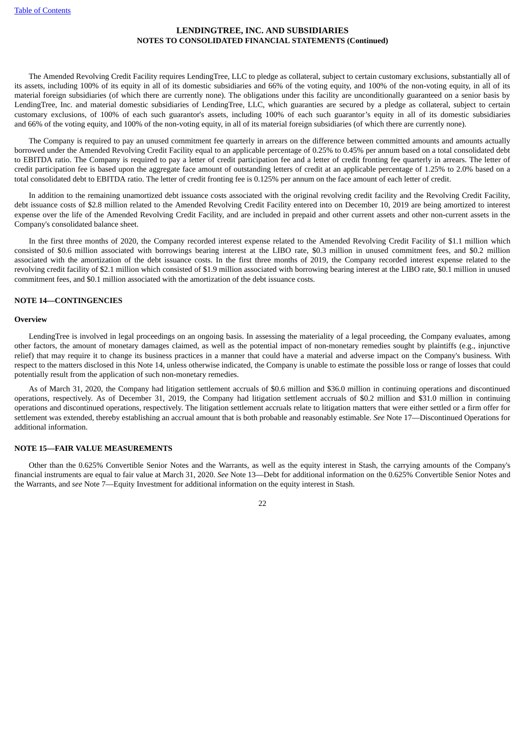The Amended Revolving Credit Facility requires LendingTree, LLC to pledge as collateral, subject to certain customary exclusions, substantially all of its assets, including 100% of its equity in all of its domestic subsidiaries and 66% of the voting equity, and 100% of the non-voting equity, in all of its material foreign subsidiaries (of which there are currently none). The obligations under this facility are unconditionally guaranteed on a senior basis by LendingTree, Inc. and material domestic subsidiaries of LendingTree, LLC, which guaranties are secured by a pledge as collateral, subject to certain customary exclusions, of 100% of each such guarantor's assets, including 100% of each such guarantor's equity in all of its domestic subsidiaries and 66% of the voting equity, and 100% of the non-voting equity, in all of its material foreign subsidiaries (of which there are currently none).

The Company is required to pay an unused commitment fee quarterly in arrears on the difference between committed amounts and amounts actually borrowed under the Amended Revolving Credit Facility equal to an applicable percentage of 0.25% to 0.45% per annum based on a total consolidated debt to EBITDA ratio. The Company is required to pay a letter of credit participation fee and a letter of credit fronting fee quarterly in arrears. The letter of credit participation fee is based upon the aggregate face amount of outstanding letters of credit at an applicable percentage of 1.25% to 2.0% based on a total consolidated debt to EBITDA ratio. The letter of credit fronting fee is 0.125% per annum on the face amount of each letter of credit.

In addition to the remaining unamortized debt issuance costs associated with the original revolving credit facility and the Revolving Credit Facility, debt issuance costs of $2.8 million related to the Amended Revolving Credit Facility entered into on December 10, 2019 are being amortized to interest expense over the life of the Amended Revolving Credit Facility, and are included in prepaid and other current assets and other non-current assets in the Company's consolidated balance sheet.

In the first three months of 2020, the Company recorded interest expense related to the Amended Revolving Credit Facility of $1.1 million which consisted of $0.6 million associated with borrowings bearing interest at the LIBO rate, $0.3 million in unused commitment fees, and $0.2 million associated with the amortization of the debt issuance costs. In the first three months of 2019, the Company recorded interest expense related to the revolving credit facility of $2.1 million which consisted of $1.9 million associated with borrowing bearing interest at the LIBO rate, $0.1 million in unused commitment fees, and $0.1 million associated with the amortization of the debt issuance costs.

## NOTE 14—CONTINGENCIES

### Overview

LendingTree is involved in legal proceedings on an ongoing basis. In assessing the materiality of a legal proceeding, the Company evaluates, among other factors, the amount of monetary damages claimed, as well as the potential impact of non-monetary remedies sought by plaintiffs (e.g., injunctive relief) that may require it to change its business practices in a manner that could have a material and adverse impact on the Company's business. With respect to the matters disclosed in this Note 14, unless otherwise indicated, the Company is unable to estimate the possible loss or range of losses that could potentially result from the application of such non-monetary remedies.

As of March 31, 2020, the Company had litigation settlement accruals of $0.6 million and $36.0 million in continuing operations and discontinued operations, respectively. As of December 31, 2019, the Company had litigation settlement accruals of $0.2 million and $31.0 million in continuing operations and discontinued operations, respectively. The litigation settlement accruals relate to litigation matters that were either settled or a firm offer for settlement was extended, thereby establishing an accrual amount that is both probable and reasonably estimable. *See* Note 17—Discontinued Operations for additional information.

## NOTE 15—FAIR VALUE MEASUREMENTS

Other than the 0.625% Convertible Senior Notes and the Warrants, as well as the equity interest in Stash, the carrying amounts of the Company's financial instruments are equal to fair value at March 31, 2020. *See* Note 13—Debt for additional information on the 0.625% Convertible Senior Notes and the Warrants, and *see* Note 7—Equity Investment for additional information on the equity interest in Stash.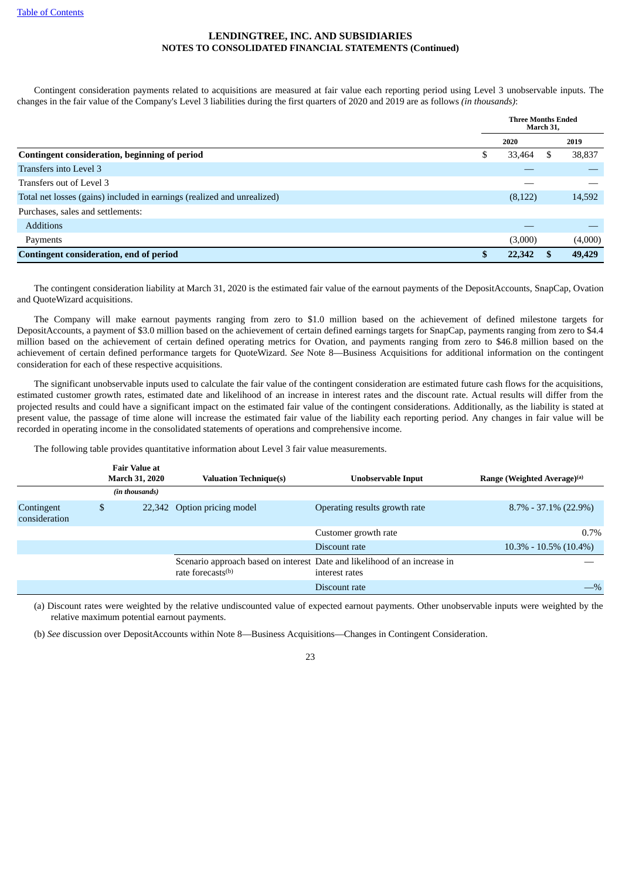LENDINGTREE, INC. AND SUBSIDIARIES
NOTES TO CONSOLIDATED FINANCIAL STATEMENTS (Continued)

Contingent consideration payments related to acquisitions are measured at fair value each reporting period using Level 3 unobservable inputs. The changes in the fair value of the Company's Level 3 liabilities during the first quarters of 2020 and 2019 are as follows *(in thousands)*:

| | Three Months Ended March 31, | |
|---|---|---|
| | 2020 | 2019 |
| **Contingent consideration, beginning of period** | $ 33,464 | $ 38,837 |
| Transfers into Level 3 | — | — |
| Transfers out of Level 3 | — | — |
| Total net losses (gains) included in earnings (realized and unrealized) | (8,122) | 14,592 |
| Purchases, sales and settlements: | | |
| Additions | — | — |
| Payments | (3,000) | (4,000) |
| **Contingent consideration, end of period** | **$ 22,342** | **$ 49,429** |

The contingent consideration liability at March 31, 2020 is the estimated fair value of the earnout payments of the DepositAccounts, SnapCap, Ovation and QuoteWizard acquisitions.

The Company will make earnout payments ranging from zero to $1.0 million based on the achievement of defined milestone targets for DepositAccounts, a payment of $3.0 million based on the achievement of certain defined earnings targets for SnapCap, payments ranging from zero to $4.4 million based on the achievement of certain defined operating metrics for Ovation, and payments ranging from zero to $46.8 million based on the achievement of certain defined performance targets for QuoteWizard. *See* Note 8—Business Acquisitions for additional information on the contingent consideration for each of these respective acquisitions.

The significant unobservable inputs used to calculate the fair value of the contingent consideration are estimated future cash flows for the acquisitions, estimated customer growth rates, estimated date and likelihood of an increase in interest rates and the discount rate. Actual results will differ from the projected results and could have a significant impact on the estimated fair value of the contingent considerations. Additionally, as the liability is stated at present value, the passage of time alone will increase the estimated fair value of the liability each reporting period. Any changes in fair value will be recorded in operating income in the consolidated statements of operations and comprehensive income.

The following table provides quantitative information about Level 3 fair value measurements.

| | Fair Value at March 31, 2020 | Valuation Technique(s) | Unobservable Input | Range (Weighted Average)[(a)] |
|---|---|---|---|---|
| | *(in thousands)* | | | |
| Contingent consideration | $ 22,342 | Option pricing model | Operating results growth rate | 8.7% - 37.1% (22.9%) |
| | | | Customer growth rate | 0.7% |
| | | | Discount rate | 10.3% - 10.5% (10.4%) |
| | | Scenario approach based on interest rate forecasts[(b)] | Date and likelihood of an increase in interest rates | — |
| | | | Discount rate | —% |

(a) Discount rates were weighted by the relative undiscounted value of expected earnout payments. Other unobservable inputs were weighted by the relative maximum potential earnout payments.

(b) *See* discussion over DepositAccounts within Note 8—Business Acquisitions—Changes in Contingent Consideration.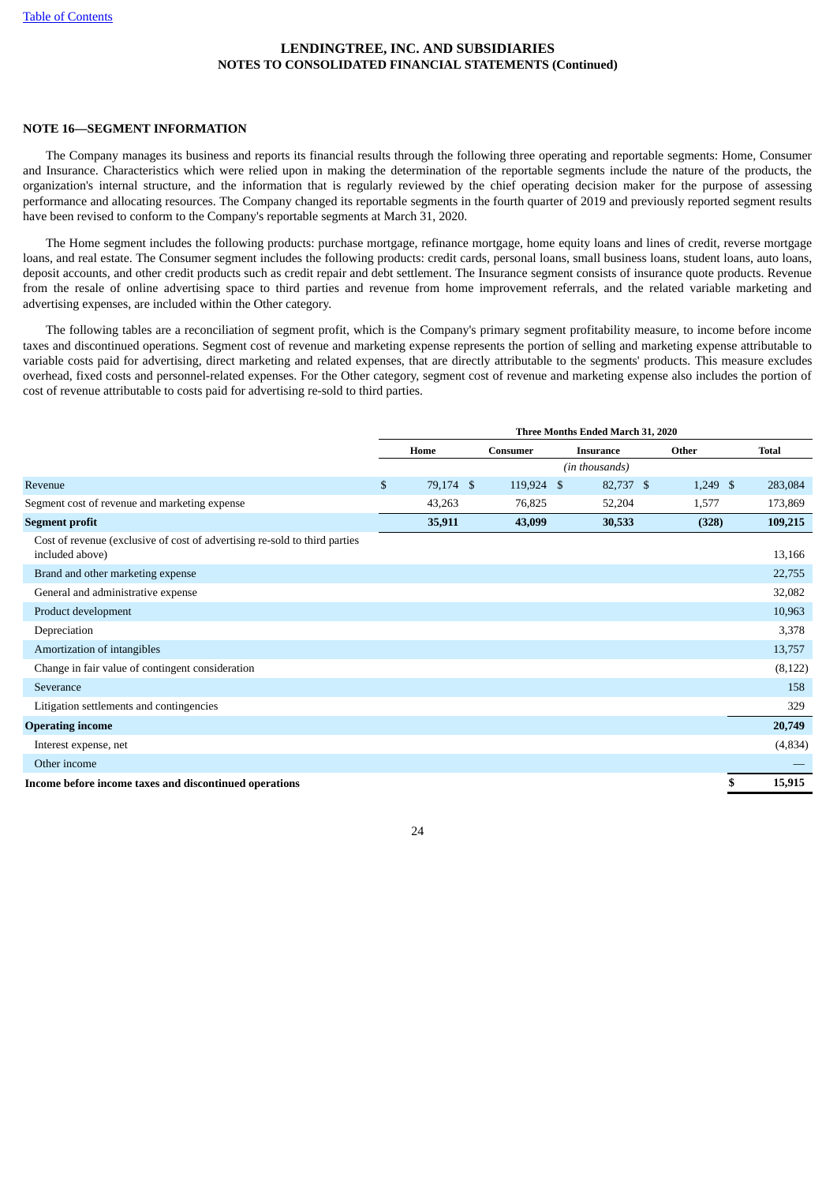LENDINGTREE, INC. AND SUBSIDIARIES
NOTES TO CONSOLIDATED FINANCIAL STATEMENTS (Continued)

### NOTE 16—SEGMENT INFORMATION

The Company manages its business and reports its financial results through the following three operating and reportable segments: Home, Consumer and Insurance. Characteristics which were relied upon in making the determination of the reportable segments include the nature of the products, the organization's internal structure, and the information that is regularly reviewed by the chief operating decision maker for the purpose of assessing performance and allocating resources. The Company changed its reportable segments in the fourth quarter of 2019 and previously reported segment results have been revised to conform to the Company's reportable segments at March 31, 2020.

The Home segment includes the following products: purchase mortgage, refinance mortgage, home equity loans and lines of credit, reverse mortgage loans, and real estate. The Consumer segment includes the following products: credit cards, personal loans, small business loans, student loans, auto loans, deposit accounts, and other credit products such as credit repair and debt settlement. The Insurance segment consists of insurance quote products. Revenue from the resale of online advertising space to third parties and revenue from home improvement referrals, and the related variable marketing and advertising expenses, are included within the Other category.

The following tables are a reconciliation of segment profit, which is the Company's primary segment profitability measure, to income before income taxes and discontinued operations. Segment cost of revenue and marketing expense represents the portion of selling and marketing expense attributable to variable costs paid for advertising, direct marketing and related expenses, that are directly attributable to the segments' products. This measure excludes overhead, fixed costs and personnel-related expenses. For the Other category, segment cost of revenue and marketing expense also includes the portion of cost of revenue attributable to costs paid for advertising re-sold to third parties.

| | Three Months Ended March 31, 2020 | | | | |
|---|---|---|---|---|---|
| | Home | Consumer | Insurance | Other | Total |
| | *(in thousands)* | | | | |
| Revenue | $ 79,174 | $ 119,924 | $ 82,737 | $ 1,249 | $ 283,084 |
| Segment cost of revenue and marketing expense | 43,263 | 76,825 | 52,204 | 1,577 | 173,869 |
| **Segment profit** | **35,911** | **43,099** | **30,533** | **(328)** | **109,215** |
| Cost of revenue (exclusive of cost of advertising re-sold to third parties included above) | | | | | 13,166 |
| Brand and other marketing expense | | | | | 22,755 |
| General and administrative expense | | | | | 32,082 |
| Product development | | | | | 10,963 |
| Depreciation | | | | | 3,378 |
| Amortization of intangibles | | | | | 13,757 |
| Change in fair value of contingent consideration | | | | | (8,122) |
| Severance | | | | | 158 |
| Litigation settlements and contingencies | | | | | 329 |
| **Operating income** | | | | | **20,749** |
| Interest expense, net | | | | | (4,834) |
| Other income | | | | | — |
| **Income before income taxes and discontinued operations** | | | | | **$ 15,915** |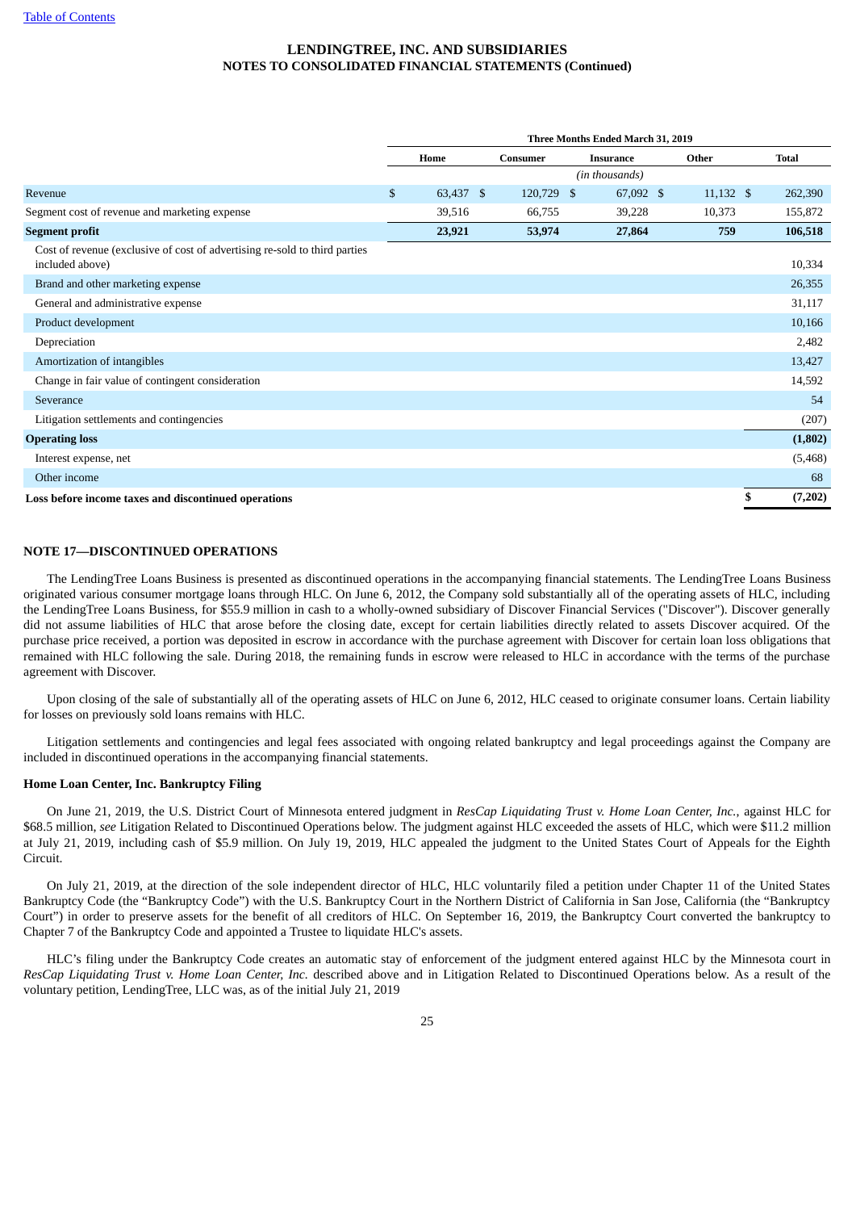**LENDINGTREE, INC. AND SUBSIDIARIES**
**NOTES TO CONSOLIDATED FINANCIAL STATEMENTS (Continued)**

| | Three Months Ended March 31, 2019 | | | | |
|---|---|---|---|---|---|
| | Home | Consumer | Insurance | Other | Total |
| | *(in thousands)* | | | | |
| Revenue | $ 63,437 | $ 120,729 | $ 67,092 | $ 11,132 | $ 262,390 |
| Segment cost of revenue and marketing expense | 39,516 | 66,755 | 39,228 | 10,373 | 155,872 |
| **Segment profit** | **23,921** | **53,974** | **27,864** | **759** | **106,518** |
| Cost of revenue (exclusive of cost of advertising re-sold to third parties included above) | | | | | 10,334 |
| Brand and other marketing expense | | | | | 26,355 |
| General and administrative expense | | | | | 31,117 |
| Product development | | | | | 10,166 |
| Depreciation | | | | | 2,482 |
| Amortization of intangibles | | | | | 13,427 |
| Change in fair value of contingent consideration | | | | | 14,592 |
| Severance | | | | | 54 |
| Litigation settlements and contingencies | | | | | (207) |
| **Operating loss** | | | | | **(1,802)** |
| Interest expense, net | | | | | (5,468) |
| Other income | | | | | 68 |
| **Loss before income taxes and discontinued operations** | | | | | **$ (7,202)** |

**NOTE 17—DISCONTINUED OPERATIONS**

The LendingTree Loans Business is presented as discontinued operations in the accompanying financial statements. The LendingTree Loans Business originated various consumer mortgage loans through HLC. On June 6, 2012, the Company sold substantially all of the operating assets of HLC, including the LendingTree Loans Business, for $55.9 million in cash to a wholly-owned subsidiary of Discover Financial Services ("Discover"). Discover generally did not assume liabilities of HLC that arose before the closing date, except for certain liabilities directly related to assets Discover acquired. Of the purchase price received, a portion was deposited in escrow in accordance with the purchase agreement with Discover for certain loan loss obligations that remained with HLC following the sale. During 2018, the remaining funds in escrow were released to HLC in accordance with the terms of the purchase agreement with Discover.

Upon closing of the sale of substantially all of the operating assets of HLC on June 6, 2012, HLC ceased to originate consumer loans. Certain liability for losses on previously sold loans remains with HLC.

Litigation settlements and contingencies and legal fees associated with ongoing related bankruptcy and legal proceedings against the Company are included in discontinued operations in the accompanying financial statements.

**Home Loan Center, Inc. Bankruptcy Filing**

On June 21, 2019, the U.S. District Court of Minnesota entered judgment in *ResCap Liquidating Trust v. Home Loan Center, Inc.*, against HLC for $68.5 million, *see* Litigation Related to Discontinued Operations below. The judgment against HLC exceeded the assets of HLC, which were $11.2 million at July 21, 2019, including cash of $5.9 million. On July 19, 2019, HLC appealed the judgment to the United States Court of Appeals for the Eighth Circuit.

On July 21, 2019, at the direction of the sole independent director of HLC, HLC voluntarily filed a petition under Chapter 11 of the United States Bankruptcy Code (the "Bankruptcy Code") with the U.S. Bankruptcy Court in the Northern District of California in San Jose, California (the "Bankruptcy Court") in order to preserve assets for the benefit of all creditors of HLC. On September 16, 2019, the Bankruptcy Court converted the bankruptcy to Chapter 7 of the Bankruptcy Code and appointed a Trustee to liquidate HLC's assets.

HLC's filing under the Bankruptcy Code creates an automatic stay of enforcement of the judgment entered against HLC by the Minnesota court in *ResCap Liquidating Trust v. Home Loan Center, Inc.* described above and in Litigation Related to Discontinued Operations below. As a result of the voluntary petition, LendingTree, LLC was, as of the initial July 21, 2019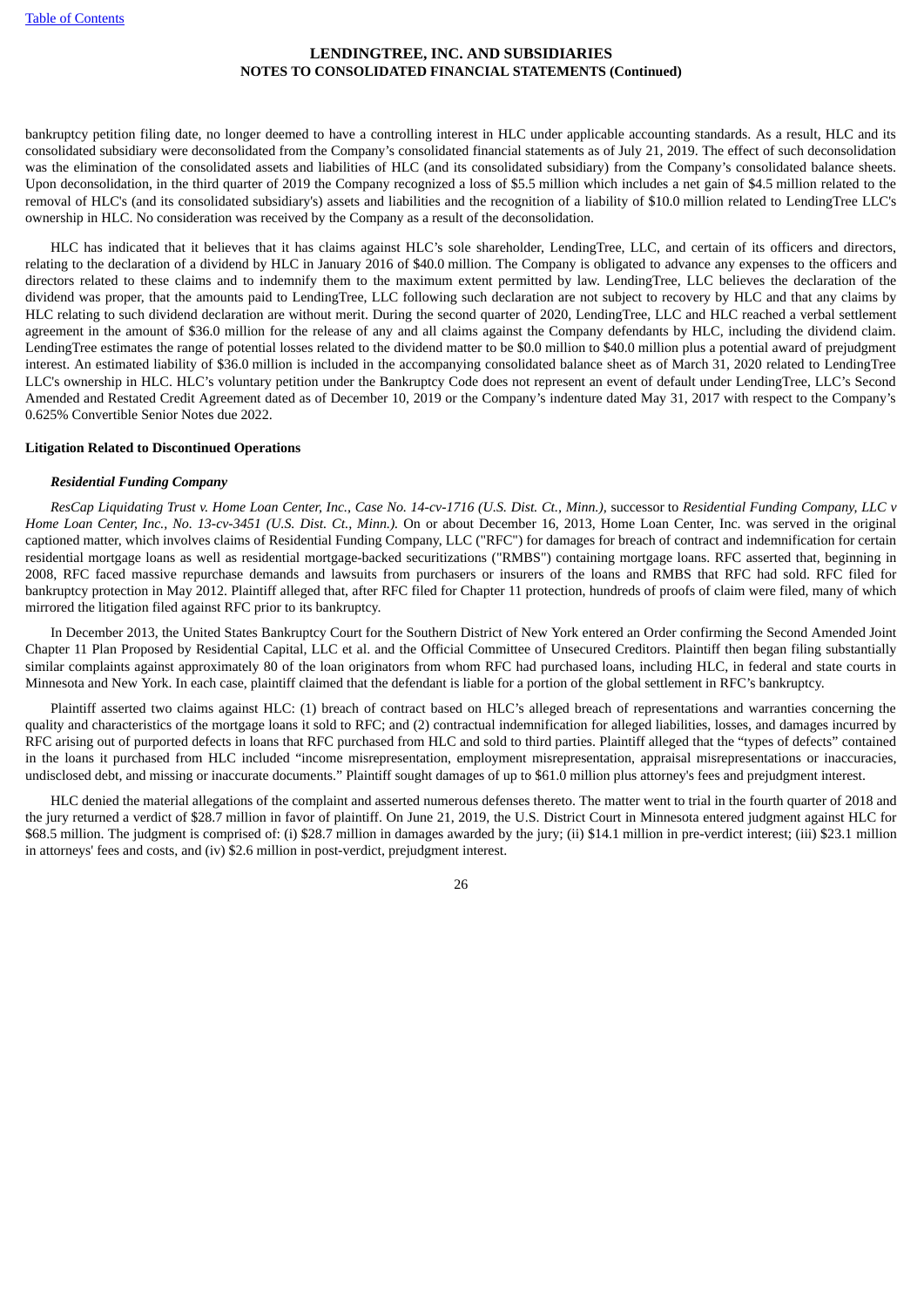bankruptcy petition filing date, no longer deemed to have a controlling interest in HLC under applicable accounting standards. As a result, HLC and its consolidated subsidiary were deconsolidated from the Company's consolidated financial statements as of July 21, 2019. The effect of such deconsolidation was the elimination of the consolidated assets and liabilities of HLC (and its consolidated subsidiary) from the Company's consolidated balance sheets. Upon deconsolidation, in the third quarter of 2019 the Company recognized a loss of $5.5 million which includes a net gain of $4.5 million related to the removal of HLC's (and its consolidated subsidiary's) assets and liabilities and the recognition of a liability of $10.0 million related to LendingTree LLC's ownership in HLC. No consideration was received by the Company as a result of the deconsolidation.

HLC has indicated that it believes that it has claims against HLC's sole shareholder, LendingTree, LLC, and certain of its officers and directors, relating to the declaration of a dividend by HLC in January 2016 of $40.0 million. The Company is obligated to advance any expenses to the officers and directors related to these claims and to indemnify them to the maximum extent permitted by law. LendingTree, LLC believes the declaration of the dividend was proper, that the amounts paid to LendingTree, LLC following such declaration are not subject to recovery by HLC and that any claims by HLC relating to such dividend declaration are without merit. During the second quarter of 2020, LendingTree, LLC and HLC reached a verbal settlement agreement in the amount of $36.0 million for the release of any and all claims against the Company defendants by HLC, including the dividend claim. LendingTree estimates the range of potential losses related to the dividend matter to be $0.0 million to $40.0 million plus a potential award of prejudgment interest. An estimated liability of $36.0 million is included in the accompanying consolidated balance sheet as of March 31, 2020 related to LendingTree LLC's ownership in HLC. HLC's voluntary petition under the Bankruptcy Code does not represent an event of default under LendingTree, LLC's Second Amended and Restated Credit Agreement dated as of December 10, 2019 or the Company's indenture dated May 31, 2017 with respect to the Company's 0.625% Convertible Senior Notes due 2022.

**Litigation Related to Discontinued Operations**

***Residential Funding Company***

*ResCap Liquidating Trust v. Home Loan Center, Inc., Case No. 14-cv-1716 (U.S. Dist. Ct., Minn.),* successor to *Residential Funding Company, LLC v Home Loan Center, Inc., No. 13-cv-3451 (U.S. Dist. Ct., Minn.).* On or about December 16, 2013, Home Loan Center, Inc. was served in the original captioned matter, which involves claims of Residential Funding Company, LLC ("RFC") for damages for breach of contract and indemnification for certain residential mortgage loans as well as residential mortgage-backed securitizations ("RMBS") containing mortgage loans. RFC asserted that, beginning in 2008, RFC faced massive repurchase demands and lawsuits from purchasers or insurers of the loans and RMBS that RFC had sold. RFC filed for bankruptcy protection in May 2012. Plaintiff alleged that, after RFC filed for Chapter 11 protection, hundreds of proofs of claim were filed, many of which mirrored the litigation filed against RFC prior to its bankruptcy.

In December 2013, the United States Bankruptcy Court for the Southern District of New York entered an Order confirming the Second Amended Joint Chapter 11 Plan Proposed by Residential Capital, LLC et al. and the Official Committee of Unsecured Creditors. Plaintiff then began filing substantially similar complaints against approximately 80 of the loan originators from whom RFC had purchased loans, including HLC, in federal and state courts in Minnesota and New York. In each case, plaintiff claimed that the defendant is liable for a portion of the global settlement in RFC's bankruptcy.

Plaintiff asserted two claims against HLC: (1) breach of contract based on HLC's alleged breach of representations and warranties concerning the quality and characteristics of the mortgage loans it sold to RFC; and (2) contractual indemnification for alleged liabilities, losses, and damages incurred by RFC arising out of purported defects in loans that RFC purchased from HLC and sold to third parties. Plaintiff alleged that the "types of defects" contained in the loans it purchased from HLC included "income misrepresentation, employment misrepresentation, appraisal misrepresentations or inaccuracies, undisclosed debt, and missing or inaccurate documents." Plaintiff sought damages of up to $61.0 million plus attorney's fees and prejudgment interest.

HLC denied the material allegations of the complaint and asserted numerous defenses thereto. The matter went to trial in the fourth quarter of 2018 and the jury returned a verdict of $28.7 million in favor of plaintiff. On June 21, 2019, the U.S. District Court in Minnesota entered judgment against HLC for $68.5 million. The judgment is comprised of: (i) $28.7 million in damages awarded by the jury; (ii) $14.1 million in pre-verdict interest; (iii) $23.1 million in attorneys' fees and costs, and (iv) $2.6 million in post-verdict, prejudgment interest.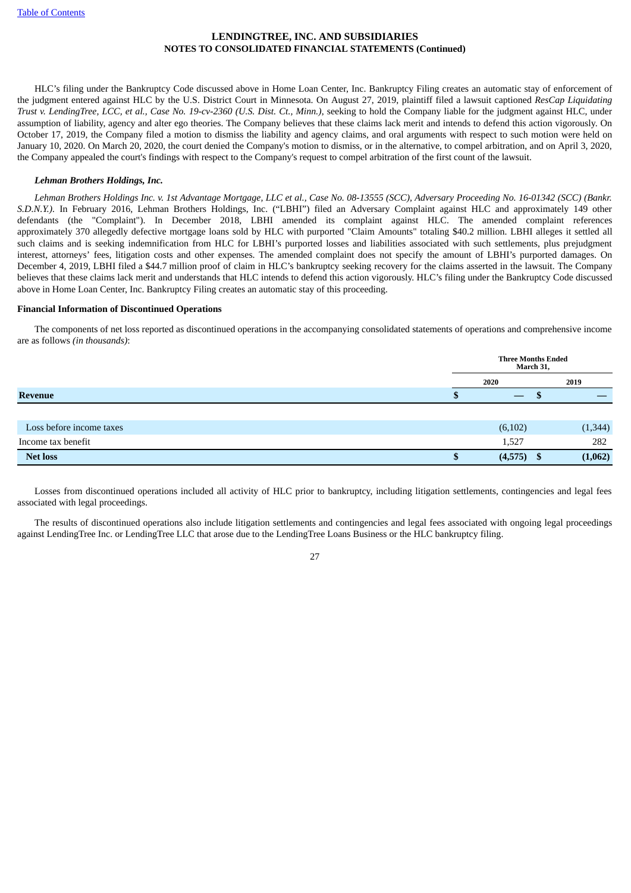HLC's filing under the Bankruptcy Code discussed above in Home Loan Center, Inc. Bankruptcy Filing creates an automatic stay of enforcement of the judgment entered against HLC by the U.S. District Court in Minnesota. On August 27, 2019, plaintiff filed a lawsuit captioned *ResCap Liquidating Trust v. LendingTree, LCC, et al., Case No. 19-cv-2360 (U.S. Dist. Ct., Minn.)*, seeking to hold the Company liable for the judgment against HLC, under assumption of liability, agency and alter ego theories. The Company believes that these claims lack merit and intends to defend this action vigorously. On October 17, 2019, the Company filed a motion to dismiss the liability and agency claims, and oral arguments with respect to such motion were held on January 10, 2020. On March 20, 2020, the court denied the Company's motion to dismiss, or in the alternative, to compel arbitration, and on April 3, 2020, the Company appealed the court's findings with respect to the Company's request to compel arbitration of the first count of the lawsuit.

***Lehman Brothers Holdings, Inc.***

*Lehman Brothers Holdings Inc. v. 1st Advantage Mortgage, LLC et al., Case No. 08-13555 (SCC), Adversary Proceeding No. 16-01342 (SCC) (Bankr. S.D.N.Y.).* In February 2016, Lehman Brothers Holdings, Inc. ("LBHI") filed an Adversary Complaint against HLC and approximately 149 other defendants (the "Complaint"). In December 2018, LBHI amended its complaint against HLC. The amended complaint references approximately 370 allegedly defective mortgage loans sold by HLC with purported "Claim Amounts" totaling $40.2 million. LBHI alleges it settled all such claims and is seeking indemnification from HLC for LBHI's purported losses and liabilities associated with such settlements, plus prejudgment interest, attorneys' fees, litigation costs and other expenses. The amended complaint does not specify the amount of LBHI's purported damages. On December 4, 2019, LBHI filed a $44.7 million proof of claim in HLC's bankruptcy seeking recovery for the claims asserted in the lawsuit. The Company believes that these claims lack merit and understands that HLC intends to defend this action vigorously. HLC's filing under the Bankruptcy Code discussed above in Home Loan Center, Inc. Bankruptcy Filing creates an automatic stay of this proceeding.

**Financial Information of Discontinued Operations**

The components of net loss reported as discontinued operations in the accompanying consolidated statements of operations and comprehensive income are as follows *(in thousands)*:

| | Three Months Ended March 31, | |
|---|---|---|
| | 2020 | 2019 |
| **Revenue** | $ — | $ — |
| | | |
| Loss before income taxes | (6,102) | (1,344) |
| Income tax benefit | 1,527 | 282 |
| **Net loss** | **$ (4,575)** | **$ (1,062)** |

Losses from discontinued operations included all activity of HLC prior to bankruptcy, including litigation settlements, contingencies and legal fees associated with legal proceedings.

The results of discontinued operations also include litigation settlements and contingencies and legal fees associated with ongoing legal proceedings against LendingTree Inc. or LendingTree LLC that arose due to the LendingTree Loans Business or the HLC bankruptcy filing.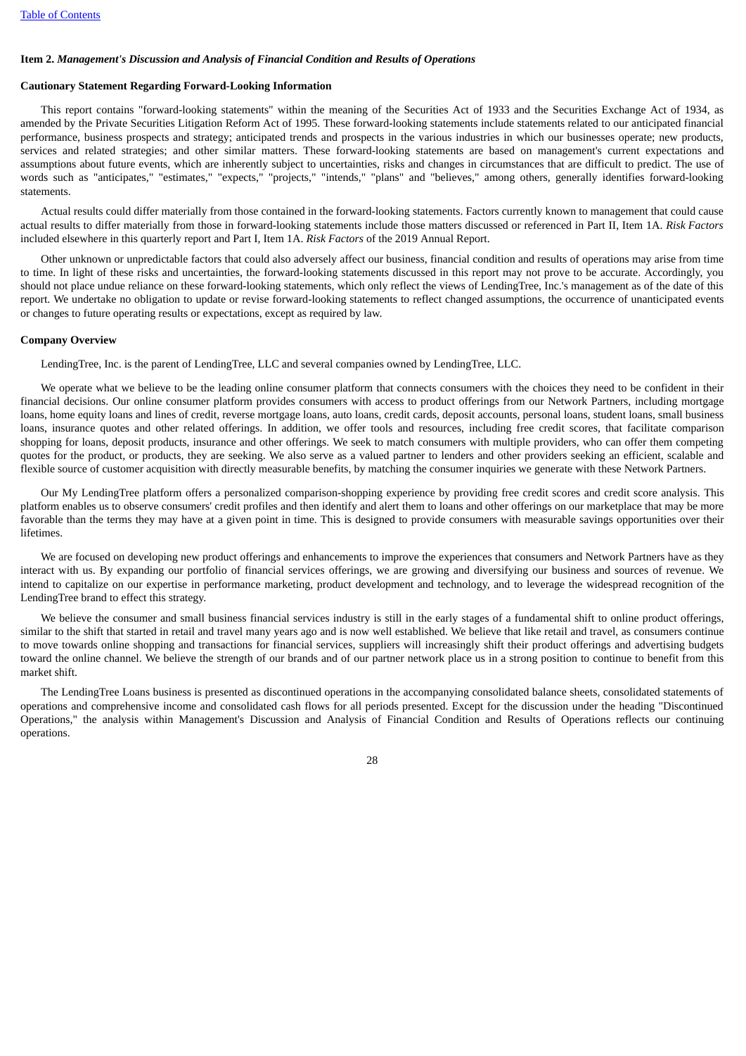## Item 2. *Management's Discussion and Analysis of Financial Condition and Results of Operations*

### Cautionary Statement Regarding Forward-Looking Information

This report contains "forward-looking statements" within the meaning of the Securities Act of 1933 and the Securities Exchange Act of 1934, as amended by the Private Securities Litigation Reform Act of 1995. These forward-looking statements include statements related to our anticipated financial performance, business prospects and strategy; anticipated trends and prospects in the various industries in which our businesses operate; new products, services and related strategies; and other similar matters. These forward-looking statements are based on management's current expectations and assumptions about future events, which are inherently subject to uncertainties, risks and changes in circumstances that are difficult to predict. The use of words such as "anticipates," "estimates," "expects," "projects," "intends," "plans" and "believes," among others, generally identifies forward-looking statements.

Actual results could differ materially from those contained in the forward-looking statements. Factors currently known to management that could cause actual results to differ materially from those in forward-looking statements include those matters discussed or referenced in Part II, Item 1A. *Risk Factors* included elsewhere in this quarterly report and Part I, Item 1A. *Risk Factors* of the 2019 Annual Report.

Other unknown or unpredictable factors that could also adversely affect our business, financial condition and results of operations may arise from time to time. In light of these risks and uncertainties, the forward-looking statements discussed in this report may not prove to be accurate. Accordingly, you should not place undue reliance on these forward-looking statements, which only reflect the views of LendingTree, Inc.'s management as of the date of this report. We undertake no obligation to update or revise forward-looking statements to reflect changed assumptions, the occurrence of unanticipated events or changes to future operating results or expectations, except as required by law.

### Company Overview

LendingTree, Inc. is the parent of LendingTree, LLC and several companies owned by LendingTree, LLC.

We operate what we believe to be the leading online consumer platform that connects consumers with the choices they need to be confident in their financial decisions. Our online consumer platform provides consumers with access to product offerings from our Network Partners, including mortgage loans, home equity loans and lines of credit, reverse mortgage loans, auto loans, credit cards, deposit accounts, personal loans, student loans, small business loans, insurance quotes and other related offerings. In addition, we offer tools and resources, including free credit scores, that facilitate comparison shopping for loans, deposit products, insurance and other offerings. We seek to match consumers with multiple providers, who can offer them competing quotes for the product, or products, they are seeking. We also serve as a valued partner to lenders and other providers seeking an efficient, scalable and flexible source of customer acquisition with directly measurable benefits, by matching the consumer inquiries we generate with these Network Partners.

Our My LendingTree platform offers a personalized comparison-shopping experience by providing free credit scores and credit score analysis. This platform enables us to observe consumers' credit profiles and then identify and alert them to loans and other offerings on our marketplace that may be more favorable than the terms they may have at a given point in time. This is designed to provide consumers with measurable savings opportunities over their lifetimes.

We are focused on developing new product offerings and enhancements to improve the experiences that consumers and Network Partners have as they interact with us. By expanding our portfolio of financial services offerings, we are growing and diversifying our business and sources of revenue. We intend to capitalize on our expertise in performance marketing, product development and technology, and to leverage the widespread recognition of the LendingTree brand to effect this strategy.

We believe the consumer and small business financial services industry is still in the early stages of a fundamental shift to online product offerings, similar to the shift that started in retail and travel many years ago and is now well established. We believe that like retail and travel, as consumers continue to move towards online shopping and transactions for financial services, suppliers will increasingly shift their product offerings and advertising budgets toward the online channel. We believe the strength of our brands and of our partner network place us in a strong position to continue to benefit from this market shift.

The LendingTree Loans business is presented as discontinued operations in the accompanying consolidated balance sheets, consolidated statements of operations and comprehensive income and consolidated cash flows for all periods presented. Except for the discussion under the heading "Discontinued Operations," the analysis within Management's Discussion and Analysis of Financial Condition and Results of Operations reflects our continuing operations.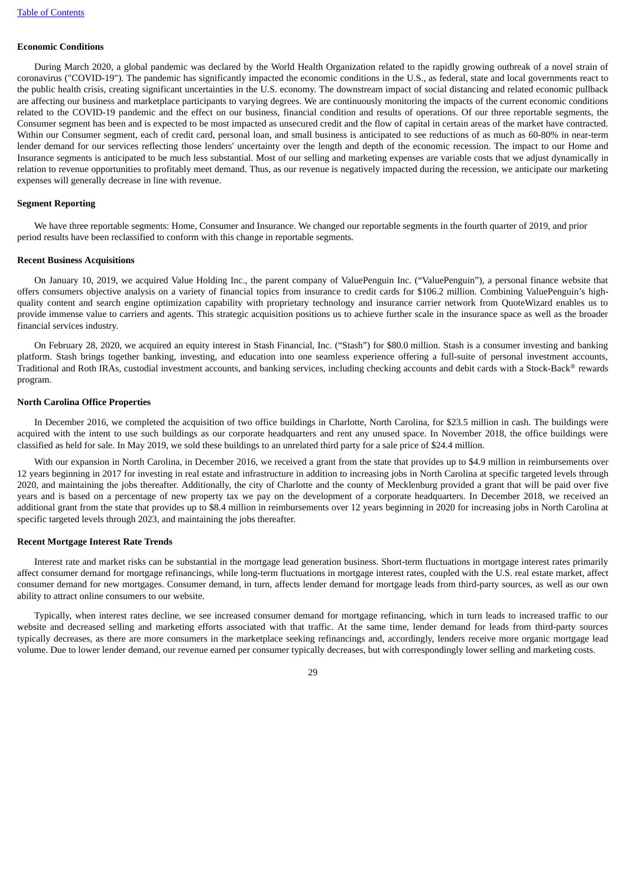### Economic Conditions

During March 2020, a global pandemic was declared by the World Health Organization related to the rapidly growing outbreak of a novel strain of coronavirus ("COVID-19"). The pandemic has significantly impacted the economic conditions in the U.S., as federal, state and local governments react to the public health crisis, creating significant uncertainties in the U.S. economy. The downstream impact of social distancing and related economic pullback are affecting our business and marketplace participants to varying degrees. We are continuously monitoring the impacts of the current economic conditions related to the COVID-19 pandemic and the effect on our business, financial condition and results of operations. Of our three reportable segments, the Consumer segment has been and is expected to be most impacted as unsecured credit and the flow of capital in certain areas of the market have contracted. Within our Consumer segment, each of credit card, personal loan, and small business is anticipated to see reductions of as much as 60-80% in near-term lender demand for our services reflecting those lenders' uncertainty over the length and depth of the economic recession. The impact to our Home and Insurance segments is anticipated to be much less substantial. Most of our selling and marketing expenses are variable costs that we adjust dynamically in relation to revenue opportunities to profitably meet demand. Thus, as our revenue is negatively impacted during the recession, we anticipate our marketing expenses will generally decrease in line with revenue.

### Segment Reporting

We have three reportable segments: Home, Consumer and Insurance. We changed our reportable segments in the fourth quarter of 2019, and prior period results have been reclassified to conform with this change in reportable segments.

### Recent Business Acquisitions

On January 10, 2019, we acquired Value Holding Inc., the parent company of ValuePenguin Inc. ("ValuePenguin"), a personal finance website that offers consumers objective analysis on a variety of financial topics from insurance to credit cards for $106.2 million. Combining ValuePenguin's high-quality content and search engine optimization capability with proprietary technology and insurance carrier network from QuoteWizard enables us to provide immense value to carriers and agents. This strategic acquisition positions us to achieve further scale in the insurance space as well as the broader financial services industry.

On February 28, 2020, we acquired an equity interest in Stash Financial, Inc. ("Stash") for $80.0 million. Stash is a consumer investing and banking platform. Stash brings together banking, investing, and education into one seamless experience offering a full-suite of personal investment accounts, Traditional and Roth IRAs, custodial investment accounts, and banking services, including checking accounts and debit cards with a Stock-Back® rewards program.

### North Carolina Office Properties

In December 2016, we completed the acquisition of two office buildings in Charlotte, North Carolina, for $23.5 million in cash. The buildings were acquired with the intent to use such buildings as our corporate headquarters and rent any unused space. In November 2018, the office buildings were classified as held for sale. In May 2019, we sold these buildings to an unrelated third party for a sale price of $24.4 million.

With our expansion in North Carolina, in December 2016, we received a grant from the state that provides up to $4.9 million in reimbursements over 12 years beginning in 2017 for investing in real estate and infrastructure in addition to increasing jobs in North Carolina at specific targeted levels through 2020, and maintaining the jobs thereafter. Additionally, the city of Charlotte and the county of Mecklenburg provided a grant that will be paid over five years and is based on a percentage of new property tax we pay on the development of a corporate headquarters. In December 2018, we received an additional grant from the state that provides up to $8.4 million in reimbursements over 12 years beginning in 2020 for increasing jobs in North Carolina at specific targeted levels through 2023, and maintaining the jobs thereafter.

### Recent Mortgage Interest Rate Trends

Interest rate and market risks can be substantial in the mortgage lead generation business. Short-term fluctuations in mortgage interest rates primarily affect consumer demand for mortgage refinancings, while long-term fluctuations in mortgage interest rates, coupled with the U.S. real estate market, affect consumer demand for new mortgages. Consumer demand, in turn, affects lender demand for mortgage leads from third-party sources, as well as our own ability to attract online consumers to our website.

Typically, when interest rates decline, we see increased consumer demand for mortgage refinancing, which in turn leads to increased traffic to our website and decreased selling and marketing efforts associated with that traffic. At the same time, lender demand for leads from third-party sources typically decreases, as there are more consumers in the marketplace seeking refinancings and, accordingly, lenders receive more organic mortgage lead volume. Due to lower lender demand, our revenue earned per consumer typically decreases, but with correspondingly lower selling and marketing costs.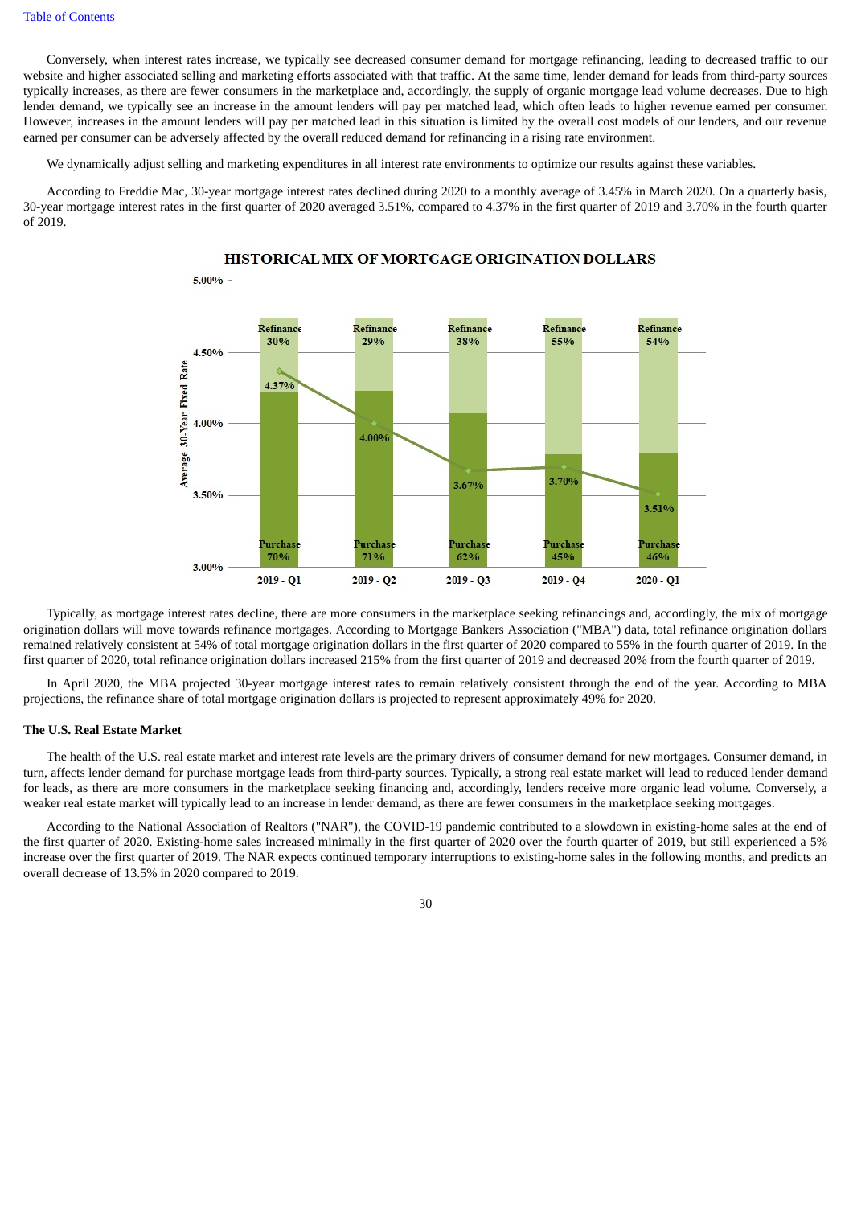Conversely, when interest rates increase, we typically see decreased consumer demand for mortgage refinancing, leading to decreased traffic to our website and higher associated selling and marketing efforts associated with that traffic. At the same time, lender demand for leads from third-party sources typically increases, as there are fewer consumers in the marketplace and, accordingly, the supply of organic mortgage lead volume decreases. Due to high lender demand, we typically see an increase in the amount lenders will pay per matched lead, which often leads to higher revenue earned per consumer. However, increases in the amount lenders will pay per matched lead in this situation is limited by the overall cost models of our lenders, and our revenue earned per consumer can be adversely affected by the overall reduced demand for refinancing in a rising rate environment.

We dynamically adjust selling and marketing expenditures in all interest rate environments to optimize our results against these variables.

According to Freddie Mac, 30-year mortgage interest rates declined during 2020 to a monthly average of 3.45% in March 2020. On a quarterly basis, 30-year mortgage interest rates in the first quarter of 2020 averaged 3.51%, compared to 4.37% in the first quarter of 2019 and 3.70% in the fourth quarter of 2019.

**HISTORICAL MIX OF MORTGAGE ORIGINATION DOLLARS**

| | 2019 - Q1 | 2019 - Q2 | 2019 - Q3 | 2019 - Q4 | 2020 - Q1 |
|---|---|---|---|---|---|
| Refinance | 30% | 29% | 38% | 55% | 54% |
| Purchase | 70% | 71% | 62% | 45% | 46% |
| Average 30-Year Fixed Rate | 4.37% | 4.00% | 3.67% | 3.70% | 3.51% |

Typically, as mortgage interest rates decline, there are more consumers in the marketplace seeking refinancings and, accordingly, the mix of mortgage origination dollars will move towards refinance mortgages. According to Mortgage Bankers Association ("MBA") data, total refinance origination dollars remained relatively consistent at 54% of total mortgage origination dollars in the first quarter of 2020 compared to 55% in the fourth quarter of 2019. In the first quarter of 2020, total refinance origination dollars increased 215% from the first quarter of 2019 and decreased 20% from the fourth quarter of 2019.

In April 2020, the MBA projected 30-year mortgage interest rates to remain relatively consistent through the end of the year. According to MBA projections, the refinance share of total mortgage origination dollars is projected to represent approximately 49% for 2020.

**The U.S. Real Estate Market**

The health of the U.S. real estate market and interest rate levels are the primary drivers of consumer demand for new mortgages. Consumer demand, in turn, affects lender demand for purchase mortgage leads from third-party sources. Typically, a strong real estate market will lead to reduced lender demand for leads, as there are more consumers in the marketplace seeking financing and, accordingly, lenders receive more organic lead volume. Conversely, a weaker real estate market will typically lead to an increase in lender demand, as there are fewer consumers in the marketplace seeking mortgages.

According to the National Association of Realtors ("NAR"), the COVID-19 pandemic contributed to a slowdown in existing-home sales at the end of the first quarter of 2020. Existing-home sales increased minimally in the first quarter of 2020 over the fourth quarter of 2019, but still experienced a 5% increase over the first quarter of 2019. The NAR expects continued temporary interruptions to existing-home sales in the following months, and predicts an overall decrease of 13.5% in 2020 compared to 2019.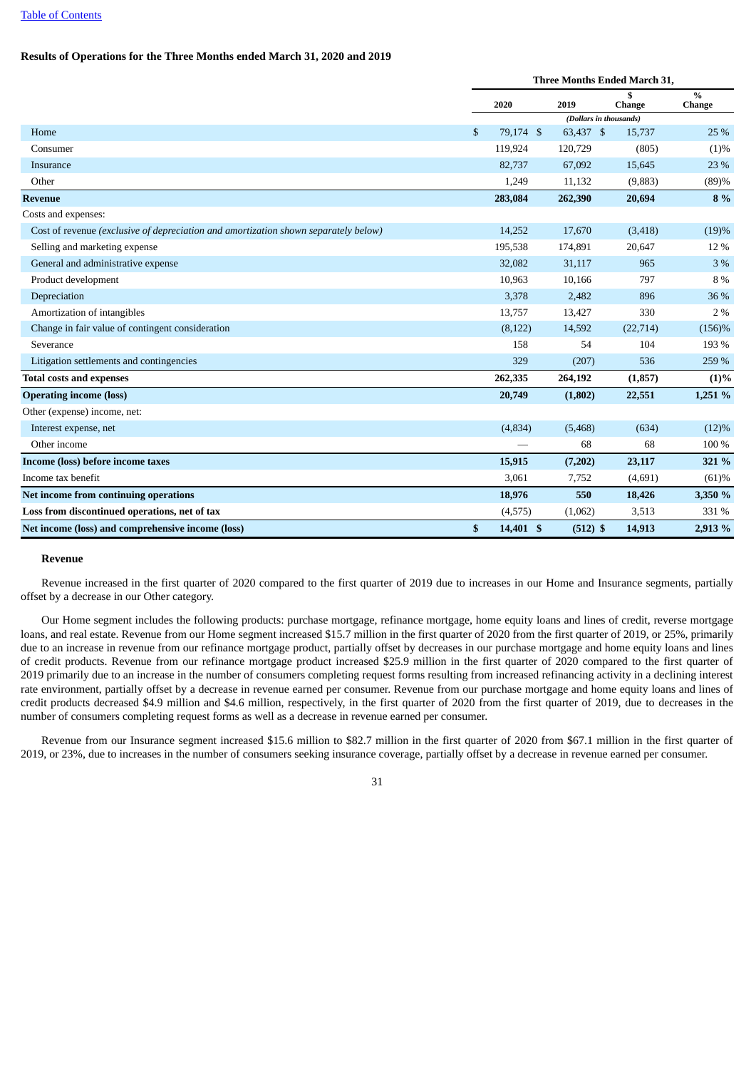[Table of Contents](#)

**Results of Operations for the Three Months ended March 31, 2020 and 2019**

| | Three Months Ended March 31, | | | |
|---|---|---|---|---|
| | 2020 | 2019 | $ Change | % Change |
| | *(Dollars in thousands)* | | | |
| Home | $ 79,174 | $ 63,437 | $ 15,737 | 25 % |
| Consumer | 119,924 | 120,729 | (805) | (1)% |
| Insurance | 82,737 | 67,092 | 15,645 | 23 % |
| Other | 1,249 | 11,132 | (9,883) | (89)% |
| **Revenue** | **283,084** | **262,390** | **20,694** | **8 %** |
| Costs and expenses: | | | | |
| Cost of revenue *(exclusive of depreciation and amortization shown separately below)* | 14,252 | 17,670 | (3,418) | (19)% |
| Selling and marketing expense | 195,538 | 174,891 | 20,647 | 12 % |
| General and administrative expense | 32,082 | 31,117 | 965 | 3 % |
| Product development | 10,963 | 10,166 | 797 | 8 % |
| Depreciation | 3,378 | 2,482 | 896 | 36 % |
| Amortization of intangibles | 13,757 | 13,427 | 330 | 2 % |
| Change in fair value of contingent consideration | (8,122) | 14,592 | (22,714) | (156)% |
| Severance | 158 | 54 | 104 | 193 % |
| Litigation settlements and contingencies | 329 | (207) | 536 | 259 % |
| **Total costs and expenses** | **262,335** | **264,192** | **(1,857)** | **(1)%** |
| **Operating income (loss)** | **20,749** | **(1,802)** | **22,551** | **1,251 %** |
| Other (expense) income, net: | | | | |
| Interest expense, net | (4,834) | (5,468) | (634) | (12)% |
| Other income | — | 68 | 68 | 100 % |
| **Income (loss) before income taxes** | **15,915** | **(7,202)** | **23,117** | **321 %** |
| Income tax benefit | 3,061 | 7,752 | (4,691) | (61)% |
| **Net income from continuing operations** | **18,976** | **550** | **18,426** | **3,350 %** |
| **Loss from discontinued operations, net of tax** | (4,575) | (1,062) | 3,513 | 331 % |
| **Net income (loss) and comprehensive income (loss)** | **$ 14,401** | **$ (512)** | **$ 14,913** | **2,913 %** |

**Revenue**

Revenue increased in the first quarter of 2020 compared to the first quarter of 2019 due to increases in our Home and Insurance segments, partially offset by a decrease in our Other category.

Our Home segment includes the following products: purchase mortgage, refinance mortgage, home equity loans and lines of credit, reverse mortgage loans, and real estate. Revenue from our Home segment increased $15.7 million in the first quarter of 2020 from the first quarter of 2019, or 25%, primarily due to an increase in revenue from our refinance mortgage product, partially offset by decreases in our purchase mortgage and home equity loans and lines of credit products. Revenue from our refinance mortgage product increased $25.9 million in the first quarter of 2020 compared to the first quarter of 2019 primarily due to an increase in the number of consumers completing request forms resulting from increased refinancing activity in a declining interest rate environment, partially offset by a decrease in revenue earned per consumer. Revenue from our purchase mortgage and home equity loans and lines of credit products decreased $4.9 million and $4.6 million, respectively, in the first quarter of 2020 from the first quarter of 2019, due to decreases in the number of consumers completing request forms as well as a decrease in revenue earned per consumer.

Revenue from our Insurance segment increased $15.6 million to $82.7 million in the first quarter of 2020 from $67.1 million in the first quarter of 2019, or 23%, due to increases in the number of consumers seeking insurance coverage, partially offset by a decrease in revenue earned per consumer.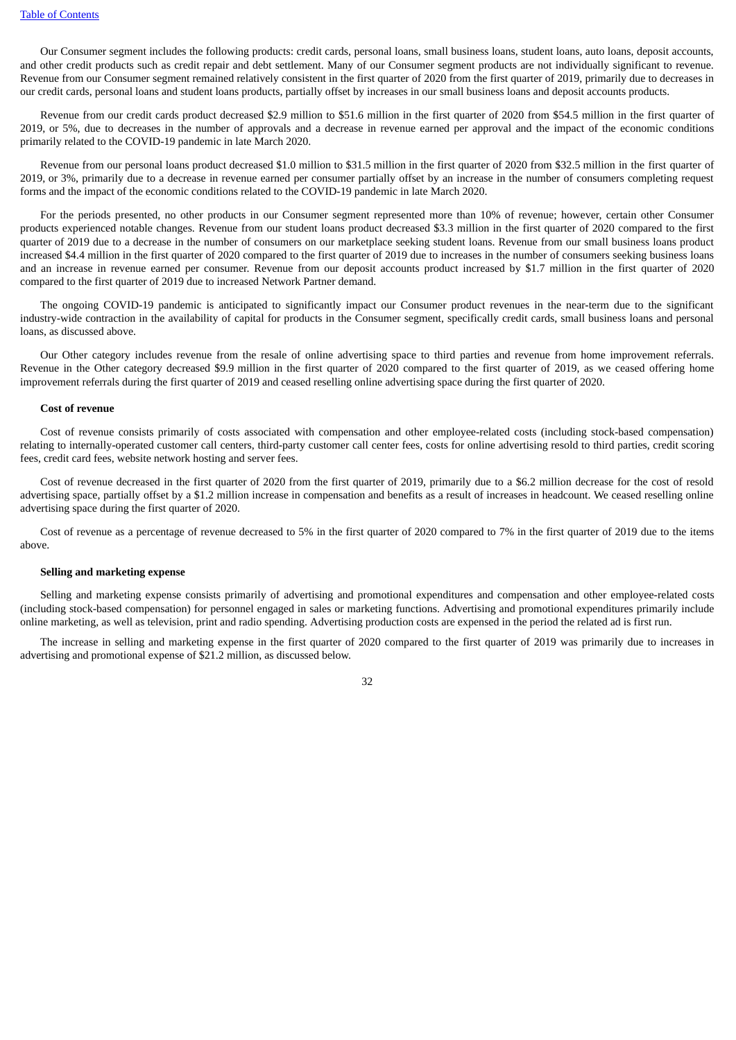Our Consumer segment includes the following products: credit cards, personal loans, small business loans, student loans, auto loans, deposit accounts, and other credit products such as credit repair and debt settlement. Many of our Consumer segment products are not individually significant to revenue. Revenue from our Consumer segment remained relatively consistent in the first quarter of 2020 from the first quarter of 2019, primarily due to decreases in our credit cards, personal loans and student loans products, partially offset by increases in our small business loans and deposit accounts products.

Revenue from our credit cards product decreased $2.9 million to $51.6 million in the first quarter of 2020 from $54.5 million in the first quarter of 2019, or 5%, due to decreases in the number of approvals and a decrease in revenue earned per approval and the impact of the economic conditions primarily related to the COVID-19 pandemic in late March 2020.

Revenue from our personal loans product decreased $1.0 million to $31.5 million in the first quarter of 2020 from $32.5 million in the first quarter of 2019, or 3%, primarily due to a decrease in revenue earned per consumer partially offset by an increase in the number of consumers completing request forms and the impact of the economic conditions related to the COVID-19 pandemic in late March 2020.

For the periods presented, no other products in our Consumer segment represented more than 10% of revenue; however, certain other Consumer products experienced notable changes. Revenue from our student loans product decreased $3.3 million in the first quarter of 2020 compared to the first quarter of 2019 due to a decrease in the number of consumers on our marketplace seeking student loans. Revenue from our small business loans product increased $4.4 million in the first quarter of 2020 compared to the first quarter of 2019 due to increases in the number of consumers seeking business loans and an increase in revenue earned per consumer. Revenue from our deposit accounts product increased by $1.7 million in the first quarter of 2020 compared to the first quarter of 2019 due to increased Network Partner demand.

The ongoing COVID-19 pandemic is anticipated to significantly impact our Consumer product revenues in the near-term due to the significant industry-wide contraction in the availability of capital for products in the Consumer segment, specifically credit cards, small business loans and personal loans, as discussed above.

Our Other category includes revenue from the resale of online advertising space to third parties and revenue from home improvement referrals. Revenue in the Other category decreased $9.9 million in the first quarter of 2020 compared to the first quarter of 2019, as we ceased offering home improvement referrals during the first quarter of 2019 and ceased reselling online advertising space during the first quarter of 2020.

**Cost of revenue**

Cost of revenue consists primarily of costs associated with compensation and other employee-related costs (including stock-based compensation) relating to internally-operated customer call centers, third-party customer call center fees, costs for online advertising resold to third parties, credit scoring fees, credit card fees, website network hosting and server fees.

Cost of revenue decreased in the first quarter of 2020 from the first quarter of 2019, primarily due to a $6.2 million decrease for the cost of resold advertising space, partially offset by a $1.2 million increase in compensation and benefits as a result of increases in headcount. We ceased reselling online advertising space during the first quarter of 2020.

Cost of revenue as a percentage of revenue decreased to 5% in the first quarter of 2020 compared to 7% in the first quarter of 2019 due to the items above.

**Selling and marketing expense**

Selling and marketing expense consists primarily of advertising and promotional expenditures and compensation and other employee-related costs (including stock-based compensation) for personnel engaged in sales or marketing functions. Advertising and promotional expenditures primarily include online marketing, as well as television, print and radio spending. Advertising production costs are expensed in the period the related ad is first run.

The increase in selling and marketing expense in the first quarter of 2020 compared to the first quarter of 2019 was primarily due to increases in advertising and promotional expense of $21.2 million, as discussed below.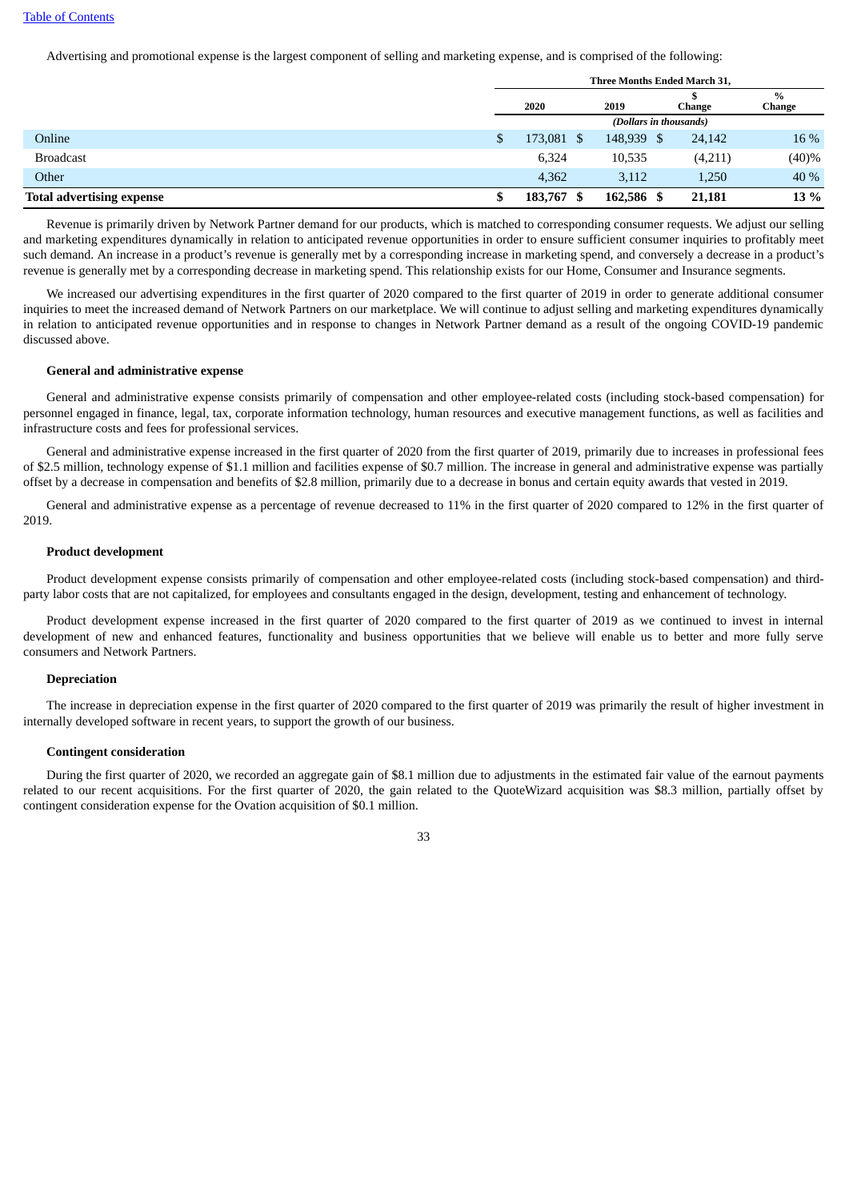Advertising and promotional expense is the largest component of selling and marketing expense, and is comprised of the following:

| | Three Months Ended March 31, | | | |
|---|---|---|---|---|
| | 2020 | 2019 | $ Change | % Change |
| | *(Dollars in thousands)* | | | |
| Online | $ 173,081 | $ 148,939 | $ 24,142 | 16 % |
| Broadcast | 6,324 | 10,535 | (4,211) | (40)% |
| Other | 4,362 | 3,112 | 1,250 | 40 % |
| **Total advertising expense** | **$ 183,767** | **$ 162,586** | **$ 21,181** | **13 %** |

Revenue is primarily driven by Network Partner demand for our products, which is matched to corresponding consumer requests. We adjust our selling and marketing expenditures dynamically in relation to anticipated revenue opportunities in order to ensure sufficient consumer inquiries to profitably meet such demand. An increase in a product's revenue is generally met by a corresponding increase in marketing spend, and conversely a decrease in a product's revenue is generally met by a corresponding decrease in marketing spend. This relationship exists for our Home, Consumer and Insurance segments.

We increased our advertising expenditures in the first quarter of 2020 compared to the first quarter of 2019 in order to generate additional consumer inquiries to meet the increased demand of Network Partners on our marketplace. We will continue to adjust selling and marketing expenditures dynamically in relation to anticipated revenue opportunities and in response to changes in Network Partner demand as a result of the ongoing COVID-19 pandemic discussed above.

#### General and administrative expense

General and administrative expense consists primarily of compensation and other employee-related costs (including stock-based compensation) for personnel engaged in finance, legal, tax, corporate information technology, human resources and executive management functions, as well as facilities and infrastructure costs and fees for professional services.

General and administrative expense increased in the first quarter of 2020 from the first quarter of 2019, primarily due to increases in professional fees of $2.5 million, technology expense of $1.1 million and facilities expense of $0.7 million. The increase in general and administrative expense was partially offset by a decrease in compensation and benefits of $2.8 million, primarily due to a decrease in bonus and certain equity awards that vested in 2019.

General and administrative expense as a percentage of revenue decreased to 11% in the first quarter of 2020 compared to 12% in the first quarter of 2019.

#### Product development

Product development expense consists primarily of compensation and other employee-related costs (including stock-based compensation) and third-party labor costs that are not capitalized, for employees and consultants engaged in the design, development, testing and enhancement of technology.

Product development expense increased in the first quarter of 2020 compared to the first quarter of 2019 as we continued to invest in internal development of new and enhanced features, functionality and business opportunities that we believe will enable us to better and more fully serve consumers and Network Partners.

#### Depreciation

The increase in depreciation expense in the first quarter of 2020 compared to the first quarter of 2019 was primarily the result of higher investment in internally developed software in recent years, to support the growth of our business.

#### Contingent consideration

During the first quarter of 2020, we recorded an aggregate gain of $8.1 million due to adjustments in the estimated fair value of the earnout payments related to our recent acquisitions. For the first quarter of 2020, the gain related to the QuoteWizard acquisition was $8.3 million, partially offset by contingent consideration expense for the Ovation acquisition of $0.1 million.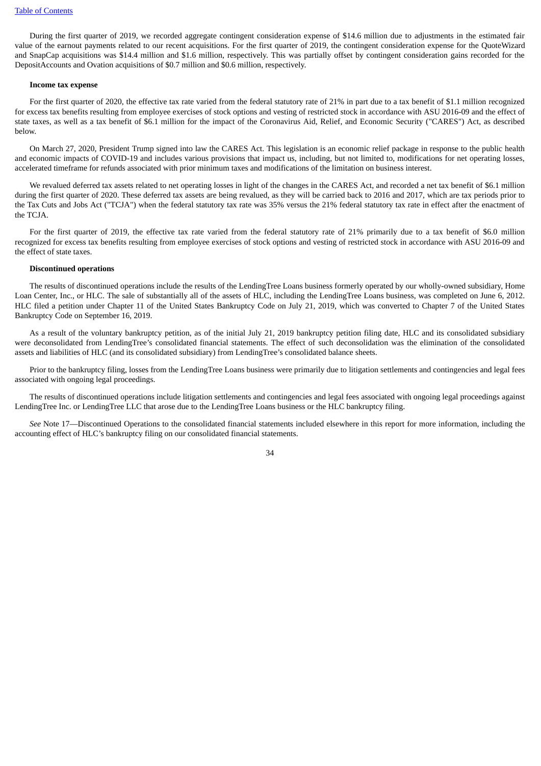During the first quarter of 2019, we recorded aggregate contingent consideration expense of $14.6 million due to adjustments in the estimated fair value of the earnout payments related to our recent acquisitions. For the first quarter of 2019, the contingent consideration expense for the QuoteWizard and SnapCap acquisitions was $14.4 million and $1.6 million, respectively. This was partially offset by contingent consideration gains recorded for the DepositAccounts and Ovation acquisitions of $0.7 million and $0.6 million, respectively.

**Income tax expense**

For the first quarter of 2020, the effective tax rate varied from the federal statutory rate of 21% in part due to a tax benefit of $1.1 million recognized for excess tax benefits resulting from employee exercises of stock options and vesting of restricted stock in accordance with ASU 2016-09 and the effect of state taxes, as well as a tax benefit of $6.1 million for the impact of the Coronavirus Aid, Relief, and Economic Security ("CARES") Act, as described below.

On March 27, 2020, President Trump signed into law the CARES Act. This legislation is an economic relief package in response to the public health and economic impacts of COVID-19 and includes various provisions that impact us, including, but not limited to, modifications for net operating losses, accelerated timeframe for refunds associated with prior minimum taxes and modifications of the limitation on business interest.

We revalued deferred tax assets related to net operating losses in light of the changes in the CARES Act, and recorded a net tax benefit of $6.1 million during the first quarter of 2020. These deferred tax assets are being revalued, as they will be carried back to 2016 and 2017, which are tax periods prior to the Tax Cuts and Jobs Act ("TCJA") when the federal statutory tax rate was 35% versus the 21% federal statutory tax rate in effect after the enactment of the TCJA.

For the first quarter of 2019, the effective tax rate varied from the federal statutory rate of 21% primarily due to a tax benefit of $6.0 million recognized for excess tax benefits resulting from employee exercises of stock options and vesting of restricted stock in accordance with ASU 2016-09 and the effect of state taxes.

**Discontinued operations**

The results of discontinued operations include the results of the LendingTree Loans business formerly operated by our wholly-owned subsidiary, Home Loan Center, Inc., or HLC. The sale of substantially all of the assets of HLC, including the LendingTree Loans business, was completed on June 6, 2012. HLC filed a petition under Chapter 11 of the United States Bankruptcy Code on July 21, 2019, which was converted to Chapter 7 of the United States Bankruptcy Code on September 16, 2019.

As a result of the voluntary bankruptcy petition, as of the initial July 21, 2019 bankruptcy petition filing date, HLC and its consolidated subsidiary were deconsolidated from LendingTree's consolidated financial statements. The effect of such deconsolidation was the elimination of the consolidated assets and liabilities of HLC (and its consolidated subsidiary) from LendingTree's consolidated balance sheets.

Prior to the bankruptcy filing, losses from the LendingTree Loans business were primarily due to litigation settlements and contingencies and legal fees associated with ongoing legal proceedings.

The results of discontinued operations include litigation settlements and contingencies and legal fees associated with ongoing legal proceedings against LendingTree Inc. or LendingTree LLC that arose due to the LendingTree Loans business or the HLC bankruptcy filing.

*See* Note 17—Discontinued Operations to the consolidated financial statements included elsewhere in this report for more information, including the accounting effect of HLC's bankruptcy filing on our consolidated financial statements.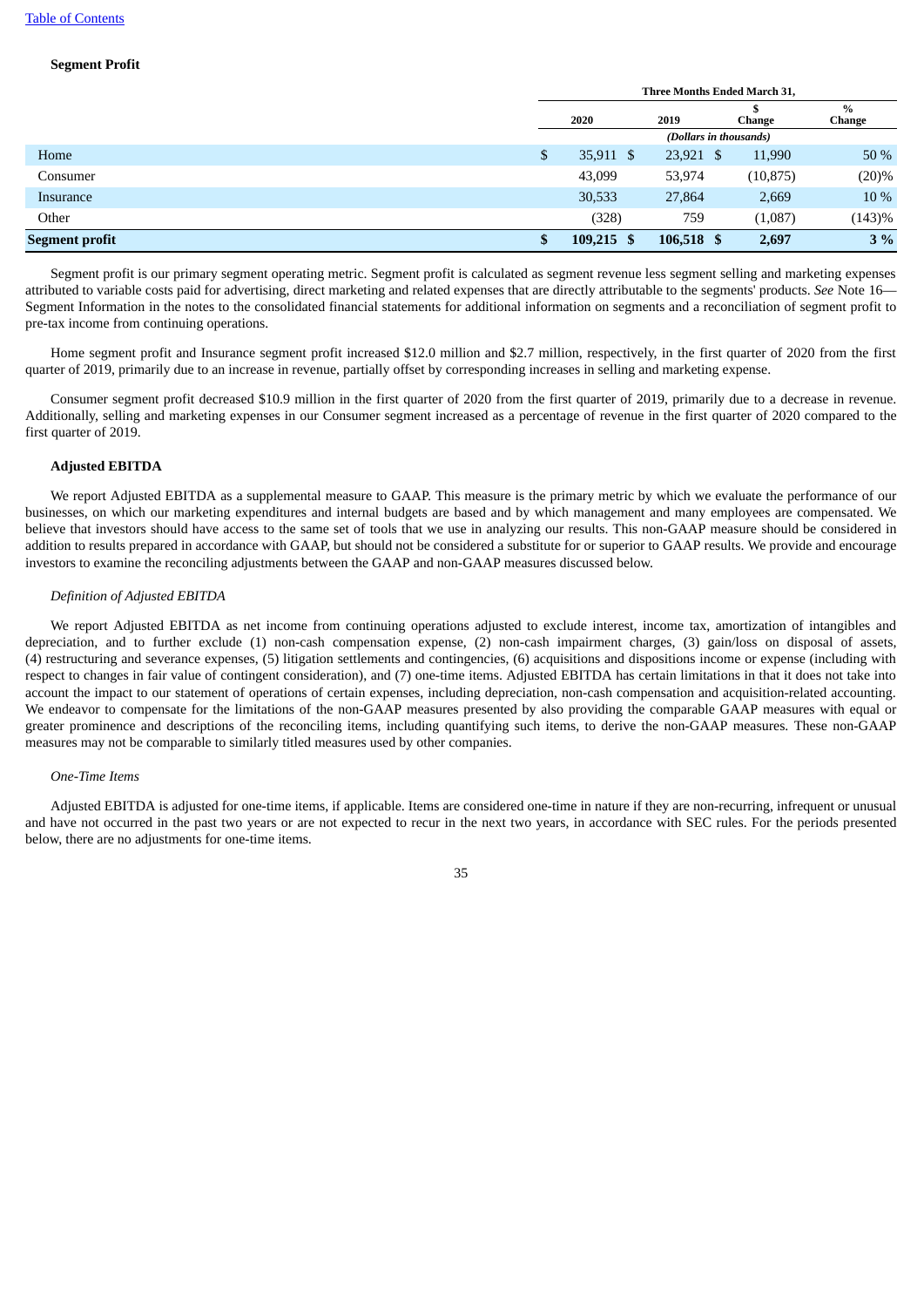[Table of Contents](#)

**Segment Profit**

| | Three Months Ended March 31, | | | |
|---|---|---|---|---|
| | 2020 | 2019 | $ Change | % Change |
| | (Dollars in thousands) | | | |
| Home | $ 35,911 | $ 23,921 | $ 11,990 | 50 % |
| Consumer | 43,099 | 53,974 | (10,875) | (20)% |
| Insurance | 30,533 | 27,864 | 2,669 | 10 % |
| Other | (328) | 759 | (1,087) | (143)% |
| **Segment profit** | **$ 109,215** | **$ 106,518** | **$ 2,697** | **3 %** |

Segment profit is our primary segment operating metric. Segment profit is calculated as segment revenue less segment selling and marketing expenses attributed to variable costs paid for advertising, direct marketing and related expenses that are directly attributable to the segments' products. *See* Note 16—Segment Information in the notes to the consolidated financial statements for additional information on segments and a reconciliation of segment profit to pre-tax income from continuing operations.

Home segment profit and Insurance segment profit increased $12.0 million and $2.7 million, respectively, in the first quarter of 2020 from the first quarter of 2019, primarily due to an increase in revenue, partially offset by corresponding increases in selling and marketing expense.

Consumer segment profit decreased $10.9 million in the first quarter of 2020 from the first quarter of 2019, primarily due to a decrease in revenue. Additionally, selling and marketing expenses in our Consumer segment increased as a percentage of revenue in the first quarter of 2020 compared to the first quarter of 2019.

**Adjusted EBITDA**

We report Adjusted EBITDA as a supplemental measure to GAAP. This measure is the primary metric by which we evaluate the performance of our businesses, on which our marketing expenditures and internal budgets are based and by which management and many employees are compensated. We believe that investors should have access to the same set of tools that we use in analyzing our results. This non-GAAP measure should be considered in addition to results prepared in accordance with GAAP, but should not be considered a substitute for or superior to GAAP results. We provide and encourage investors to examine the reconciling adjustments between the GAAP and non-GAAP measures discussed below.

*Definition of Adjusted EBITDA*

We report Adjusted EBITDA as net income from continuing operations adjusted to exclude interest, income tax, amortization of intangibles and depreciation, and to further exclude (1) non-cash compensation expense, (2) non-cash impairment charges, (3) gain/loss on disposal of assets, (4) restructuring and severance expenses, (5) litigation settlements and contingencies, (6) acquisitions and dispositions income or expense (including with respect to changes in fair value of contingent consideration), and (7) one-time items. Adjusted EBITDA has certain limitations in that it does not take into account the impact to our statement of operations of certain expenses, including depreciation, non-cash compensation and acquisition-related accounting. We endeavor to compensate for the limitations of the non-GAAP measures presented by also providing the comparable GAAP measures with equal or greater prominence and descriptions of the reconciling items, including quantifying such items, to derive the non-GAAP measures. These non-GAAP measures may not be comparable to similarly titled measures used by other companies.

*One-Time Items*

Adjusted EBITDA is adjusted for one-time items, if applicable. Items are considered one-time in nature if they are non-recurring, infrequent or unusual and have not occurred in the past two years or are not expected to recur in the next two years, in accordance with SEC rules. For the periods presented below, there are no adjustments for one-time items.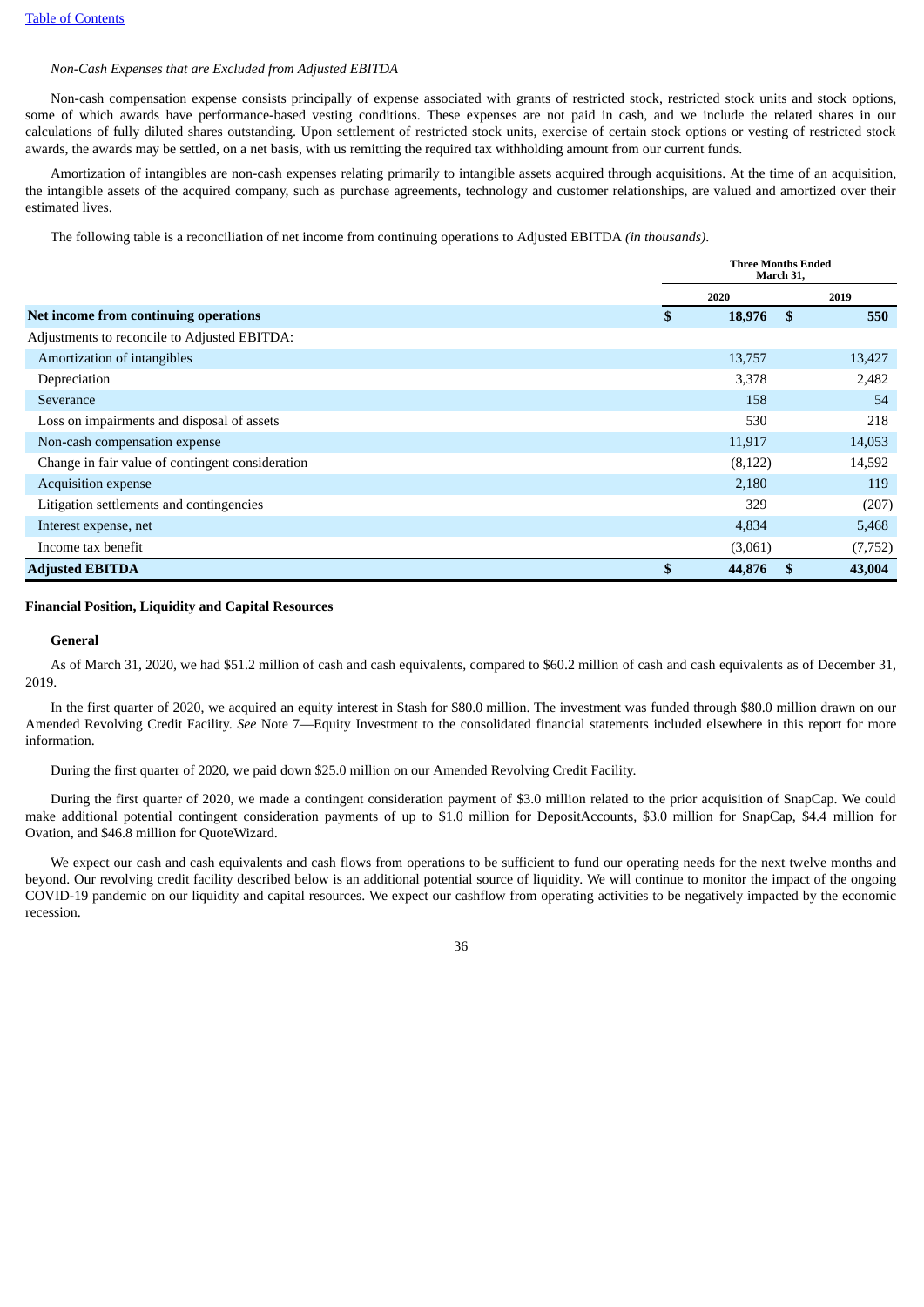*Non-Cash Expenses that are Excluded from Adjusted EBITDA*

Non-cash compensation expense consists principally of expense associated with grants of restricted stock, restricted stock units and stock options, some of which awards have performance-based vesting conditions. These expenses are not paid in cash, and we include the related shares in our calculations of fully diluted shares outstanding. Upon settlement of restricted stock units, exercise of certain stock options or vesting of restricted stock awards, the awards may be settled, on a net basis, with us remitting the required tax withholding amount from our current funds.

Amortization of intangibles are non-cash expenses relating primarily to intangible assets acquired through acquisitions. At the time of an acquisition, the intangible assets of the acquired company, such as purchase agreements, technology and customer relationships, are valued and amortized over their estimated lives.

The following table is a reconciliation of net income from continuing operations to Adjusted EBITDA *(in thousands)*.

| | Three Months Ended March 31, | |
|---|---|---|
| | 2020 | 2019 |
| **Net income from continuing operations** | **$ 18,976** | **$ 550** |
| Adjustments to reconcile to Adjusted EBITDA: | | |
| Amortization of intangibles | 13,757 | 13,427 |
| Depreciation | 3,378 | 2,482 |
| Severance | 158 | 54 |
| Loss on impairments and disposal of assets | 530 | 218 |
| Non-cash compensation expense | 11,917 | 14,053 |
| Change in fair value of contingent consideration | (8,122) | 14,592 |
| Acquisition expense | 2,180 | 119 |
| Litigation settlements and contingencies | 329 | (207) |
| Interest expense, net | 4,834 | 5,468 |
| Income tax benefit | (3,061) | (7,752) |
| **Adjusted EBITDA** | **$ 44,876** | **$ 43,004** |

**Financial Position, Liquidity and Capital Resources**

**General**

As of March 31, 2020, we had $51.2 million of cash and cash equivalents, compared to $60.2 million of cash and cash equivalents as of December 31, 2019.

In the first quarter of 2020, we acquired an equity interest in Stash for $80.0 million. The investment was funded through $80.0 million drawn on our Amended Revolving Credit Facility. *See* Note 7—Equity Investment to the consolidated financial statements included elsewhere in this report for more information.

During the first quarter of 2020, we paid down $25.0 million on our Amended Revolving Credit Facility.

During the first quarter of 2020, we made a contingent consideration payment of $3.0 million related to the prior acquisition of SnapCap. We could make additional potential contingent consideration payments of up to $1.0 million for DepositAccounts, $3.0 million for SnapCap, $4.4 million for Ovation, and $46.8 million for QuoteWizard.

We expect our cash and cash equivalents and cash flows from operations to be sufficient to fund our operating needs for the next twelve months and beyond. Our revolving credit facility described below is an additional potential source of liquidity. We will continue to monitor the impact of the ongoing COVID-19 pandemic on our liquidity and capital resources. We expect our cashflow from operating activities to be negatively impacted by the economic recession.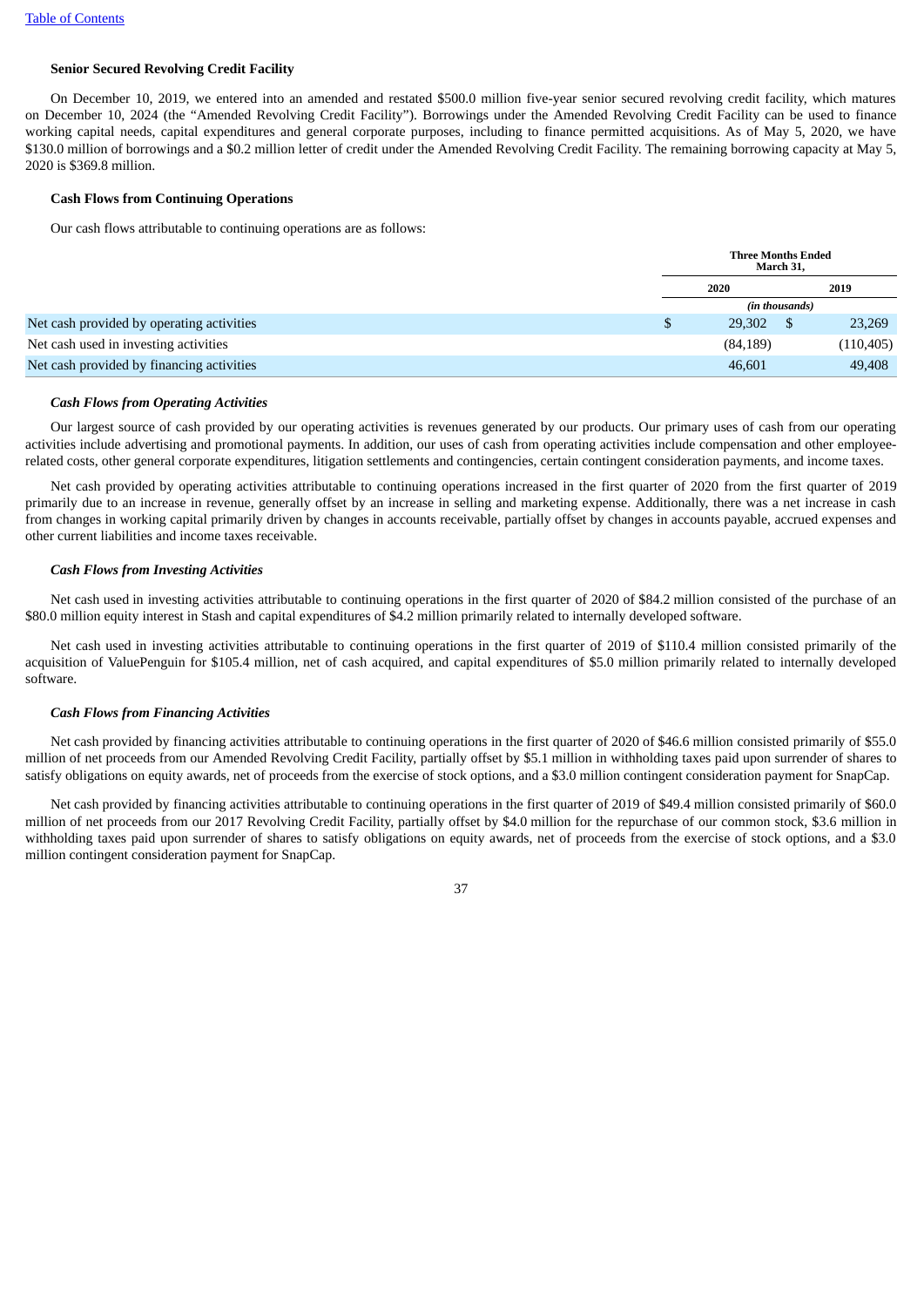### Senior Secured Revolving Credit Facility

On December 10, 2019, we entered into an amended and restated $500.0 million five-year senior secured revolving credit facility, which matures on December 10, 2024 (the "Amended Revolving Credit Facility"). Borrowings under the Amended Revolving Credit Facility can be used to finance working capital needs, capital expenditures and general corporate purposes, including to finance permitted acquisitions. As of May 5, 2020, we have $130.0 million of borrowings and a $0.2 million letter of credit under the Amended Revolving Credit Facility. The remaining borrowing capacity at May 5, 2020 is $369.8 million.

### Cash Flows from Continuing Operations

Our cash flows attributable to continuing operations are as follows:

| | Three Months Ended March 31, | |
|---|---|---|
| | 2020 | 2019 |
| | (in thousands) | |
| Net cash provided by operating activities | $ 29,302 | $ 23,269 |
| Net cash used in investing activities | (84,189) | (110,405) |
| Net cash provided by financing activities | 46,601 | 49,408 |

#### *Cash Flows from Operating Activities*

Our largest source of cash provided by our operating activities is revenues generated by our products. Our primary uses of cash from our operating activities include advertising and promotional payments. In addition, our uses of cash from operating activities include compensation and other employee-related costs, other general corporate expenditures, litigation settlements and contingencies, certain contingent consideration payments, and income taxes.

Net cash provided by operating activities attributable to continuing operations increased in the first quarter of 2020 from the first quarter of 2019 primarily due to an increase in revenue, generally offset by an increase in selling and marketing expense. Additionally, there was a net increase in cash from changes in working capital primarily driven by changes in accounts receivable, partially offset by changes in accounts payable, accrued expenses and other current liabilities and income taxes receivable.

#### *Cash Flows from Investing Activities*

Net cash used in investing activities attributable to continuing operations in the first quarter of 2020 of $84.2 million consisted of the purchase of an $80.0 million equity interest in Stash and capital expenditures of $4.2 million primarily related to internally developed software.

Net cash used in investing activities attributable to continuing operations in the first quarter of 2019 of $110.4 million consisted primarily of the acquisition of ValuePenguin for $105.4 million, net of cash acquired, and capital expenditures of $5.0 million primarily related to internally developed software.

#### *Cash Flows from Financing Activities*

Net cash provided by financing activities attributable to continuing operations in the first quarter of 2020 of $46.6 million consisted primarily of $55.0 million of net proceeds from our Amended Revolving Credit Facility, partially offset by $5.1 million in withholding taxes paid upon surrender of shares to satisfy obligations on equity awards, net of proceeds from the exercise of stock options, and a $3.0 million contingent consideration payment for SnapCap.

Net cash provided by financing activities attributable to continuing operations in the first quarter of 2019 of $49.4 million consisted primarily of $60.0 million of net proceeds from our 2017 Revolving Credit Facility, partially offset by $4.0 million for the repurchase of our common stock, $3.6 million in withholding taxes paid upon surrender of shares to satisfy obligations on equity awards, net of proceeds from the exercise of stock options, and a $3.0 million contingent consideration payment for SnapCap.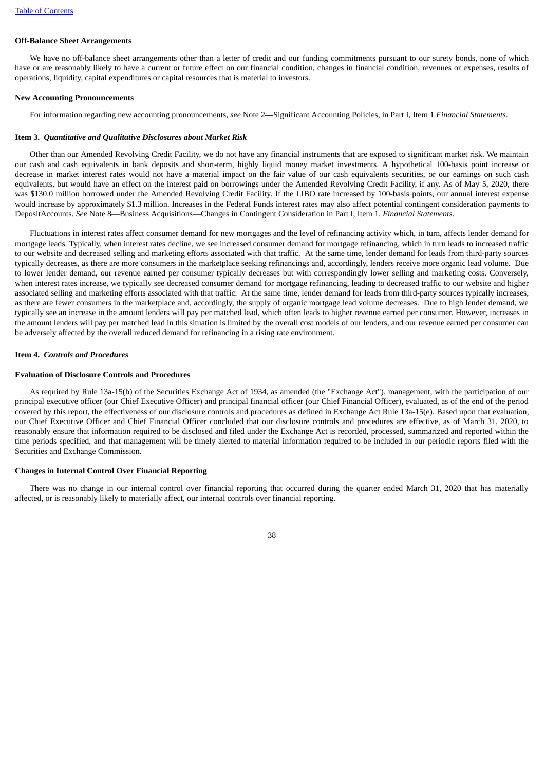**Off-Balance Sheet Arrangements**

We have no off-balance sheet arrangements other than a letter of credit and our funding commitments pursuant to our surety bonds, none of which have or are reasonably likely to have a current or future effect on our financial condition, changes in financial condition, revenues or expenses, results of operations, liquidity, capital expenditures or capital resources that is material to investors.

**New Accounting Pronouncements**

For information regarding new accounting pronouncements, *see* Note 2—Significant Accounting Policies, in Part I, Item 1 *Financial Statements*.

**Item 3.** ***Quantitative and Qualitative Disclosures about Market Risk***

Other than our Amended Revolving Credit Facility, we do not have any financial instruments that are exposed to significant market risk. We maintain our cash and cash equivalents in bank deposits and short-term, highly liquid money market investments. A hypothetical 100-basis point increase or decrease in market interest rates would not have a material impact on the fair value of our cash equivalents securities, or our earnings on such cash equivalents, but would have an effect on the interest paid on borrowings under the Amended Revolving Credit Facility, if any. As of May 5, 2020, there was $130.0 million borrowed under the Amended Revolving Credit Facility. If the LIBO rate increased by 100-basis points, our annual interest expense would increase by approximately $1.3 million. Increases in the Federal Funds interest rates may also affect potential contingent consideration payments to DepositAccounts. *See* Note 8—Business Acquisitions—Changes in Contingent Consideration in Part I, Item 1. *Financial Statements*.

Fluctuations in interest rates affect consumer demand for new mortgages and the level of refinancing activity which, in turn, affects lender demand for mortgage leads. Typically, when interest rates decline, we see increased consumer demand for mortgage refinancing, which in turn leads to increased traffic to our website and decreased selling and marketing efforts associated with that traffic. At the same time, lender demand for leads from third-party sources typically decreases, as there are more consumers in the marketplace seeking refinancings and, accordingly, lenders receive more organic lead volume. Due to lower lender demand, our revenue earned per consumer typically decreases but with correspondingly lower selling and marketing costs. Conversely, when interest rates increase, we typically see decreased consumer demand for mortgage refinancing, leading to decreased traffic to our website and higher associated selling and marketing efforts associated with that traffic. At the same time, lender demand for leads from third-party sources typically increases, as there are fewer consumers in the marketplace and, accordingly, the supply of organic mortgage lead volume decreases. Due to high lender demand, we typically see an increase in the amount lenders will pay per matched lead, which often leads to higher revenue earned per consumer. However, increases in the amount lenders will pay per matched lead in this situation is limited by the overall cost models of our lenders, and our revenue earned per consumer can be adversely affected by the overall reduced demand for refinancing in a rising rate environment.

**Item 4.** ***Controls and Procedures***

**Evaluation of Disclosure Controls and Procedures**

As required by Rule 13a-15(b) of the Securities Exchange Act of 1934, as amended (the "Exchange Act"), management, with the participation of our principal executive officer (our Chief Executive Officer) and principal financial officer (our Chief Financial Officer), evaluated, as of the end of the period covered by this report, the effectiveness of our disclosure controls and procedures as defined in Exchange Act Rule 13a-15(e). Based upon that evaluation, our Chief Executive Officer and Chief Financial Officer concluded that our disclosure controls and procedures are effective, as of March 31, 2020, to reasonably ensure that information required to be disclosed and filed under the Exchange Act is recorded, processed, summarized and reported within the time periods specified, and that management will be timely alerted to material information required to be included in our periodic reports filed with the Securities and Exchange Commission.

**Changes in Internal Control Over Financial Reporting**

There was no change in our internal control over financial reporting that occurred during the quarter ended March 31, 2020 that has materially affected, or is reasonably likely to materially affect, our internal controls over financial reporting.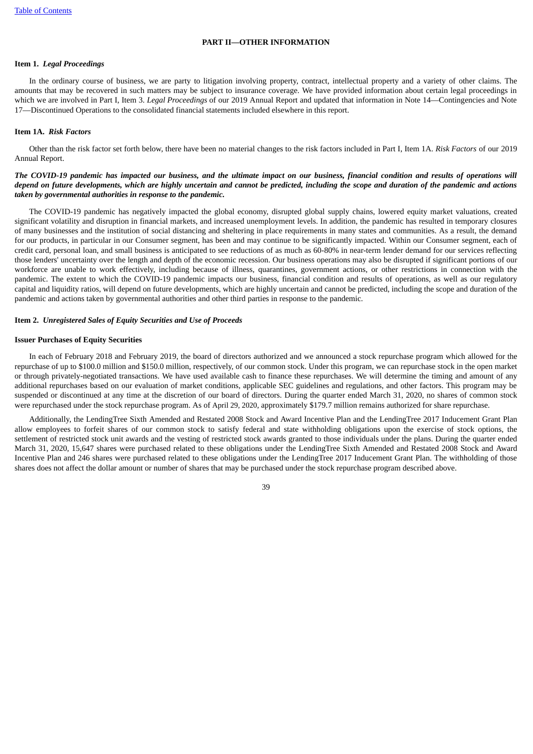## PART II—OTHER INFORMATION

### Item 1. *Legal Proceedings*

In the ordinary course of business, we are party to litigation involving property, contract, intellectual property and a variety of other claims. The amounts that may be recovered in such matters may be subject to insurance coverage. We have provided information about certain legal proceedings in which we are involved in Part I, Item 3. *Legal Proceedings* of our 2019 Annual Report and updated that information in Note 14—Contingencies and Note 17—Discontinued Operations to the consolidated financial statements included elsewhere in this report.

### Item 1A. *Risk Factors*

Other than the risk factor set forth below, there have been no material changes to the risk factors included in Part I, Item 1A. *Risk Factors* of our 2019 Annual Report.

***The COVID-19 pandemic has impacted our business, and the ultimate impact on our business, financial condition and results of operations will depend on future developments, which are highly uncertain and cannot be predicted, including the scope and duration of the pandemic and actions taken by governmental authorities in response to the pandemic.***

The COVID-19 pandemic has negatively impacted the global economy, disrupted global supply chains, lowered equity market valuations, created significant volatility and disruption in financial markets, and increased unemployment levels. In addition, the pandemic has resulted in temporary closures of many businesses and the institution of social distancing and sheltering in place requirements in many states and communities. As a result, the demand for our products, in particular in our Consumer segment, has been and may continue to be significantly impacted. Within our Consumer segment, each of credit card, personal loan, and small business is anticipated to see reductions of as much as 60-80% in near-term lender demand for our services reflecting those lenders' uncertainty over the length and depth of the economic recession. Our business operations may also be disrupted if significant portions of our workforce are unable to work effectively, including because of illness, quarantines, government actions, or other restrictions in connection with the pandemic. The extent to which the COVID-19 pandemic impacts our business, financial condition and results of operations, as well as our regulatory capital and liquidity ratios, will depend on future developments, which are highly uncertain and cannot be predicted, including the scope and duration of the pandemic and actions taken by governmental authorities and other third parties in response to the pandemic.

### Item 2. *Unregistered Sales of Equity Securities and Use of Proceeds*

**Issuer Purchases of Equity Securities**

In each of February 2018 and February 2019, the board of directors authorized and we announced a stock repurchase program which allowed for the repurchase of up to $100.0 million and $150.0 million, respectively, of our common stock. Under this program, we can repurchase stock in the open market or through privately-negotiated transactions. We have used available cash to finance these repurchases. We will determine the timing and amount of any additional repurchases based on our evaluation of market conditions, applicable SEC guidelines and regulations, and other factors. This program may be suspended or discontinued at any time at the discretion of our board of directors. During the quarter ended March 31, 2020, no shares of common stock were repurchased under the stock repurchase program. As of April 29, 2020, approximately $179.7 million remains authorized for share repurchase.

Additionally, the LendingTree Sixth Amended and Restated 2008 Stock and Award Incentive Plan and the LendingTree 2017 Inducement Grant Plan allow employees to forfeit shares of our common stock to satisfy federal and state withholding obligations upon the exercise of stock options, the settlement of restricted stock unit awards and the vesting of restricted stock awards granted to those individuals under the plans. During the quarter ended March 31, 2020, 15,647 shares were purchased related to these obligations under the LendingTree Sixth Amended and Restated 2008 Stock and Award Incentive Plan and 246 shares were purchased related to these obligations under the LendingTree 2017 Inducement Grant Plan. The withholding of those shares does not affect the dollar amount or number of shares that may be purchased under the stock repurchase program described above.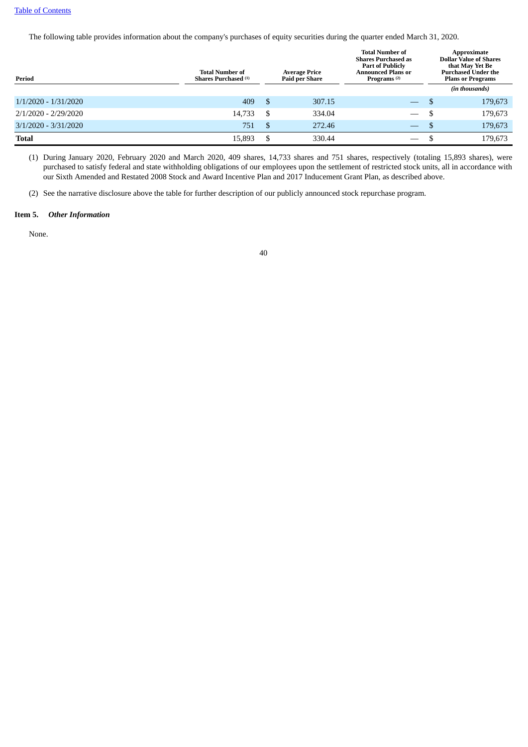The following table provides information about the company's purchases of equity securities during the quarter ended March 31, 2020.

| Period | Total Number of Shares Purchased (1) | Average Price Paid per Share | Total Number of Shares Purchased as Part of Publicly Announced Plans or Programs (2) | Approximate Dollar Value of Shares that May Yet Be Purchased Under the Plans or Programs |
|---|---|---|---|---|
| | | | | *(in thousands)* |
| 1/1/2020 - 1/31/2020 | 409 | $ 307.15 | — | $ 179,673 |
| 2/1/2020 - 2/29/2020 | 14,733 | $ 334.04 | — | $ 179,673 |
| 3/1/2020 - 3/31/2020 | 751 | $ 272.46 | — | $ 179,673 |
| **Total** | 15,893 | $ 330.44 | — | $ 179,673 |

(1) During January 2020, February 2020 and March 2020, 409 shares, 14,733 shares and 751 shares, respectively (totaling 15,893 shares), were purchased to satisfy federal and state withholding obligations of our employees upon the settlement of restricted stock units, all in accordance with our Sixth Amended and Restated 2008 Stock and Award Incentive Plan and 2017 Inducement Grant Plan, as described above.

(2) See the narrative disclosure above the table for further description of our publicly announced stock repurchase program.

### Item 5. *Other Information*

None.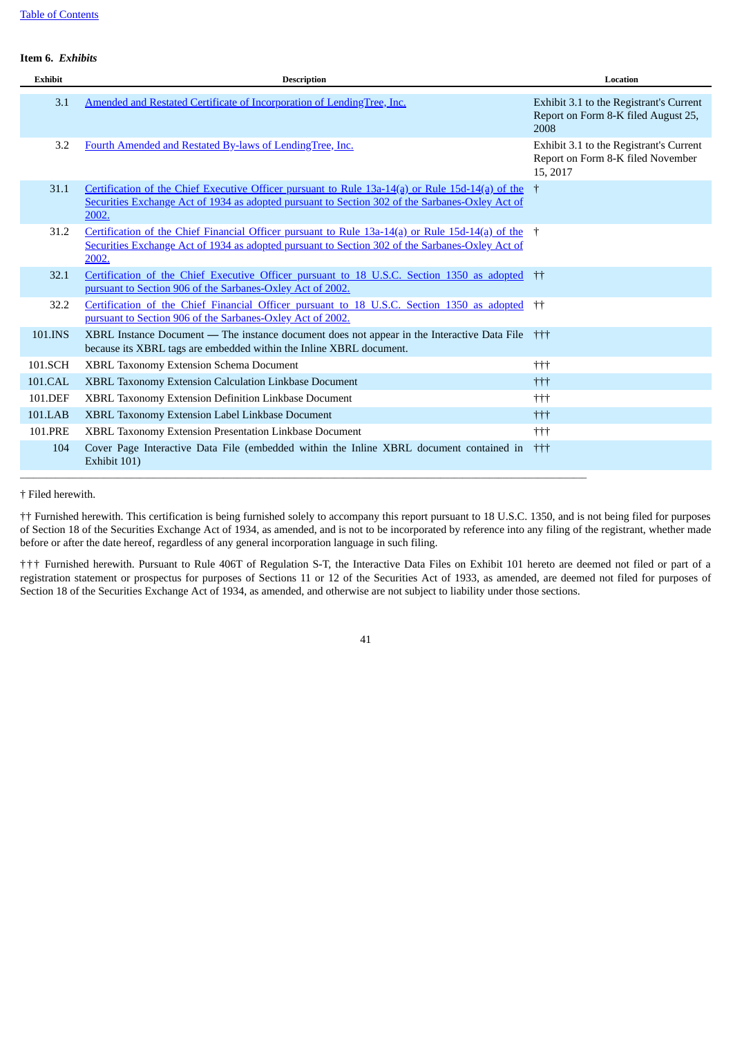[Table of Contents](#)

**Item 6.** ***Exhibits***

| Exhibit | Description | Location |
| --- | --- | --- |
| 3.1 | [Amended and Restated Certificate of Incorporation of LendingTree, Inc.]() | Exhibit 3.1 to the Registrant's Current Report on Form 8-K filed August 25, 2008 |
| 3.2 | [Fourth Amended and Restated By-laws of LendingTree, Inc.]() | Exhibit 3.1 to the Registrant's Current Report on Form 8-K filed November 15, 2017 |
| 31.1 | [Certification of the Chief Executive Officer pursuant to Rule 13a-14(a) or Rule 15d-14(a) of the Securities Exchange Act of 1934 as adopted pursuant to Section 302 of the Sarbanes-Oxley Act of 2002.]() | † |
| 31.2 | [Certification of the Chief Financial Officer pursuant to Rule 13a-14(a) or Rule 15d-14(a) of the Securities Exchange Act of 1934 as adopted pursuant to Section 302 of the Sarbanes-Oxley Act of 2002.]() | † |
| 32.1 | [Certification of the Chief Executive Officer pursuant to 18 U.S.C. Section 1350 as adopted pursuant to Section 906 of the Sarbanes-Oxley Act of 2002.]() | †† |
| 32.2 | [Certification of the Chief Financial Officer pursuant to 18 U.S.C. Section 1350 as adopted pursuant to Section 906 of the Sarbanes-Oxley Act of 2002.]() | †† |
| 101.INS | XBRL Instance Document — The instance document does not appear in the Interactive Data File because its XBRL tags are embedded within the Inline XBRL document. | ††† |
| 101.SCH | XBRL Taxonomy Extension Schema Document | ††† |
| 101.CAL | XBRL Taxonomy Extension Calculation Linkbase Document | ††† |
| 101.DEF | XBRL Taxonomy Extension Definition Linkbase Document | ††† |
| 101.LAB | XBRL Taxonomy Extension Label Linkbase Document | ††† |
| 101.PRE | XBRL Taxonomy Extension Presentation Linkbase Document | ††† |
| 104 | Cover Page Interactive Data File (embedded within the Inline XBRL document contained in Exhibit 101) | ††† |

† Filed herewith.

†† Furnished herewith. This certification is being furnished solely to accompany this report pursuant to 18 U.S.C. 1350, and is not being filed for purposes of Section 18 of the Securities Exchange Act of 1934, as amended, and is not to be incorporated by reference into any filing of the registrant, whether made before or after the date hereof, regardless of any general incorporation language in such filing.

††† Furnished herewith. Pursuant to Rule 406T of Regulation S-T, the Interactive Data Files on Exhibit 101 hereto are deemed not filed or part of a registration statement or prospectus for purposes of Sections 11 or 12 of the Securities Act of 1933, as amended, are deemed not filed for purposes of Section 18 of the Securities Exchange Act of 1934, as amended, and otherwise are not subject to liability under those sections.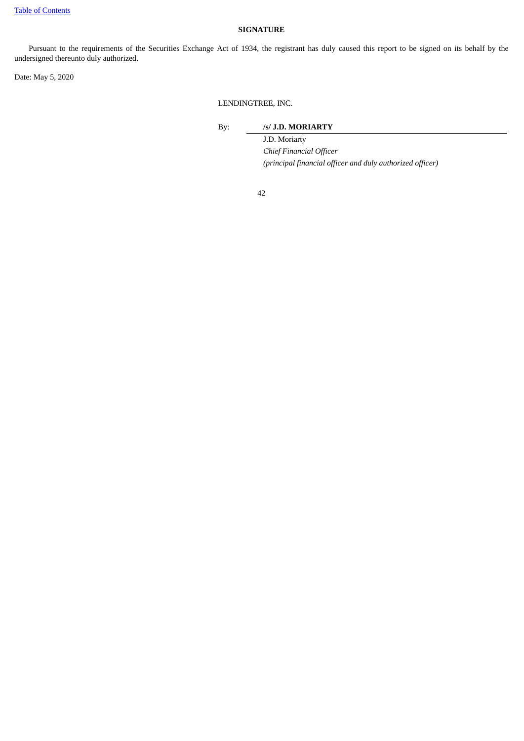## SIGNATURE

Pursuant to the requirements of the Securities Exchange Act of 1934, the registrant has duly caused this report to be signed on its behalf by the undersigned thereunto duly authorized.

Date: May 5, 2020

LENDINGTREE, INC.

By: **/s/ J.D. MORIARTY**

J.D. Moriarty

*Chief Financial Officer*

*(principal financial officer and duly authorized officer)*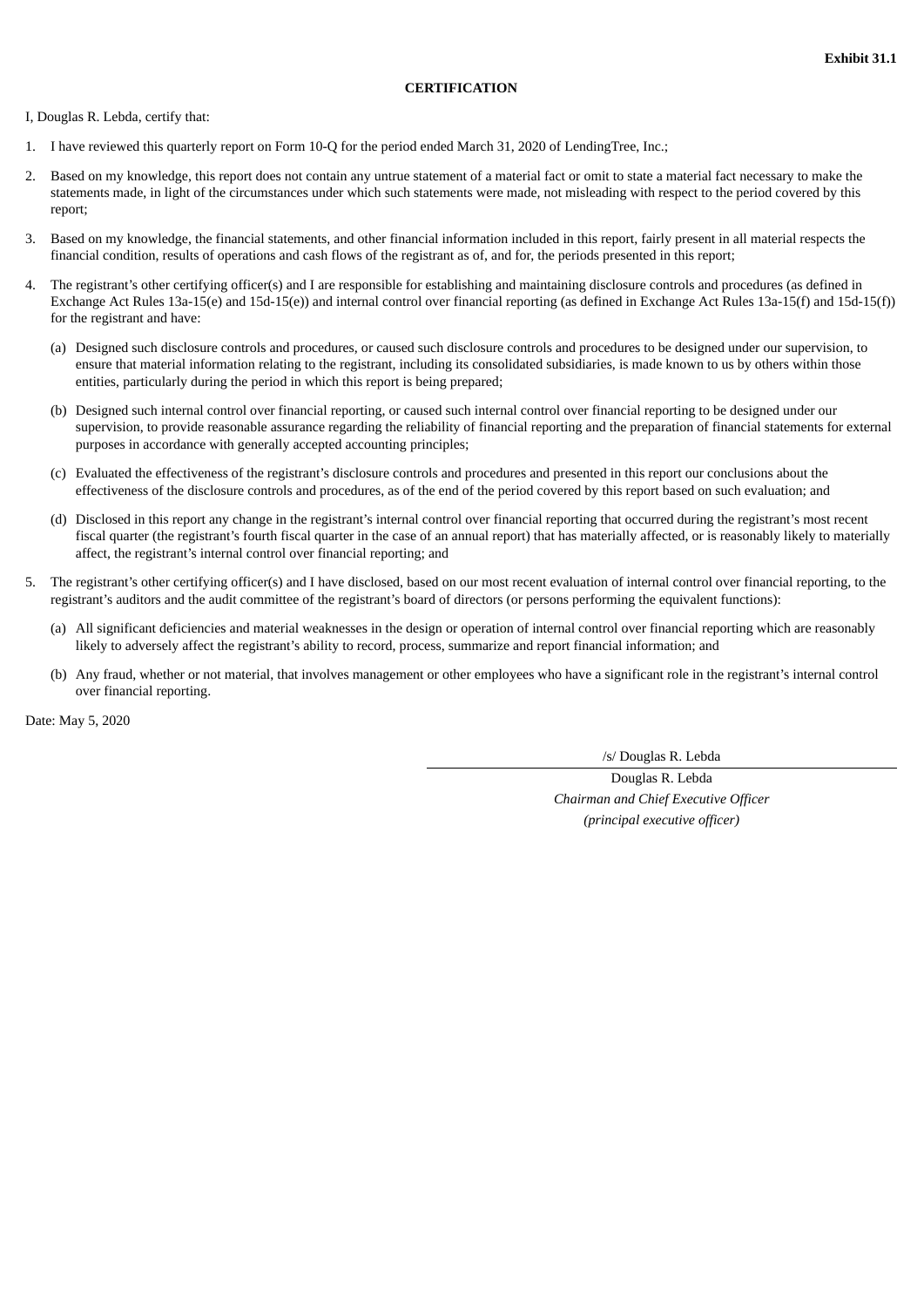**Exhibit 31.1**

**CERTIFICATION**

I, Douglas R. Lebda, certify that:

1. I have reviewed this quarterly report on Form 10-Q for the period ended March 31, 2020 of LendingTree, Inc.;

2. Based on my knowledge, this report does not contain any untrue statement of a material fact or omit to state a material fact necessary to make the statements made, in light of the circumstances under which such statements were made, not misleading with respect to the period covered by this report;

3. Based on my knowledge, the financial statements, and other financial information included in this report, fairly present in all material respects the financial condition, results of operations and cash flows of the registrant as of, and for, the periods presented in this report;

4. The registrant's other certifying officer(s) and I are responsible for establishing and maintaining disclosure controls and procedures (as defined in Exchange Act Rules 13a-15(e) and 15d-15(e)) and internal control over financial reporting (as defined in Exchange Act Rules 13a-15(f) and 15d-15(f)) for the registrant and have:

   (a) Designed such disclosure controls and procedures, or caused such disclosure controls and procedures to be designed under our supervision, to ensure that material information relating to the registrant, including its consolidated subsidiaries, is made known to us by others within those entities, particularly during the period in which this report is being prepared;

   (b) Designed such internal control over financial reporting, or caused such internal control over financial reporting to be designed under our supervision, to provide reasonable assurance regarding the reliability of financial reporting and the preparation of financial statements for external purposes in accordance with generally accepted accounting principles;

   (c) Evaluated the effectiveness of the registrant's disclosure controls and procedures and presented in this report our conclusions about the effectiveness of the disclosure controls and procedures, as of the end of the period covered by this report based on such evaluation; and

   (d) Disclosed in this report any change in the registrant's internal control over financial reporting that occurred during the registrant's most recent fiscal quarter (the registrant's fourth fiscal quarter in the case of an annual report) that has materially affected, or is reasonably likely to materially affect, the registrant's internal control over financial reporting; and

5. The registrant's other certifying officer(s) and I have disclosed, based on our most recent evaluation of internal control over financial reporting, to the registrant's auditors and the audit committee of the registrant's board of directors (or persons performing the equivalent functions):

   (a) All significant deficiencies and material weaknesses in the design or operation of internal control over financial reporting which are reasonably likely to adversely affect the registrant's ability to record, process, summarize and report financial information; and

   (b) Any fraud, whether or not material, that involves management or other employees who have a significant role in the registrant's internal control over financial reporting.

Date: May 5, 2020

/s/ Douglas R. Lebda

Douglas R. Lebda
*Chairman and Chief Executive Officer*
*(principal executive officer)*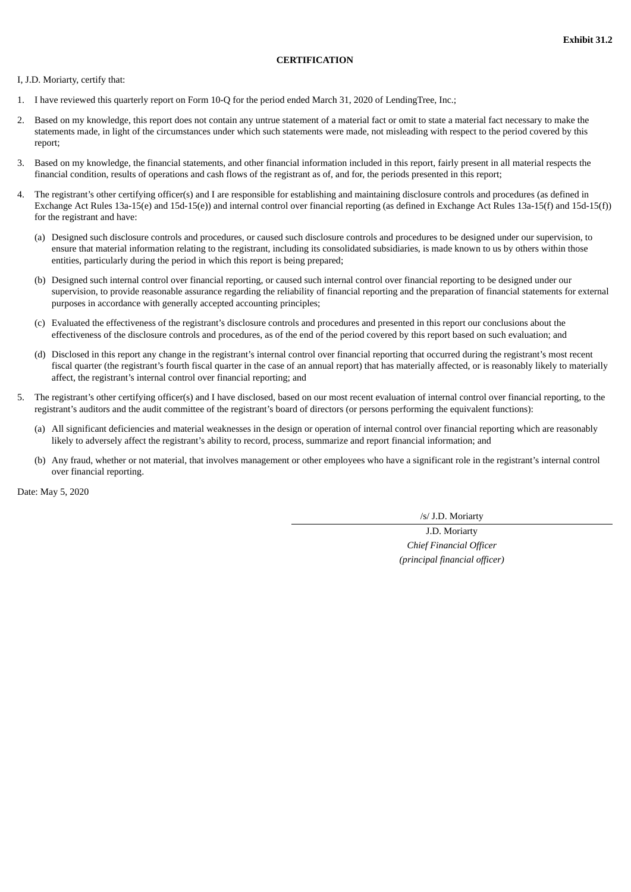**Exhibit 31.2**

**CERTIFICATION**

I, J.D. Moriarty, certify that:

1. I have reviewed this quarterly report on Form 10-Q for the period ended March 31, 2020 of LendingTree, Inc.;

2. Based on my knowledge, this report does not contain any untrue statement of a material fact or omit to state a material fact necessary to make the statements made, in light of the circumstances under which such statements were made, not misleading with respect to the period covered by this report;

3. Based on my knowledge, the financial statements, and other financial information included in this report, fairly present in all material respects the financial condition, results of operations and cash flows of the registrant as of, and for, the periods presented in this report;

4. The registrant's other certifying officer(s) and I are responsible for establishing and maintaining disclosure controls and procedures (as defined in Exchange Act Rules 13a-15(e) and 15d-15(e)) and internal control over financial reporting (as defined in Exchange Act Rules 13a-15(f) and 15d-15(f)) for the registrant and have:

   (a) Designed such disclosure controls and procedures, or caused such disclosure controls and procedures to be designed under our supervision, to ensure that material information relating to the registrant, including its consolidated subsidiaries, is made known to us by others within those entities, particularly during the period in which this report is being prepared;

   (b) Designed such internal control over financial reporting, or caused such internal control over financial reporting to be designed under our supervision, to provide reasonable assurance regarding the reliability of financial reporting and the preparation of financial statements for external purposes in accordance with generally accepted accounting principles;

   (c) Evaluated the effectiveness of the registrant's disclosure controls and procedures and presented in this report our conclusions about the effectiveness of the disclosure controls and procedures, as of the end of the period covered by this report based on such evaluation; and

   (d) Disclosed in this report any change in the registrant's internal control over financial reporting that occurred during the registrant's most recent fiscal quarter (the registrant's fourth fiscal quarter in the case of an annual report) that has materially affected, or is reasonably likely to materially affect, the registrant's internal control over financial reporting; and

5. The registrant's other certifying officer(s) and I have disclosed, based on our most recent evaluation of internal control over financial reporting, to the registrant's auditors and the audit committee of the registrant's board of directors (or persons performing the equivalent functions):

   (a) All significant deficiencies and material weaknesses in the design or operation of internal control over financial reporting which are reasonably likely to adversely affect the registrant's ability to record, process, summarize and report financial information; and

   (b) Any fraud, whether or not material, that involves management or other employees who have a significant role in the registrant's internal control over financial reporting.

Date: May 5, 2020

/s/ J.D. Moriarty

J.D. Moriarty
*Chief Financial Officer*
*(principal financial officer)*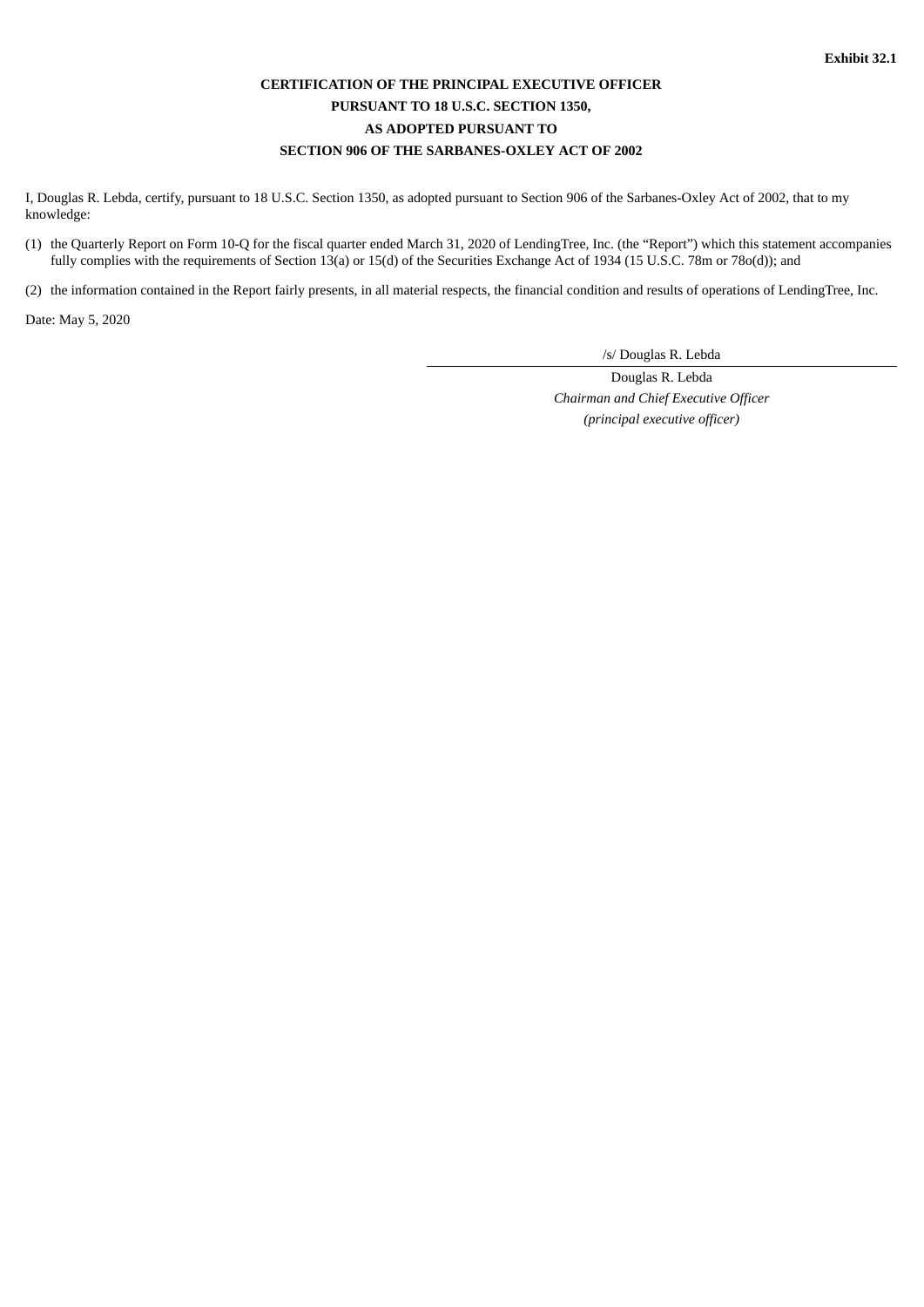**Exhibit 32.1**

**CERTIFICATION OF THE PRINCIPAL EXECUTIVE OFFICER**
**PURSUANT TO 18 U.S.C. SECTION 1350,**
**AS ADOPTED PURSUANT TO**
**SECTION 906 OF THE SARBANES-OXLEY ACT OF 2002**

I, Douglas R. Lebda, certify, pursuant to 18 U.S.C. Section 1350, as adopted pursuant to Section 906 of the Sarbanes-Oxley Act of 2002, that to my knowledge:

(1) the Quarterly Report on Form 10-Q for the fiscal quarter ended March 31, 2020 of LendingTree, Inc. (the “Report”) which this statement accompanies fully complies with the requirements of Section 13(a) or 15(d) of the Securities Exchange Act of 1934 (15 U.S.C. 78m or 78o(d)); and

(2) the information contained in the Report fairly presents, in all material respects, the financial condition and results of operations of LendingTree, Inc.

Date: May 5, 2020

/s/ Douglas R. Lebda

Douglas R. Lebda
*Chairman and Chief Executive Officer*
*(principal executive officer)*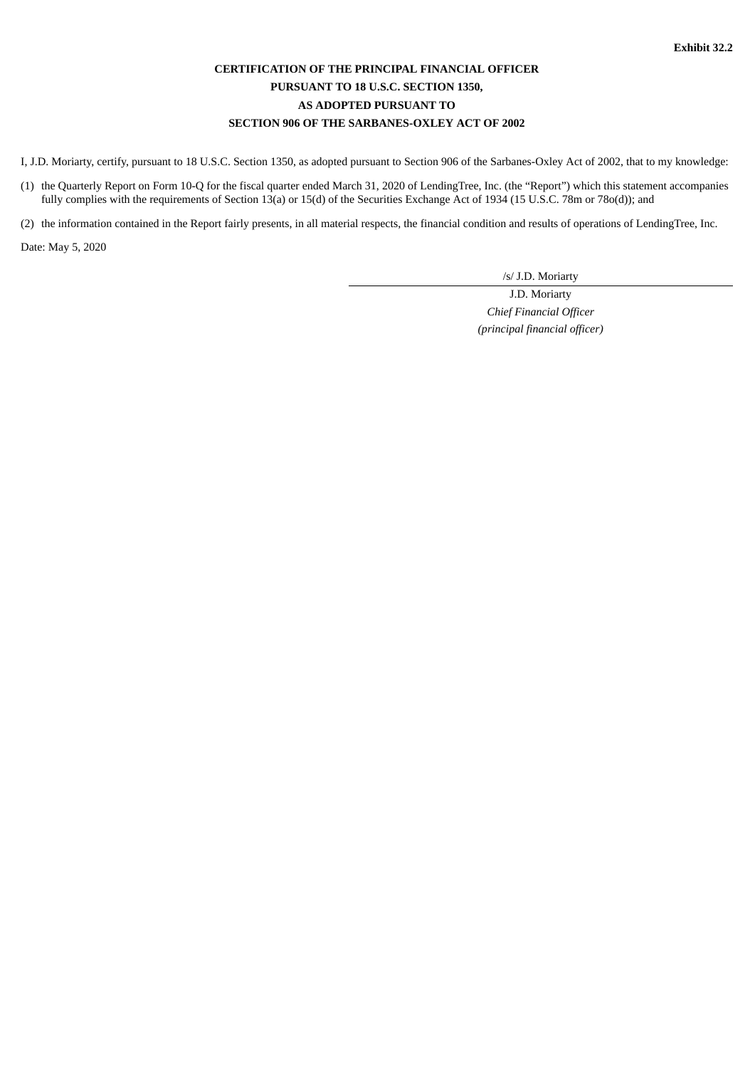**Exhibit 32.2**

**CERTIFICATION OF THE PRINCIPAL FINANCIAL OFFICER**
**PURSUANT TO 18 U.S.C. SECTION 1350,**
**AS ADOPTED PURSUANT TO**
**SECTION 906 OF THE SARBANES-OXLEY ACT OF 2002**

I, J.D. Moriarty, certify, pursuant to 18 U.S.C. Section 1350, as adopted pursuant to Section 906 of the Sarbanes-Oxley Act of 2002, that to my knowledge:

(1) the Quarterly Report on Form 10-Q for the fiscal quarter ended March 31, 2020 of LendingTree, Inc. (the "Report") which this statement accompanies fully complies with the requirements of Section 13(a) or 15(d) of the Securities Exchange Act of 1934 (15 U.S.C. 78m or 78o(d)); and

(2) the information contained in the Report fairly presents, in all material respects, the financial condition and results of operations of LendingTree, Inc.

Date: May 5, 2020

/s/ J.D. Moriarty

J.D. Moriarty
*Chief Financial Officer*
*(principal financial officer)*